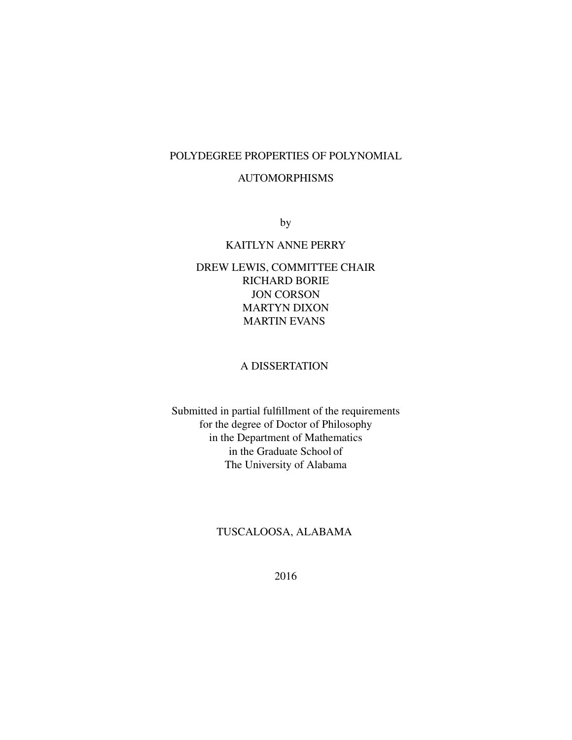# POLYDEGREE PROPERTIES OF POLYNOMIAL AUTOMORPHISMS

by

KAITLYN ANNE PERRY

DREW LEWIS, COMMITTEE CHAIR
RICHARD BORIE
JON CORSON
MARTYN DIXON
MARTIN EVANS

A DISSERTATION

Submitted in partial fulfillment of the requirements
for the degree of Doctor of Philosophy
in the Department of Mathematics
in the Graduate School of
The University of Alabama

TUSCALOOSA, ALABAMA

2016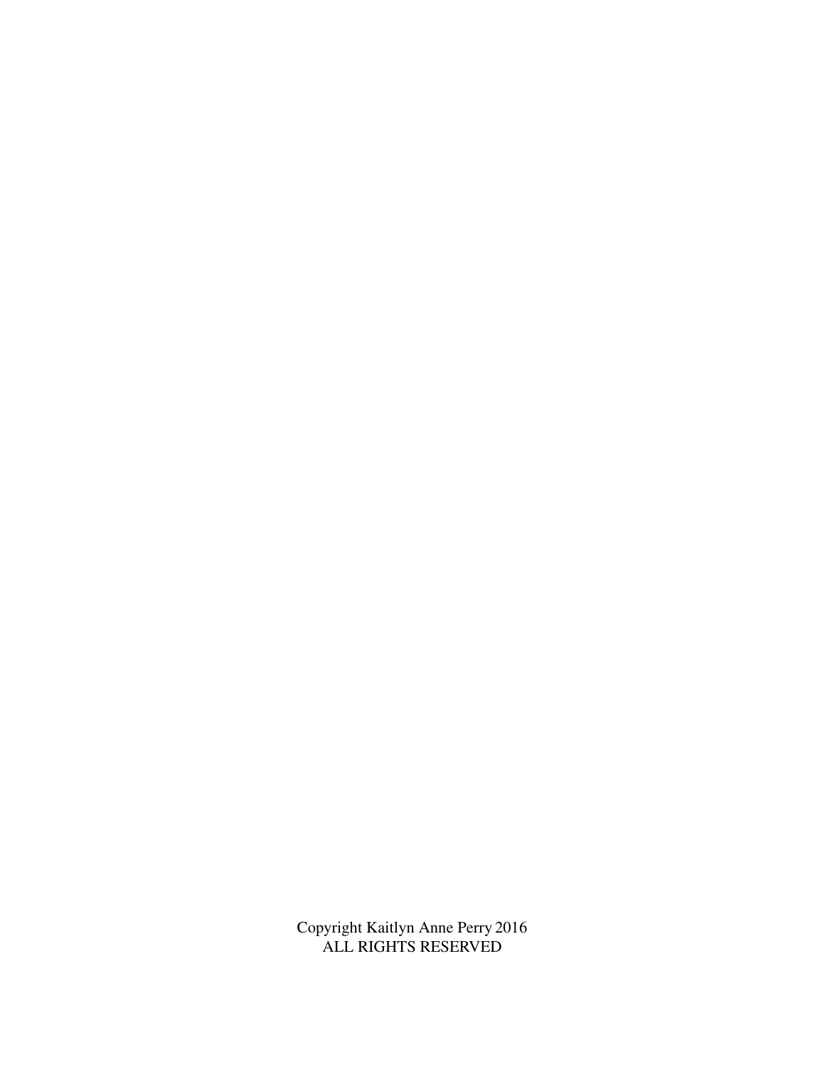Copyright Kaitlyn Anne Perry 2016
ALL RIGHTS RESERVED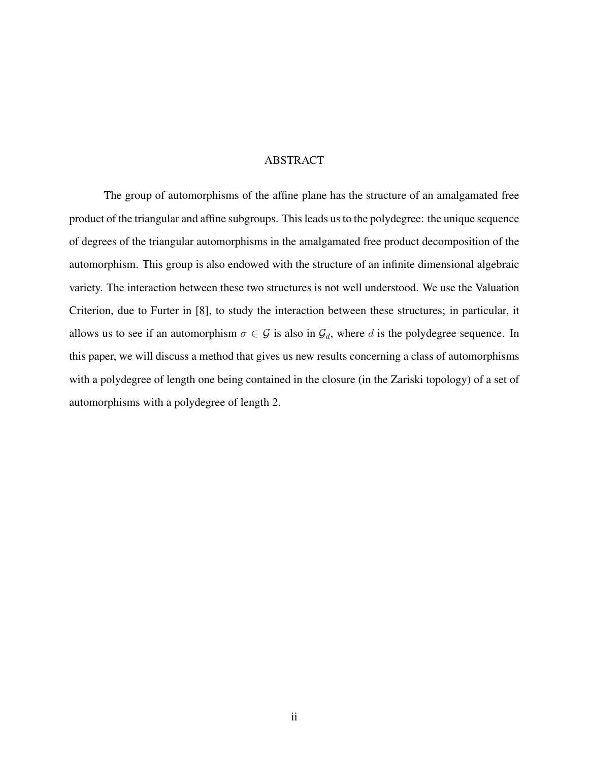## ABSTRACT

The group of automorphisms of the affine plane has the structure of an amalgamated free product of the triangular and affine subgroups. This leads us to the polydegree: the unique sequence of degrees of the triangular automorphisms in the amalgamated free product decomposition of the automorphism. This group is also endowed with the structure of an infinite dimensional algebraic variety. The interaction between these two structures is not well understood. We use the Valuation Criterion, due to Furter in [8], to study the interaction between these structures; in particular, it allows us to see if an automorphism $\sigma \in \mathcal{G}$ is also in $\overline{\mathcal{G}_d}$, where $d$ is the polydegree sequence. In this paper, we will discuss a method that gives us new results concerning a class of automorphisms with a polydegree of length one being contained in the closure (in the Zariski topology) of a set of automorphisms with a polydegree of length 2.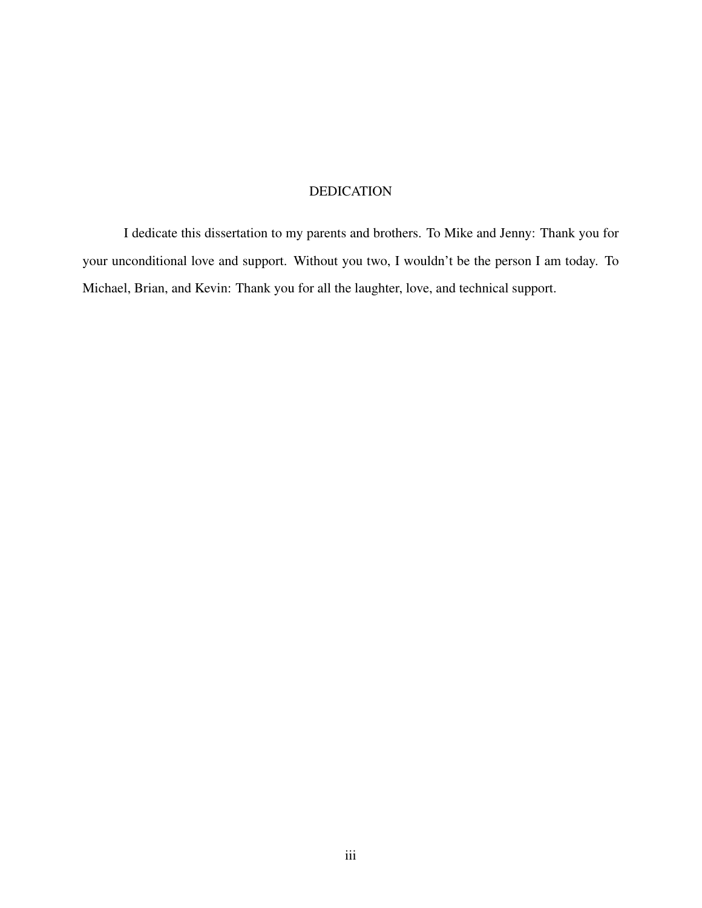## DEDICATION

I dedicate this dissertation to my parents and brothers. To Mike and Jenny: Thank you for your unconditional love and support. Without you two, I wouldn't be the person I am today. To Michael, Brian, and Kevin: Thank you for all the laughter, love, and technical support.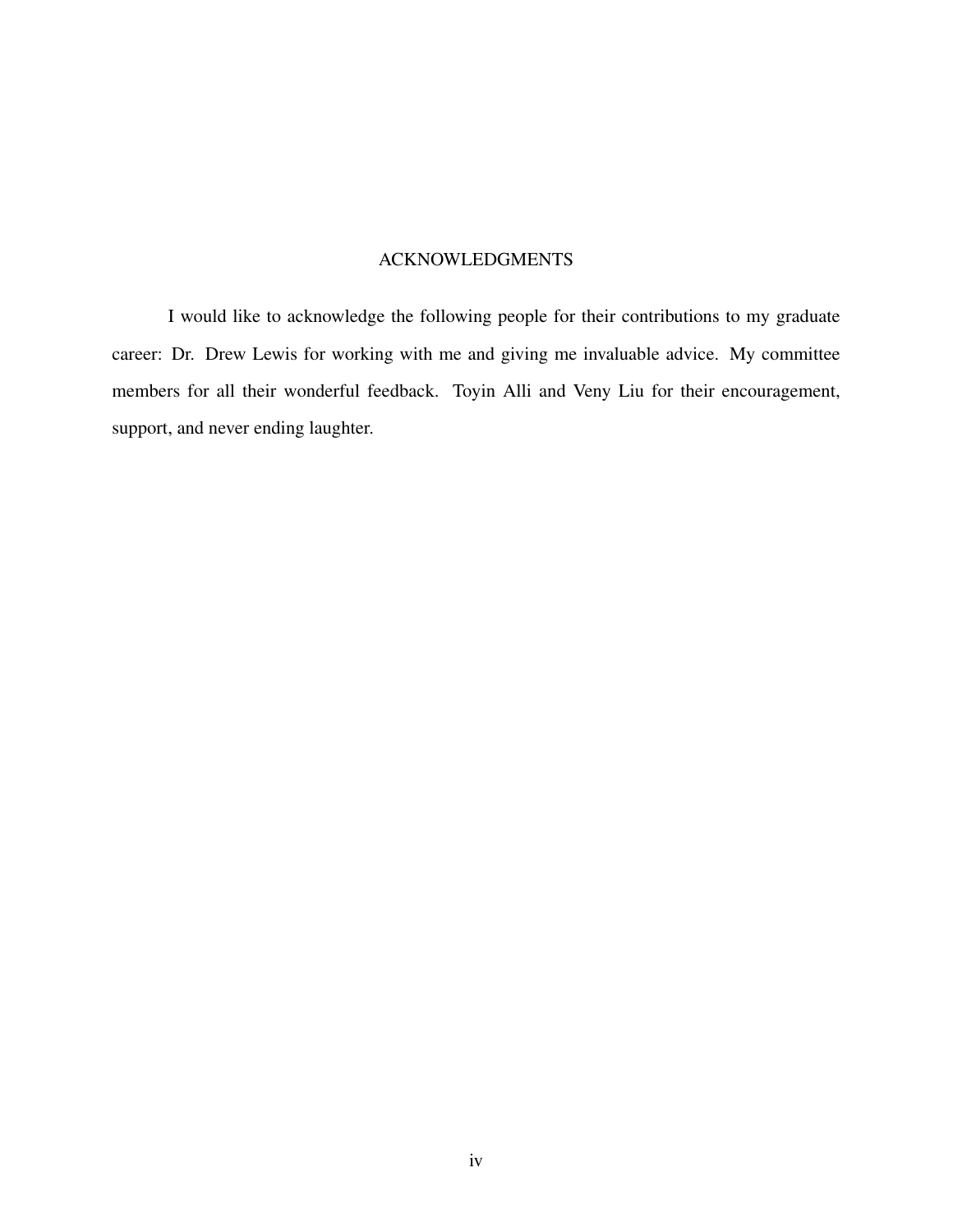# ACKNOWLEDGMENTS

I would like to acknowledge the following people for their contributions to my graduate career: Dr. Drew Lewis for working with me and giving me invaluable advice. My committee members for all their wonderful feedback. Toyin Alli and Veny Liu for their encouragement, support, and never ending laughter.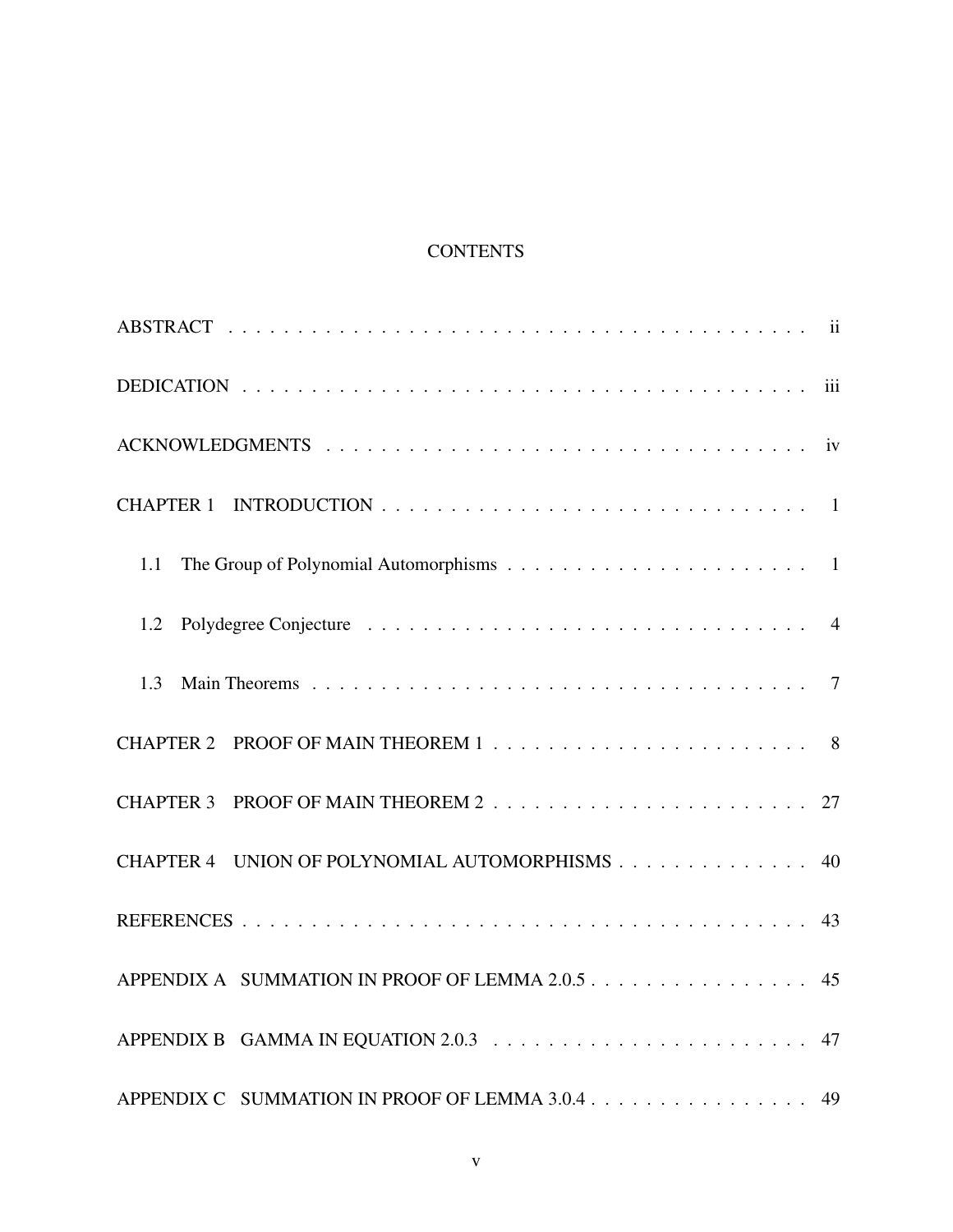# CONTENTS

| | |
|---|---|
| ABSTRACT | ii |
| DEDICATION | iii |
| ACKNOWLEDGMENTS | iv |
| CHAPTER 1 INTRODUCTION | 1 |
| 1.1 The Group of Polynomial Automorphisms | 1 |
| 1.2 Polydegree Conjecture | 4 |
| 1.3 Main Theorems | 7 |
| CHAPTER 2 PROOF OF MAIN THEOREM 1 | 8 |
| CHAPTER 3 PROOF OF MAIN THEOREM 2 | 27 |
| CHAPTER 4 UNION OF POLYNOMIAL AUTOMORPHISMS | 40 |
| REFERENCES | 43 |
| APPENDIX A SUMMATION IN PROOF OF LEMMA 2.0.5 | 45 |
| APPENDIX B GAMMA IN EQUATION 2.0.3 | 47 |
| APPENDIX C SUMMATION IN PROOF OF LEMMA 3.0.4 | 49 |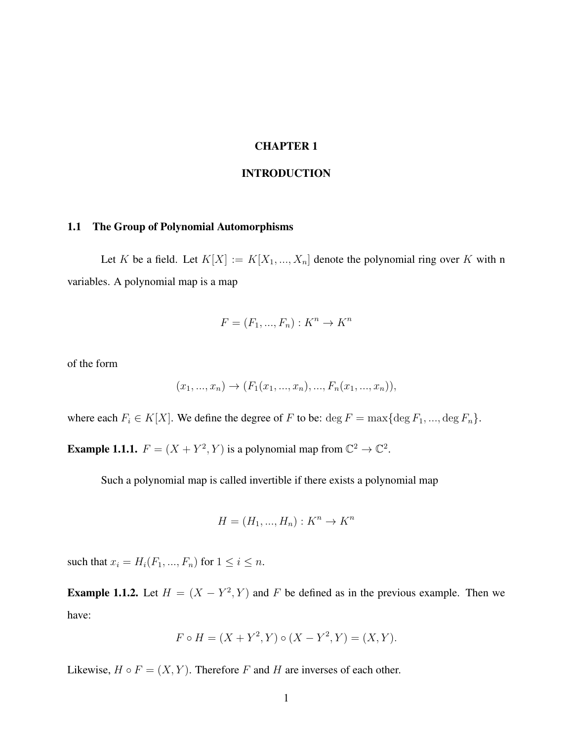# CHAPTER 1

# INTRODUCTION

## 1.1 The Group of Polynomial Automorphisms

Let $K$ be a field. Let $K[X] := K[X_1, ..., X_n]$ denote the polynomial ring over $K$ with n variables. A polynomial map is a map

$$F = (F_1, ..., F_n) : K^n \to K^n$$

of the form

$$(x_1, ..., x_n) \to (F_1(x_1, ..., x_n), ..., F_n(x_1, ..., x_n)),$$

where each $F_i \in K[X]$. We define the degree of $F$ to be: $\deg F = \max\{\deg F_1, ..., \deg F_n\}$.

**Example 1.1.1.** $F = (X + Y^2, Y)$ is a polynomial map from $\mathbb{C}^2 \to \mathbb{C}^2$.

Such a polynomial map is called invertible if there exists a polynomial map

$$H = (H_1, ..., H_n) : K^n \to K^n$$

such that $x_i = H_i(F_1, ..., F_n)$ for $1 \leq i \leq n$.

**Example 1.1.2.** Let $H = (X - Y^2, Y)$ and $F$ be defined as in the previous example. Then we have:

$$F \circ H = (X + Y^2, Y) \circ (X - Y^2, Y) = (X, Y).$$

Likewise, $H \circ F = (X, Y)$. Therefore $F$ and $H$ are inverses of each other.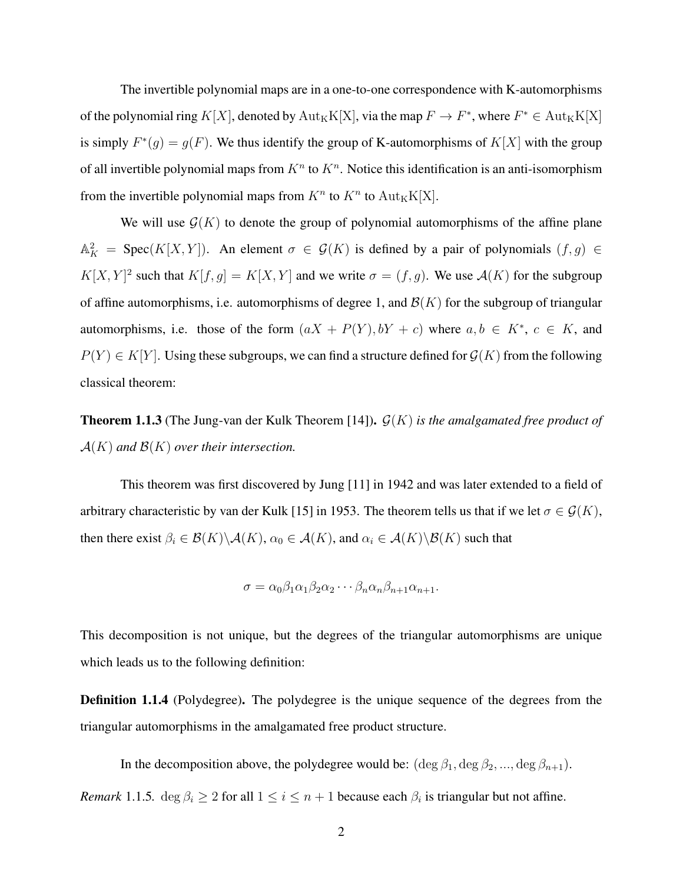The invertible polynomial maps are in a one-to-one correspondence with K-automorphisms of the polynomial ring $K[X]$, denoted by $\mathrm{Aut_K K[X]}$, via the map $F \to F^*$, where $F^* \in \mathrm{Aut_K K[X]}$ is simply $F^*(g) = g(F)$. We thus identify the group of K-automorphisms of $K[X]$ with the group of all invertible polynomial maps from $K^n$ to $K^n$. Notice this identification is an anti-isomorphism from the invertible polynomial maps from $K^n$ to $K^n$ to $\mathrm{Aut_K K[X]}$.

We will use $\mathcal{G}(K)$ to denote the group of polynomial automorphisms of the affine plane $\mathbb{A}^2_K = \mathrm{Spec}(K[X, Y])$. An element $\sigma \in \mathcal{G}(K)$ is defined by a pair of polynomials $(f, g) \in K[X, Y]^2$ such that $K[f, g] = K[X, Y]$ and we write $\sigma = (f, g)$. We use $\mathcal{A}(K)$ for the subgroup of affine automorphisms, i.e. automorphisms of degree 1, and $\mathcal{B}(K)$ for the subgroup of triangular automorphisms, i.e. those of the form $(aX + P(Y), bY + c)$ where $a, b \in K^*$, $c \in K$, and $P(Y) \in K[Y]$. Using these subgroups, we can find a structure defined for $\mathcal{G}(K)$ from the following classical theorem:

**Theorem 1.1.3** (The Jung-van der Kulk Theorem [14])**.** *$\mathcal{G}(K)$ is the amalgamated free product of $\mathcal{A}(K)$ and $\mathcal{B}(K)$ over their intersection.*

This theorem was first discovered by Jung [11] in 1942 and was later extended to a field of arbitrary characteristic by van der Kulk [15] in 1953. The theorem tells us that if we let $\sigma \in \mathcal{G}(K)$, then there exist $\beta_i \in \mathcal{B}(K)\backslash\mathcal{A}(K)$, $\alpha_0 \in \mathcal{A}(K)$, and $\alpha_i \in \mathcal{A}(K)\backslash\mathcal{B}(K)$ such that

$$\sigma = \alpha_0 \beta_1 \alpha_1 \beta_2 \alpha_2 \cdots \beta_n \alpha_n \beta_{n+1} \alpha_{n+1}.$$

This decomposition is not unique, but the degrees of the triangular automorphisms are unique which leads us to the following definition:

**Definition 1.1.4** (Polydegree)**.** The polydegree is the unique sequence of the degrees from the triangular automorphisms in the amalgamated free product structure.

In the decomposition above, the polydegree would be: $(\deg \beta_1, \deg \beta_2, ..., \deg \beta_{n+1})$.

*Remark* 1.1.5. $\deg \beta_i \geq 2$ for all $1 \leq i \leq n + 1$ because each $\beta_i$ is triangular but not affine.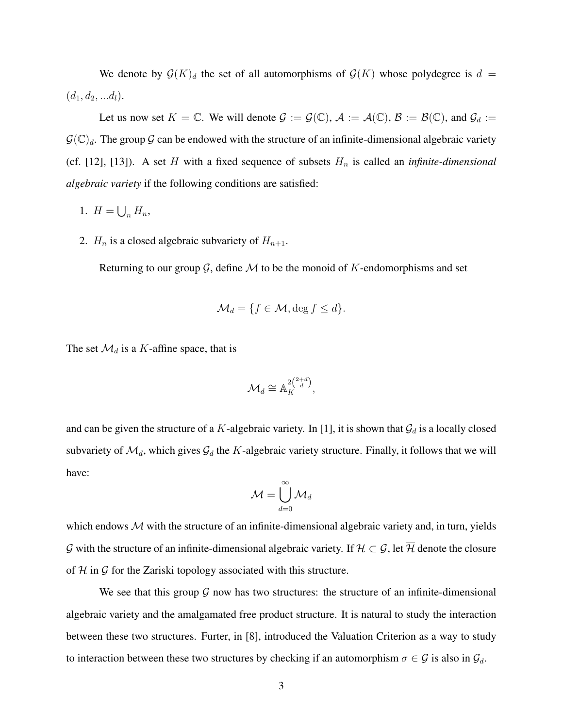We denote by $\mathcal{G}(K)_d$ the set of all automorphisms of $\mathcal{G}(K)$ whose polydegree is $d = (d_1, d_2, ...d_l)$.

Let us now set $K = \mathbb{C}$. We will denote $\mathcal{G} := \mathcal{G}(\mathbb{C})$, $\mathcal{A} := \mathcal{A}(\mathbb{C})$, $\mathcal{B} := \mathcal{B}(\mathbb{C})$, and $\mathcal{G}_d := \mathcal{G}(\mathbb{C})_d$. The group $\mathcal{G}$ can be endowed with the structure of an infinite-dimensional algebraic variety (cf. [12], [13]). A set $H$ with a fixed sequence of subsets $H_n$ is called an *infinite-dimensional algebraic variety* if the following conditions are satisfied:

1. $H = \bigcup_n H_n$,
2. $H_n$ is a closed algebraic subvariety of $H_{n+1}$.

Returning to our group $\mathcal{G}$, define $\mathcal{M}$ to be the monoid of $K$-endomorphisms and set

$$\mathcal{M}_d = \{f \in \mathcal{M}, \deg f \leq d\}.$$

The set $\mathcal{M}_d$ is a $K$-affine space, that is

$$\mathcal{M}_d \cong \mathbb{A}_K^{2\binom{2+d}{d}},$$

and can be given the structure of a $K$-algebraic variety. In [1], it is shown that $\mathcal{G}_d$ is a locally closed subvariety of $\mathcal{M}_d$, which gives $\mathcal{G}_d$ the $K$-algebraic variety structure. Finally, it follows that we will have:

$$\mathcal{M} = \bigcup_{d=0}^{\infty} \mathcal{M}_d$$

which endows $\mathcal{M}$ with the structure of an infinite-dimensional algebraic variety and, in turn, yields $\mathcal{G}$ with the structure of an infinite-dimensional algebraic variety. If $\mathcal{H} \subset \mathcal{G}$, let $\overline{\mathcal{H}}$ denote the closure of $\mathcal{H}$ in $\mathcal{G}$ for the Zariski topology associated with this structure.

We see that this group $\mathcal{G}$ now has two structures: the structure of an infinite-dimensional algebraic variety and the amalgamated free product structure. It is natural to study the interaction between these two structures. Furter, in [8], introduced the Valuation Criterion as a way to study to interaction between these two structures by checking if an automorphism $\sigma \in \mathcal{G}$ is also in $\overline{\mathcal{G}_d}$.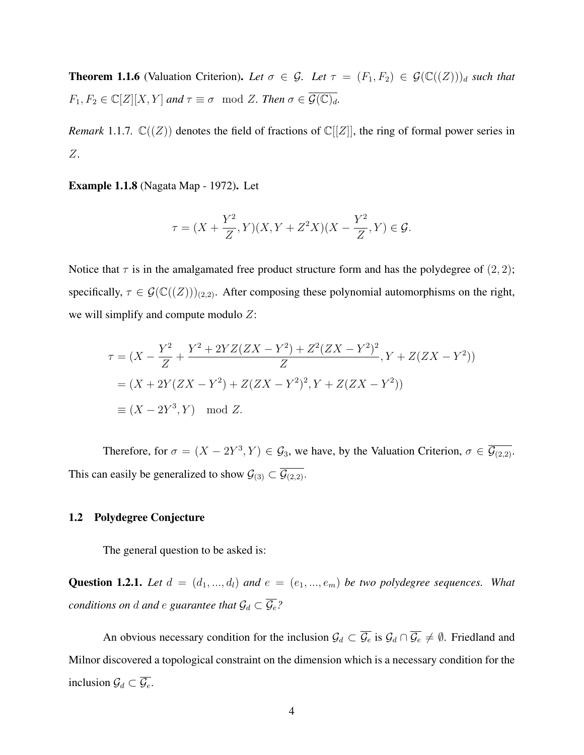**Theorem 1.1.6** (Valuation Criterion)**.** *Let $\sigma \in \mathcal{G}$. Let $\tau = (F_1, F_2) \in \mathcal{G}(\mathbb{C}((Z)))_d$ such that $F_1, F_2 \in \mathbb{C}[Z][X, Y]$ and $\tau \equiv \sigma \mod Z$. Then $\sigma \in \overline{\mathcal{G}(\mathbb{C})_d}$.*

*Remark* 1.1.7. $\mathbb{C}((Z))$ denotes the field of fractions of $\mathbb{C}[[Z]]$, the ring of formal power series in $Z$.

**Example 1.1.8** (Nagata Map - 1972)**.** Let

$$\tau = (X + \frac{Y^2}{Z}, Y)(X, Y + Z^2X)(X - \frac{Y^2}{Z}, Y) \in \mathcal{G}.$$

Notice that $\tau$ is in the amalgamated free product structure form and has the polydegree of $(2, 2)$; specifically, $\tau \in \mathcal{G}(\mathbb{C}((Z)))_{(2,2)}$. After composing these polynomial automorphisms on the right, we will simplify and compute modulo $Z$:

$$\begin{aligned}
\tau &= (X - \frac{Y^2}{Z} + \frac{Y^2 + 2YZ(ZX - Y^2) + Z^2(ZX - Y^2)^2}{Z}, Y + Z(ZX - Y^2)) \\
&= (X + 2Y(ZX - Y^2) + Z(ZX - Y^2)^2, Y + Z(ZX - Y^2)) \\
&\equiv (X - 2Y^3, Y) \mod Z.
\end{aligned}$$

Therefore, for $\sigma = (X - 2Y^3, Y) \in \mathcal{G}_3$, we have, by the Valuation Criterion, $\sigma \in \overline{\mathcal{G}_{(2,2)}}$. This can easily be generalized to show $\mathcal{G}_{(3)} \subset \overline{\mathcal{G}_{(2,2)}}$.

### 1.2 Polydegree Conjecture

The general question to be asked is:

**Question 1.2.1.** *Let $d = (d_1, ..., d_l)$ and $e = (e_1, ..., e_m)$ be two polydegree sequences. What conditions on $d$ and $e$ guarantee that $\mathcal{G}_d \subset \overline{\mathcal{G}_e}$?*

An obvious necessary condition for the inclusion $\mathcal{G}_d \subset \overline{\mathcal{G}_e}$ is $\mathcal{G}_d \cap \overline{\mathcal{G}_e} \neq \emptyset$. Friedland and Milnor discovered a topological constraint on the dimension which is a necessary condition for the inclusion $\mathcal{G}_d \subset \overline{\mathcal{G}_e}$.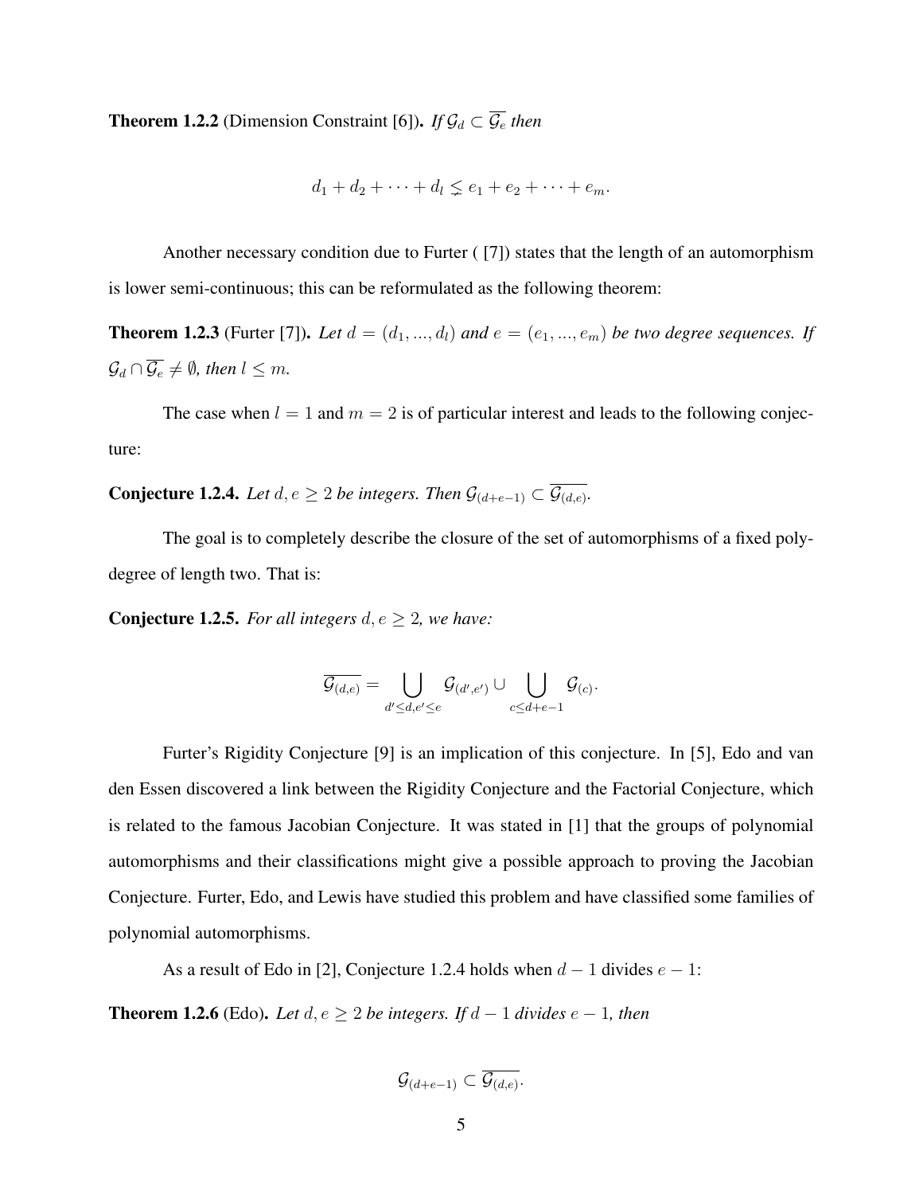**Theorem 1.2.2** (Dimension Constraint [6]). *If $\mathcal{G}_d \subset \overline{\mathcal{G}_e}$ then*

$$d_1 + d_2 + \cdots + d_l \lneq e_1 + e_2 + \cdots + e_m.$$

Another necessary condition due to Furter ( [7]) states that the length of an automorphism is lower semi-continuous; this can be reformulated as the following theorem:

**Theorem 1.2.3** (Furter [7]). *Let $d = (d_1, ..., d_l)$ and $e = (e_1, ..., e_m)$ be two degree sequences. If $\mathcal{G}_d \cap \overline{\mathcal{G}_e} \neq \emptyset$, then $l \leq m$.*

The case when $l = 1$ and $m = 2$ is of particular interest and leads to the following conjecture:

**Conjecture 1.2.4.** *Let $d, e \geq 2$ be integers. Then $\mathcal{G}_{(d+e-1)} \subset \overline{\mathcal{G}_{(d,e)}}$.*

The goal is to completely describe the closure of the set of automorphisms of a fixed polydegree of length two. That is:

**Conjecture 1.2.5.** *For all integers $d, e \geq 2$, we have:*

$$\overline{\mathcal{G}_{(d,e)}} = \bigcup_{d' \leq d, e' \leq e} \mathcal{G}_{(d',e')} \cup \bigcup_{c \leq d+e-1} \mathcal{G}_{(c)}.$$

Furter's Rigidity Conjecture [9] is an implication of this conjecture. In [5], Edo and van den Essen discovered a link between the Rigidity Conjecture and the Factorial Conjecture, which is related to the famous Jacobian Conjecture. It was stated in [1] that the groups of polynomial automorphisms and their classifications might give a possible approach to proving the Jacobian Conjecture. Furter, Edo, and Lewis have studied this problem and have classified some families of polynomial automorphisms.

As a result of Edo in [2], Conjecture 1.2.4 holds when $d - 1$ divides $e - 1$:

**Theorem 1.2.6** (Edo). *Let $d, e \geq 2$ be integers. If $d - 1$ divides $e - 1$, then*

$$\mathcal{G}_{(d+e-1)} \subset \overline{\mathcal{G}_{(d,e)}}.$$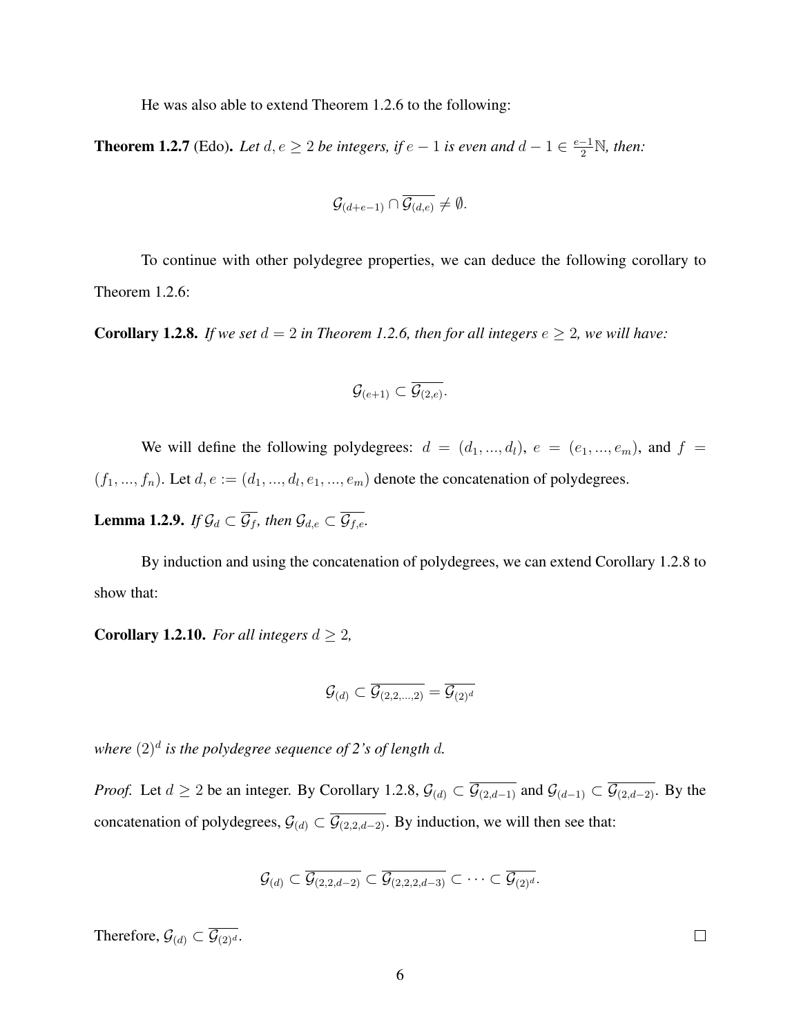He was also able to extend Theorem 1.2.6 to the following:

**Theorem 1.2.7** (Edo)**.** *Let $d, e \geq 2$ be integers, if $e-1$ is even and $d-1 \in \frac{e-1}{2}\mathbb{N}$, then:*

$$\mathcal{G}_{(d+e-1)} \cap \overline{\mathcal{G}_{(d,e)}} \neq \emptyset.$$

To continue with other polydegree properties, we can deduce the following corollary to Theorem 1.2.6:

**Corollary 1.2.8.** *If we set $d = 2$ in Theorem 1.2.6, then for all integers $e \geq 2$, we will have:*

$$\mathcal{G}_{(e+1)} \subset \overline{\mathcal{G}_{(2,e)}}.$$

We will define the following polydegrees: $d = (d_1, ..., d_l)$, $e = (e_1, ..., e_m)$, and $f = (f_1, ..., f_n)$. Let $d, e := (d_1, ..., d_l, e_1, ..., e_m)$ denote the concatenation of polydegrees.

**Lemma 1.2.9.** *If $\mathcal{G}_d \subset \overline{\mathcal{G}_f}$, then $\mathcal{G}_{d,e} \subset \overline{\mathcal{G}_{f,e}}$.*

By induction and using the concatenation of polydegrees, we can extend Corollary 1.2.8 to show that:

**Corollary 1.2.10.** *For all integers $d \geq 2$,*

$$\mathcal{G}_{(d)} \subset \overline{\mathcal{G}_{(2,2,...,2)}} = \overline{\mathcal{G}_{(2)^d}}$$

*where $(2)^d$ is the polydegree sequence of 2's of length $d$.*

*Proof.* Let $d \geq 2$ be an integer. By Corollary 1.2.8, $\mathcal{G}_{(d)} \subset \overline{\mathcal{G}_{(2,d-1)}}$ and $\mathcal{G}_{(d-1)} \subset \overline{\mathcal{G}_{(2,d-2)}}$. By the concatenation of polydegrees, $\mathcal{G}_{(d)} \subset \overline{\mathcal{G}_{(2,2,d-2)}}$. By induction, we will then see that:

$$\mathcal{G}_{(d)} \subset \overline{\mathcal{G}_{(2,2,d-2)}} \subset \overline{\mathcal{G}_{(2,2,2,d-3)}} \subset \cdots \subset \overline{\mathcal{G}_{(2)^d}}.$$

Therefore, $\mathcal{G}_{(d)} \subset \overline{\mathcal{G}_{(2)^d}}$. $\square$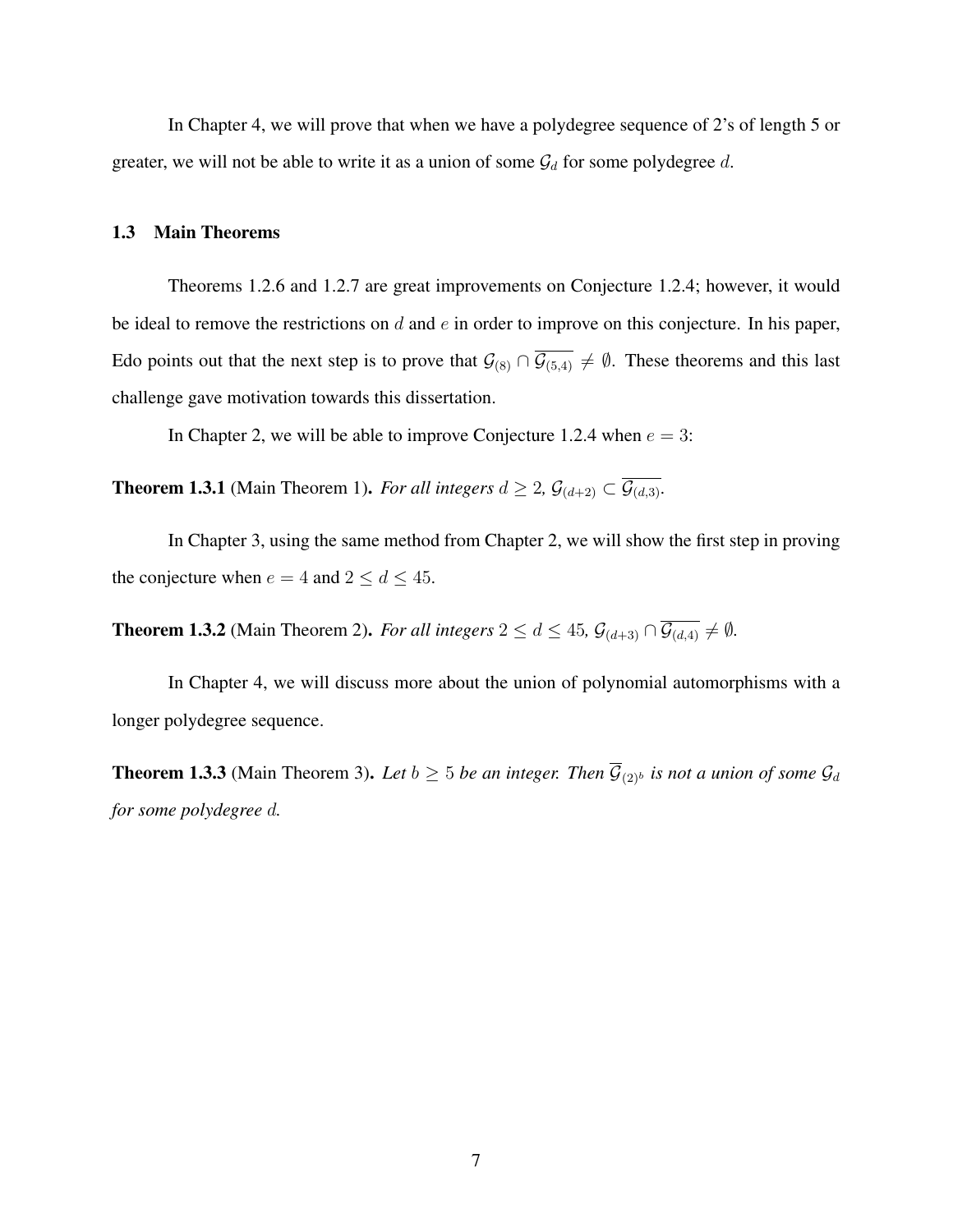In Chapter 4, we will prove that when we have a polydegree sequence of 2's of length 5 or greater, we will not be able to write it as a union of some $\mathcal{G}_d$ for some polydegree $d$.

### 1.3 Main Theorems

Theorems 1.2.6 and 1.2.7 are great improvements on Conjecture 1.2.4; however, it would be ideal to remove the restrictions on $d$ and $e$ in order to improve on this conjecture. In his paper, Edo points out that the next step is to prove that $\mathcal{G}_{(8)} \cap \overline{\mathcal{G}_{(5,4)}} \neq \emptyset$. These theorems and this last challenge gave motivation towards this dissertation.

In Chapter 2, we will be able to improve Conjecture 1.2.4 when $e = 3$:

**Theorem 1.3.1** (Main Theorem 1)**.** *For all integers $d \geq 2$, $\mathcal{G}_{(d+2)} \subset \overline{\mathcal{G}_{(d,3)}}$.*

In Chapter 3, using the same method from Chapter 2, we will show the first step in proving the conjecture when $e = 4$ and $2 \leq d \leq 45$.

**Theorem 1.3.2** (Main Theorem 2)**.** *For all integers $2 \leq d \leq 45$, $\mathcal{G}_{(d+3)} \cap \overline{\mathcal{G}_{(d,4)}} \neq \emptyset$.*

In Chapter 4, we will discuss more about the union of polynomial automorphisms with a longer polydegree sequence.

**Theorem 1.3.3** (Main Theorem 3)**.** *Let $b \geq 5$ be an integer. Then $\overline{\mathcal{G}}_{(2)^b}$ is not a union of some $\mathcal{G}_d$ for some polydegree $d$.*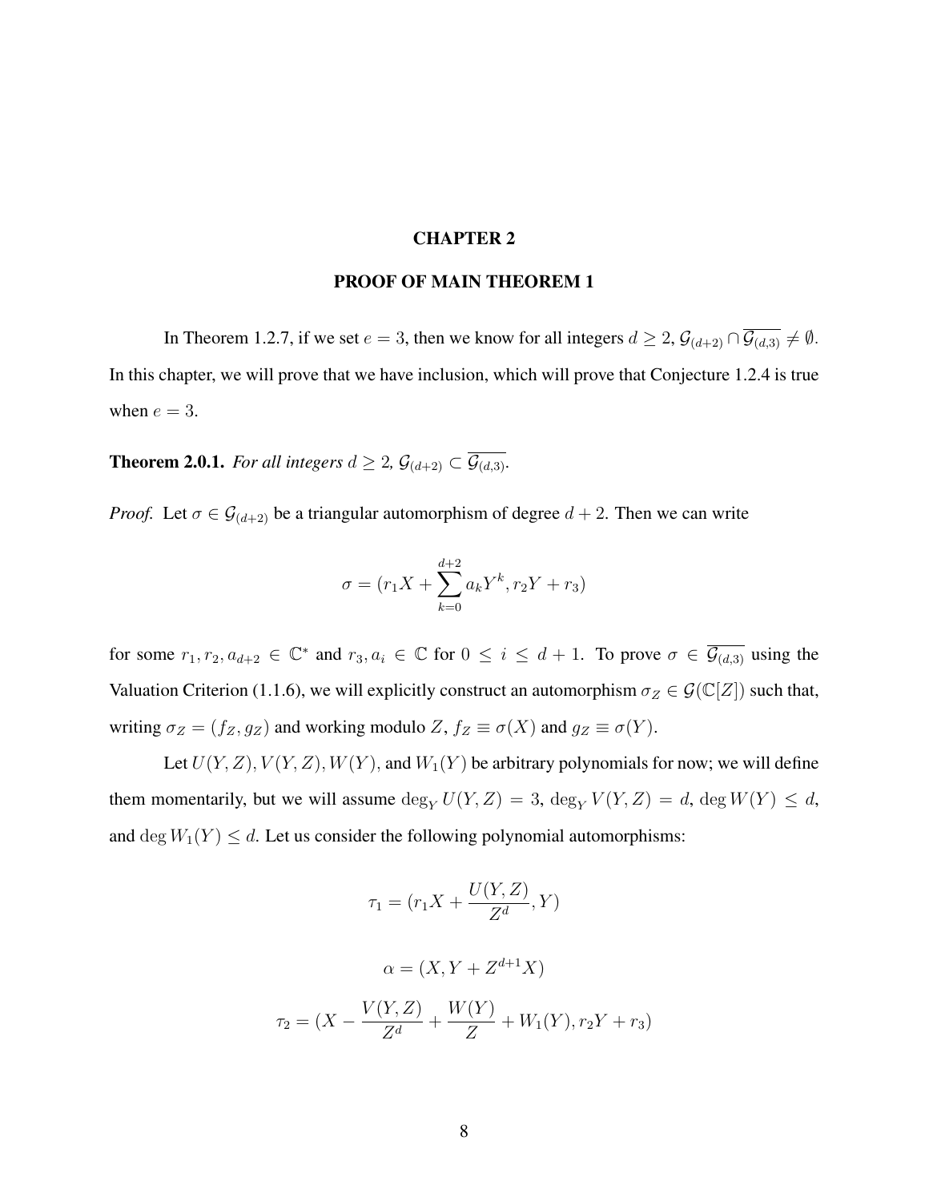# CHAPTER 2

## PROOF OF MAIN THEOREM 1

In Theorem 1.2.7, if we set $e = 3$, then we know for all integers $d \geq 2$, $\mathcal{G}_{(d+2)} \cap \overline{\mathcal{G}_{(d,3)}} \neq \emptyset$. In this chapter, we will prove that we have inclusion, which will prove that Conjecture 1.2.4 is true when $e = 3$.

**Theorem 2.0.1.** *For all integers $d \geq 2$, $\mathcal{G}_{(d+2)} \subset \overline{\mathcal{G}_{(d,3)}}$.*

*Proof.* Let $\sigma \in \mathcal{G}_{(d+2)}$ be a triangular automorphism of degree $d + 2$. Then we can write

$$\sigma = (r_1 X + \sum_{k=0}^{d+2} a_k Y^k, r_2 Y + r_3)$$

for some $r_1, r_2, a_{d+2} \in \mathbb{C}^*$ and $r_3, a_i \in \mathbb{C}$ for $0 \leq i \leq d+1$. To prove $\sigma \in \overline{\mathcal{G}_{(d,3)}}$ using the Valuation Criterion (1.1.6), we will explicitly construct an automorphism $\sigma_Z \in \mathcal{G}(\mathbb{C}[Z])$ such that, writing $\sigma_Z = (f_Z, g_Z)$ and working modulo $Z$, $f_Z \equiv \sigma(X)$ and $g_Z \equiv \sigma(Y)$.

Let $U(Y, Z), V(Y, Z), W(Y)$, and $W_1(Y)$ be arbitrary polynomials for now; we will define them momentarily, but we will assume $\deg_Y U(Y, Z) = 3$, $\deg_Y V(Y, Z) = d$, $\deg W(Y) \leq d$, and $\deg W_1(Y) \leq d$. Let us consider the following polynomial automorphisms:

$$\tau_1 = (r_1 X + \frac{U(Y, Z)}{Z^d}, Y)$$

$$\alpha = (X, Y + Z^{d+1} X)$$

$$\tau_2 = (X - \frac{V(Y, Z)}{Z^d} + \frac{W(Y)}{Z} + W_1(Y), r_2 Y + r_3)$$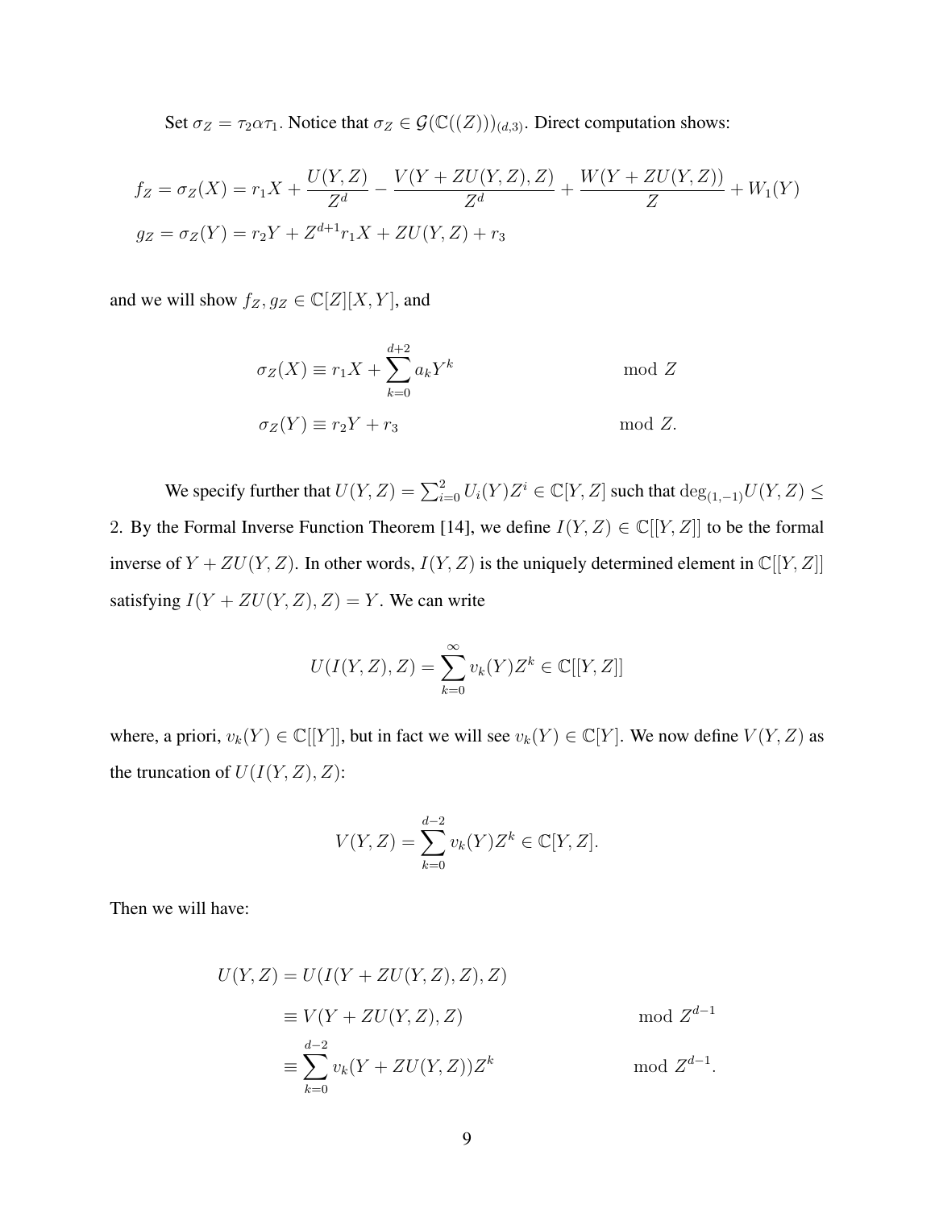Set $\sigma_Z = \tau_2 \alpha \tau_1$. Notice that $\sigma_Z \in \mathcal{G}(\mathbb{C}((Z)))_{(d,3)}$. Direct computation shows:

$$
\begin{aligned}
f_Z = \sigma_Z(X) &= r_1 X + \frac{U(Y,Z)}{Z^d} - \frac{V(Y + ZU(Y,Z), Z)}{Z^d} + \frac{W(Y + ZU(Y,Z))}{Z} + W_1(Y) \\
g_Z = \sigma_Z(Y) &= r_2 Y + Z^{d+1} r_1 X + ZU(Y,Z) + r_3
\end{aligned}
$$

and we will show $f_Z, g_Z \in \mathbb{C}[Z][X,Y]$, and

$$
\begin{aligned}
\sigma_Z(X) &\equiv r_1 X + \sum_{k=0}^{d+2} a_k Y^k && \mod Z \\
\sigma_Z(Y) &\equiv r_2 Y + r_3 && \mod Z.
\end{aligned}
$$

We specify further that $U(Y,Z) = \sum_{i=0}^{2} U_i(Y) Z^i \in \mathbb{C}[Y,Z]$ such that $\deg_{(1,-1)} U(Y,Z) \leq 2$. By the Formal Inverse Function Theorem [14], we define $I(Y,Z) \in \mathbb{C}[[Y,Z]]$ to be the formal inverse of $Y + ZU(Y,Z)$. In other words, $I(Y,Z)$ is the uniquely determined element in $\mathbb{C}[[Y,Z]]$ satisfying $I(Y + ZU(Y,Z), Z) = Y$. We can write

$$
U(I(Y,Z), Z) = \sum_{k=0}^{\infty} v_k(Y) Z^k \in \mathbb{C}[[Y,Z]]
$$

where, a priori, $v_k(Y) \in \mathbb{C}[[Y]]$, but in fact we will see $v_k(Y) \in \mathbb{C}[Y]$. We now define $V(Y,Z)$ as the truncation of $U(I(Y,Z), Z)$:

$$
V(Y,Z) = \sum_{k=0}^{d-2} v_k(Y) Z^k \in \mathbb{C}[Y,Z].
$$

Then we will have:

$$
\begin{aligned}
U(Y,Z) &= U(I(Y + ZU(Y,Z), Z), Z) \\
&\equiv V(Y + ZU(Y,Z), Z) && \mod Z^{d-1} \\
&\equiv \sum_{k=0}^{d-2} v_k(Y + ZU(Y,Z)) Z^k && \mod Z^{d-1}.
\end{aligned}
$$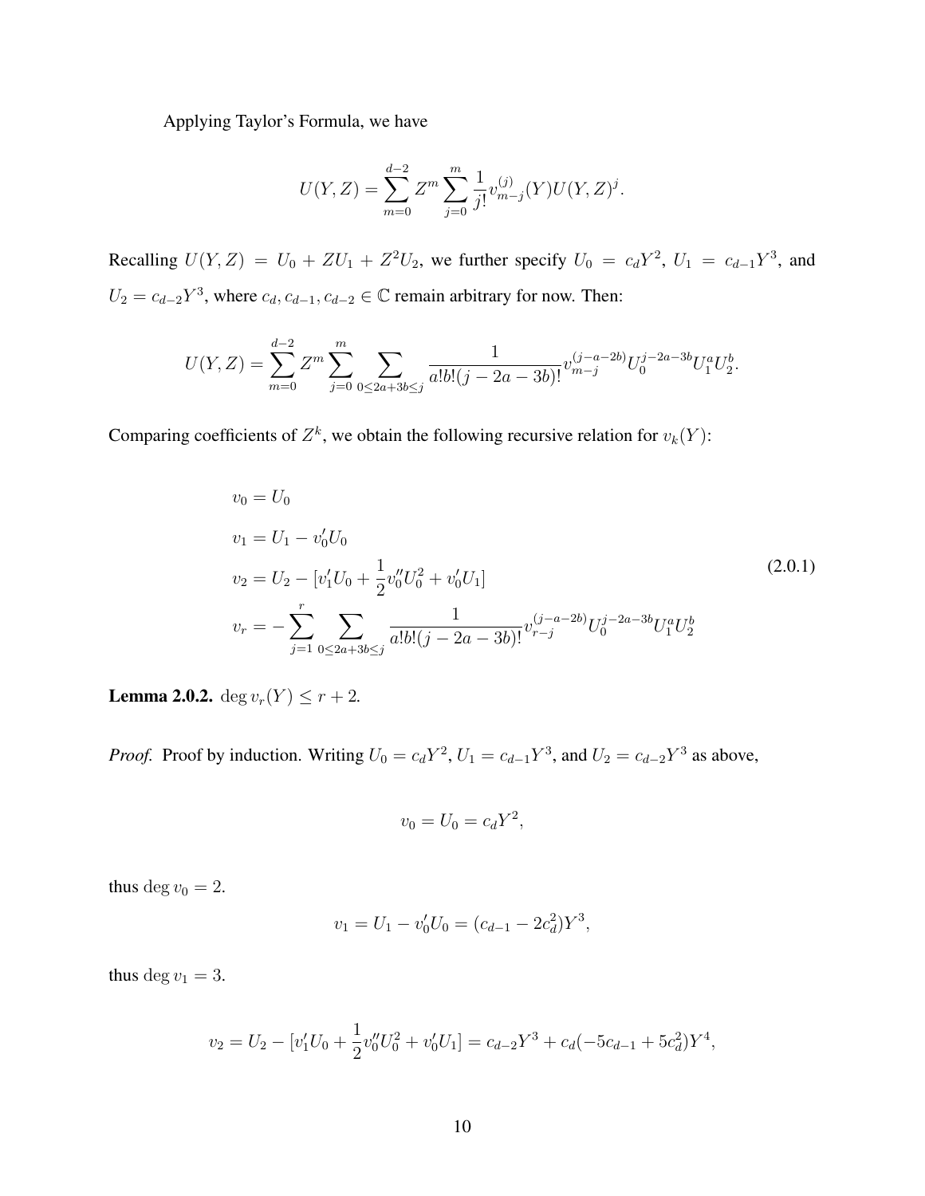Applying Taylor's Formula, we have

$$U(Y,Z) = \sum_{m=0}^{d-2} Z^m \sum_{j=0}^{m} \frac{1}{j!} v_{m-j}^{(j)}(Y) U(Y,Z)^j.$$

Recalling $U(Y,Z) = U_0 + ZU_1 + Z^2U_2$, we further specify $U_0 = c_d Y^2$, $U_1 = c_{d-1}Y^3$, and $U_2 = c_{d-2}Y^3$, where $c_d, c_{d-1}, c_{d-2} \in \mathbb{C}$ remain arbitrary for now. Then:

$$U(Y,Z) = \sum_{m=0}^{d-2} Z^m \sum_{j=0}^{m} \sum_{0 \le 2a+3b \le j} \frac{1}{a!b!(j-2a-3b)!} v_{m-j}^{(j-a-2b)} U_0^{j-2a-3b} U_1^a U_2^b.$$

Comparing coefficients of $Z^k$, we obtain the following recursive relation for $v_k(Y)$:

$$
\begin{aligned}
v_0 &= U_0 \\
v_1 &= U_1 - v_0' U_0 \\
v_2 &= U_2 - [v_1' U_0 + \frac{1}{2} v_0'' U_0^2 + v_0' U_1] \\
v_r &= -\sum_{j=1}^{r} \sum_{0 \le 2a+3b \le j} \frac{1}{a!b!(j-2a-3b)!} v_{r-j}^{(j-a-2b)} U_0^{j-2a-3b} U_1^a U_2^b
\end{aligned}
\tag{2.0.1}
$$

**Lemma 2.0.2.** $\deg v_r(Y) \le r + 2$.

*Proof.* Proof by induction. Writing $U_0 = c_d Y^2$, $U_1 = c_{d-1}Y^3$, and $U_2 = c_{d-2}Y^3$ as above,

$$v_0 = U_0 = c_d Y^2,$$

thus $\deg v_0 = 2$.

$$v_1 = U_1 - v_0' U_0 = (c_{d-1} - 2c_d^2) Y^3,$$

thus $\deg v_1 = 3$.

$$v_2 = U_2 - [v_1' U_0 + \frac{1}{2} v_0'' U_0^2 + v_0' U_1] = c_{d-2} Y^3 + c_d(-5c_{d-1} + 5c_d^2) Y^4,$$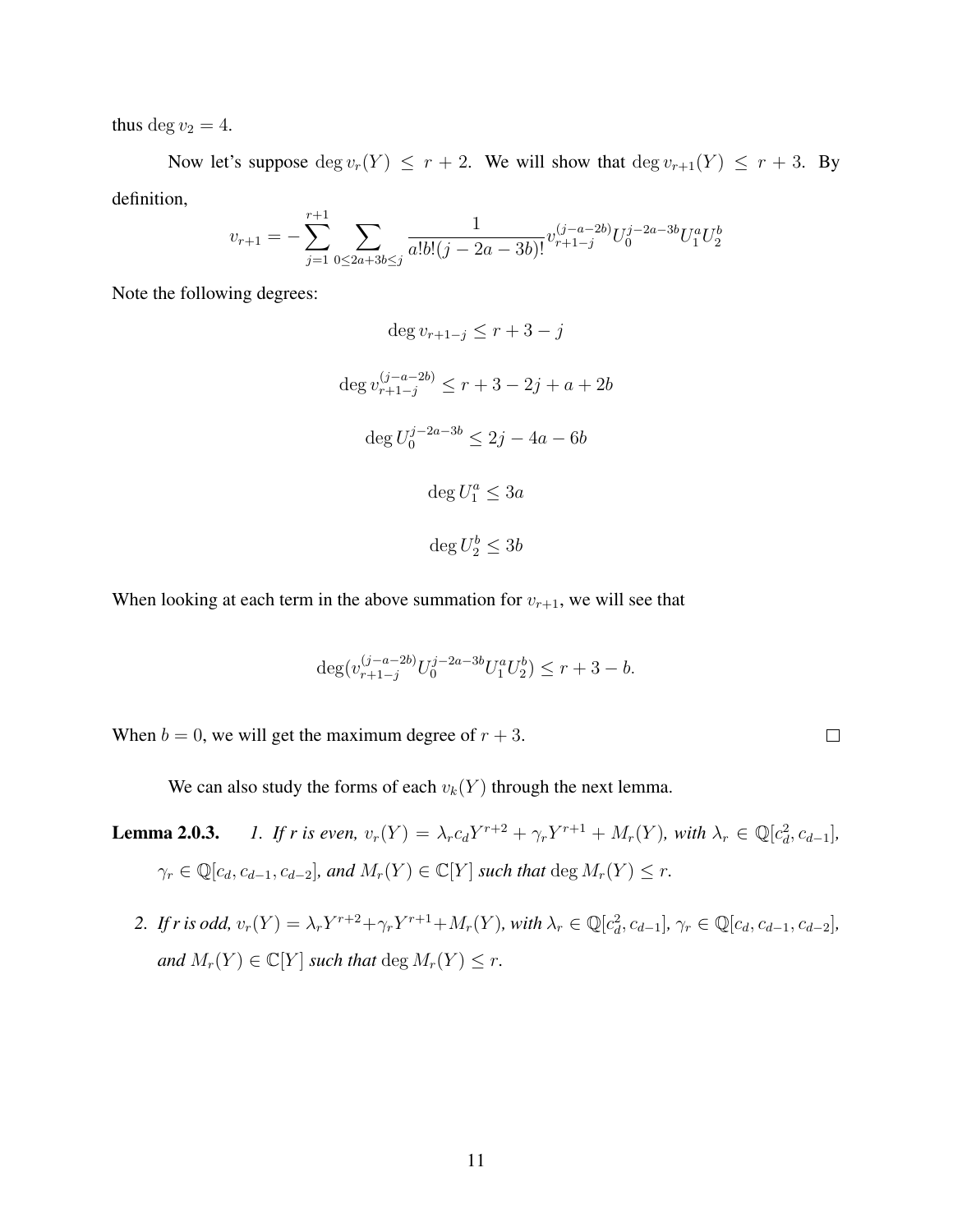thus $\deg v_2 = 4$.

Now let's suppose $\deg v_r(Y) \leq r+2$. We will show that $\deg v_{r+1}(Y) \leq r+3$. By definition,

$$v_{r+1} = -\sum_{j=1}^{r+1} \sum_{0 \leq 2a+3b \leq j} \frac{1}{a!b!(j-2a-3b)!} v_{r+1-j}^{(j-a-2b)} U_0^{j-2a-3b} U_1^a U_2^b$$

Note the following degrees:

$$\deg v_{r+1-j} \leq r+3-j$$

$$\deg v_{r+1-j}^{(j-a-2b)} \leq r+3-2j+a+2b$$

$$\deg U_0^{j-2a-3b} \leq 2j-4a-6b$$

$$\deg U_1^a \leq 3a$$

$$\deg U_2^b \leq 3b$$

When looking at each term in the above summation for $v_{r+1}$, we will see that

$$\deg(v_{r+1-j}^{(j-a-2b)} U_0^{j-2a-3b} U_1^a U_2^b) \leq r+3-b.$$

When $b = 0$, we will get the maximum degree of $r+3$. $\square$

We can also study the forms of each $v_k(Y)$ through the next lemma.

**Lemma 2.0.3.** *1. If r is even, $v_r(Y) = \lambda_r c_d Y^{r+2} + \gamma_r Y^{r+1} + M_r(Y)$, with $\lambda_r \in \mathbb{Q}[c_d^2, c_{d-1}]$, $\gamma_r \in \mathbb{Q}[c_d, c_{d-1}, c_{d-2}]$, and $M_r(Y) \in \mathbb{C}[Y]$ such that $\deg M_r(Y) \leq r$.*

*2. If r is odd, $v_r(Y) = \lambda_r Y^{r+2} + \gamma_r Y^{r+1} + M_r(Y)$, with $\lambda_r \in \mathbb{Q}[c_d^2, c_{d-1}]$, $\gamma_r \in \mathbb{Q}[c_d, c_{d-1}, c_{d-2}]$, and $M_r(Y) \in \mathbb{C}[Y]$ such that $\deg M_r(Y) \leq r$.*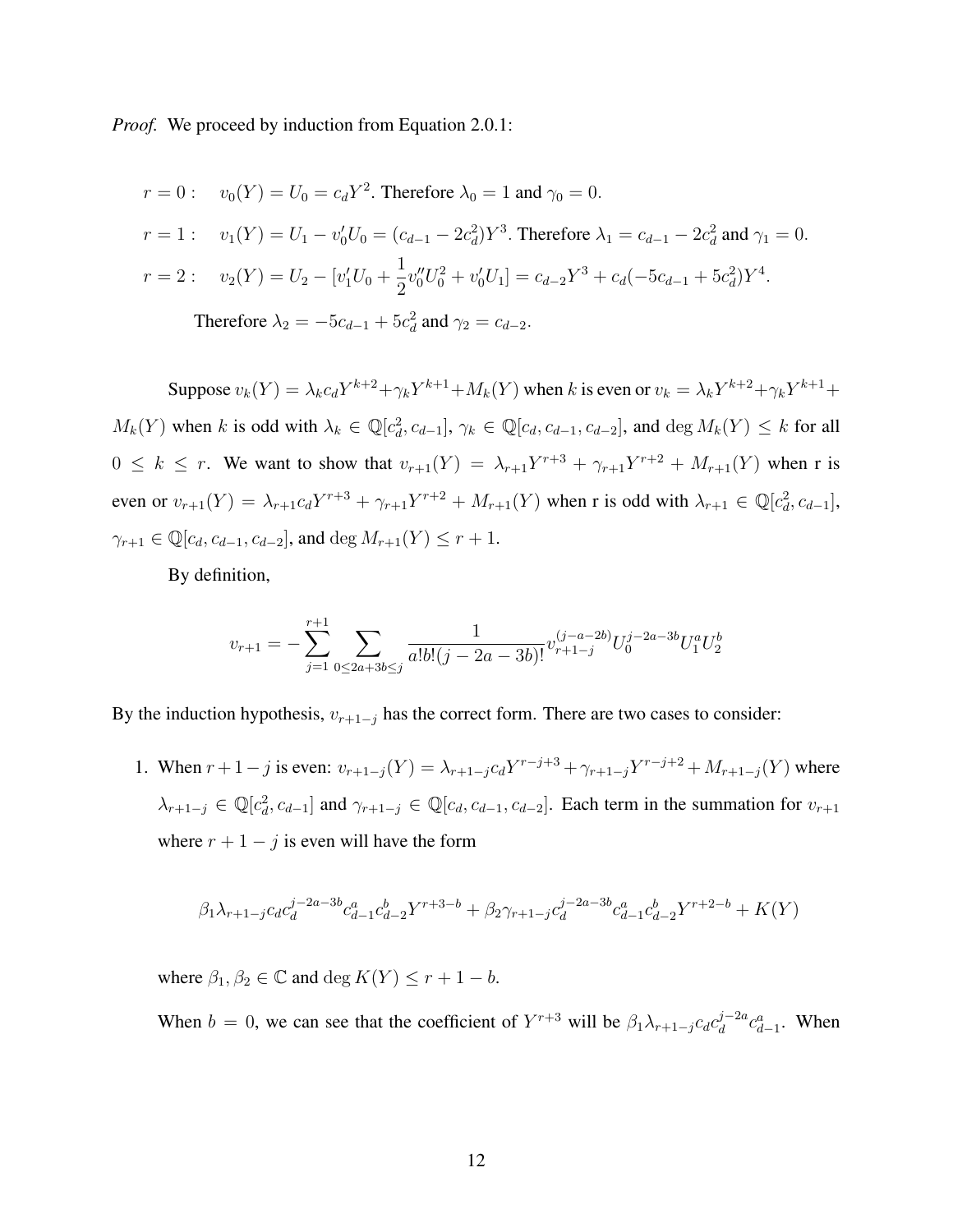*Proof.* We proceed by induction from Equation 2.0.1:

$r = 0: \quad v_0(Y) = U_0 = c_d Y^2$. Therefore $\lambda_0 = 1$ and $\gamma_0 = 0$.

$r = 1: \quad v_1(Y) = U_1 - v_0' U_0 = (c_{d-1} - 2c_d^2)Y^3$. Therefore $\lambda_1 = c_{d-1} - 2c_d^2$ and $\gamma_1 = 0$.

$r = 2: \quad v_2(Y) = U_2 - [v_1' U_0 + \frac{1}{2} v_0'' U_0^2 + v_0' U_1] = c_{d-2} Y^3 + c_d(-5c_{d-1} + 5c_d^2)Y^4$.

Therefore $\lambda_2 = -5c_{d-1} + 5c_d^2$ and $\gamma_2 = c_{d-2}$.

Suppose $v_k(Y) = \lambda_k c_d Y^{k+2} + \gamma_k Y^{k+1} + M_k(Y)$ when $k$ is even or $v_k = \lambda_k Y^{k+2} + \gamma_k Y^{k+1} + M_k(Y)$ when $k$ is odd with $\lambda_k \in \mathbb{Q}[c_d^2, c_{d-1}]$, $\gamma_k \in \mathbb{Q}[c_d, c_{d-1}, c_{d-2}]$, and $\deg M_k(Y) \leq k$ for all $0 \leq k \leq r$. We want to show that $v_{r+1}(Y) = \lambda_{r+1} Y^{r+3} + \gamma_{r+1} Y^{r+2} + M_{r+1}(Y)$ when r is even or $v_{r+1}(Y) = \lambda_{r+1} c_d Y^{r+3} + \gamma_{r+1} Y^{r+2} + M_{r+1}(Y)$ when r is odd with $\lambda_{r+1} \in \mathbb{Q}[c_d^2, c_{d-1}]$, $\gamma_{r+1} \in \mathbb{Q}[c_d, c_{d-1}, c_{d-2}]$, and $\deg M_{r+1}(Y) \leq r + 1$.

By definition,

$$v_{r+1} = -\sum_{j=1}^{r+1} \sum_{0 \leq 2a+3b \leq j} \frac{1}{a!b!(j-2a-3b)!} v_{r+1-j}^{(j-a-2b)} U_0^{j-2a-3b} U_1^a U_2^b$$

By the induction hypothesis, $v_{r+1-j}$ has the correct form. There are two cases to consider:

1. When $r+1-j$ is even: $v_{r+1-j}(Y) = \lambda_{r+1-j} c_d Y^{r-j+3} + \gamma_{r+1-j} Y^{r-j+2} + M_{r+1-j}(Y)$ where $\lambda_{r+1-j} \in \mathbb{Q}[c_d^2, c_{d-1}]$ and $\gamma_{r+1-j} \in \mathbb{Q}[c_d, c_{d-1}, c_{d-2}]$. Each term in the summation for $v_{r+1}$ where $r+1-j$ is even will have the form

$$\beta_1 \lambda_{r+1-j} c_d c_d^{j-2a-3b} c_{d-1}^a c_{d-2}^b Y^{r+3-b} + \beta_2 \gamma_{r+1-j} c_d^{j-2a-3b} c_{d-1}^a c_{d-2}^b Y^{r+2-b} + K(Y)$$

where $\beta_1, \beta_2 \in \mathbb{C}$ and $\deg K(Y) \leq r + 1 - b$.

When $b = 0$, we can see that the coefficient of $Y^{r+3}$ will be $\beta_1 \lambda_{r+1-j} c_d c_d^{j-2a} c_{d-1}^a$. When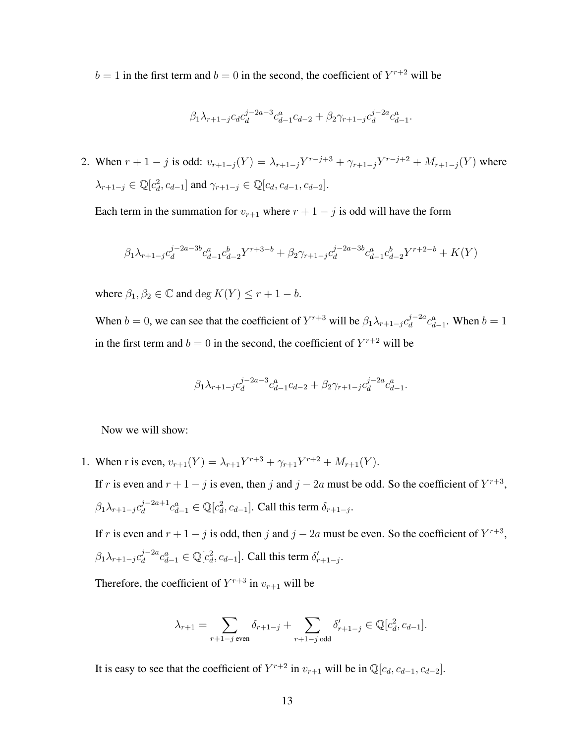$b = 1$ in the first term and $b = 0$ in the second, the coefficient of $Y^{r+2}$ will be

$$\beta_1 \lambda_{r+1-j} c_d c_d^{j-2a-3} c_{d-1}^a c_{d-2} + \beta_2 \gamma_{r+1-j} c_d^{j-2a} c_{d-1}^a.$$

2. When $r+1-j$ is odd: $v_{r+1-j}(Y) = \lambda_{r+1-j} Y^{r-j+3} + \gamma_{r+1-j} Y^{r-j+2} + M_{r+1-j}(Y)$ where $\lambda_{r+1-j} \in \mathbb{Q}[c_d^2, c_{d-1}]$ and $\gamma_{r+1-j} \in \mathbb{Q}[c_d, c_{d-1}, c_{d-2}]$.

   Each term in the summation for $v_{r+1}$ where $r+1-j$ is odd will have the form

$$\beta_1 \lambda_{r+1-j} c_d^{j-2a-3b} c_{d-1}^a c_{d-2}^b Y^{r+3-b} + \beta_2 \gamma_{r+1-j} c_d^{j-2a-3b} c_{d-1}^a c_{d-2}^b Y^{r+2-b} + K(Y)$$

   where $\beta_1, \beta_2 \in \mathbb{C}$ and $\deg K(Y) \leq r+1-b$.

   When $b = 0$, we can see that the coefficient of $Y^{r+3}$ will be $\beta_1 \lambda_{r+1-j} c_d^{j-2a} c_{d-1}^a$. When $b = 1$ in the first term and $b = 0$ in the second, the coefficient of $Y^{r+2}$ will be

$$\beta_1 \lambda_{r+1-j} c_d^{j-2a-3} c_{d-1}^a c_{d-2} + \beta_2 \gamma_{r+1-j} c_d^{j-2a} c_{d-1}^a.$$

Now we will show:

1. When r is even, $v_{r+1}(Y) = \lambda_{r+1} Y^{r+3} + \gamma_{r+1} Y^{r+2} + M_{r+1}(Y)$.

   If $r$ is even and $r+1-j$ is even, then $j$ and $j-2a$ must be odd. So the coefficient of $Y^{r+3}$, $\beta_1 \lambda_{r+1-j} c_d^{j-2a+1} c_{d-1}^a \in \mathbb{Q}[c_d^2, c_{d-1}]$. Call this term $\delta_{r+1-j}$.

   If $r$ is even and $r+1-j$ is odd, then $j$ and $j-2a$ must be even. So the coefficient of $Y^{r+3}$, $\beta_1 \lambda_{r+1-j} c_d^{j-2a} c_{d-1}^a \in \mathbb{Q}[c_d^2, c_{d-1}]$. Call this term $\delta'_{r+1-j}$.

   Therefore, the coefficient of $Y^{r+3}$ in $v_{r+1}$ will be

$$\lambda_{r+1} = \sum_{r+1-j \text{ even}} \delta_{r+1-j} + \sum_{r+1-j \text{ odd}} \delta'_{r+1-j} \in \mathbb{Q}[c_d^2, c_{d-1}].$$

   It is easy to see that the coefficient of $Y^{r+2}$ in $v_{r+1}$ will be in $\mathbb{Q}[c_d, c_{d-1}, c_{d-2}]$.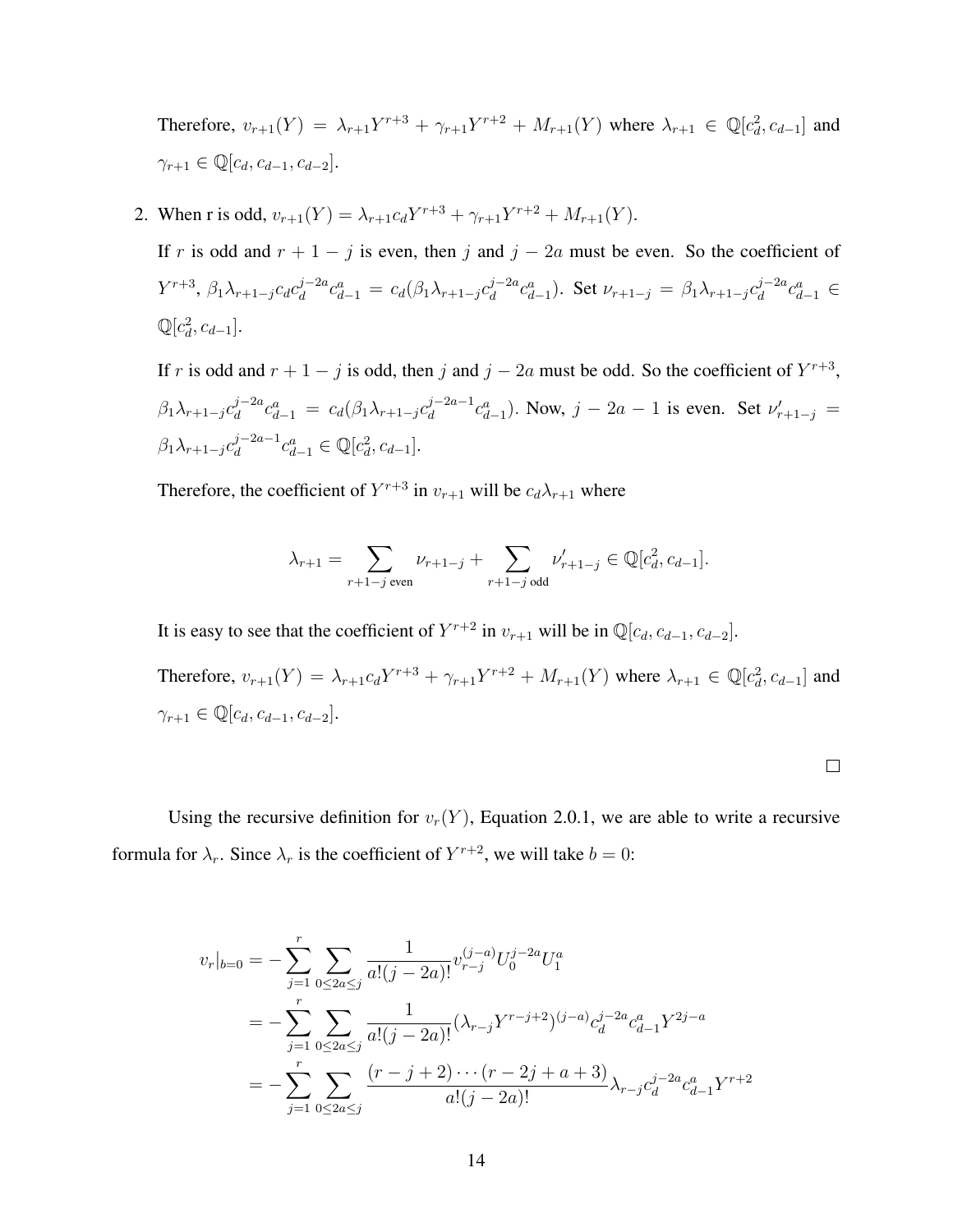Therefore, $v_{r+1}(Y) = \lambda_{r+1}Y^{r+3} + \gamma_{r+1}Y^{r+2} + M_{r+1}(Y)$ where $\lambda_{r+1} \in \mathbb{Q}[c_d^2, c_{d-1}]$ and $\gamma_{r+1} \in \mathbb{Q}[c_d, c_{d-1}, c_{d-2}]$.

2. When r is odd, $v_{r+1}(Y) = \lambda_{r+1}c_dY^{r+3} + \gamma_{r+1}Y^{r+2} + M_{r+1}(Y)$.

   If $r$ is odd and $r+1-j$ is even, then $j$ and $j-2a$ must be even. So the coefficient of $Y^{r+3}$, $\beta_1\lambda_{r+1-j}c_dc_d^{j-2a}c_{d-1}^a = c_d(\beta_1\lambda_{r+1-j}c_d^{j-2a}c_{d-1}^a)$. Set $\nu_{r+1-j} = \beta_1\lambda_{r+1-j}c_d^{j-2a}c_{d-1}^a \in \mathbb{Q}[c_d^2, c_{d-1}]$.

   If $r$ is odd and $r+1-j$ is odd, then $j$ and $j-2a$ must be odd. So the coefficient of $Y^{r+3}$, $\beta_1\lambda_{r+1-j}c_d^{j-2a}c_{d-1}^a = c_d(\beta_1\lambda_{r+1-j}c_d^{j-2a-1}c_{d-1}^a)$. Now, $j-2a-1$ is even. Set $\nu'_{r+1-j} = \beta_1\lambda_{r+1-j}c_d^{j-2a-1}c_{d-1}^a \in \mathbb{Q}[c_d^2, c_{d-1}]$.

   Therefore, the coefficient of $Y^{r+3}$ in $v_{r+1}$ will be $c_d\lambda_{r+1}$ where

   $$\lambda_{r+1} = \sum_{r+1-j \text{ even}} \nu_{r+1-j} + \sum_{r+1-j \text{ odd}} \nu'_{r+1-j} \in \mathbb{Q}[c_d^2, c_{d-1}].$$

   It is easy to see that the coefficient of $Y^{r+2}$ in $v_{r+1}$ will be in $\mathbb{Q}[c_d, c_{d-1}, c_{d-2}]$.

   Therefore, $v_{r+1}(Y) = \lambda_{r+1}c_dY^{r+3} + \gamma_{r+1}Y^{r+2} + M_{r+1}(Y)$ where $\lambda_{r+1} \in \mathbb{Q}[c_d^2, c_{d-1}]$ and $\gamma_{r+1} \in \mathbb{Q}[c_d, c_{d-1}, c_{d-2}]$.

□

Using the recursive definition for $v_r(Y)$, Equation 2.0.1, we are able to write a recursive formula for $\lambda_r$. Since $\lambda_r$ is the coefficient of $Y^{r+2}$, we will take $b = 0$:

$$\begin{aligned}
v_r|_{b=0} &= -\sum_{j=1}^{r} \sum_{0 \le 2a \le j} \frac{1}{a!(j-2a)!} v_{r-j}^{(j-a)} U_0^{j-2a} U_1^a \\
&= -\sum_{j=1}^{r} \sum_{0 \le 2a \le j} \frac{1}{a!(j-2a)!} (\lambda_{r-j}Y^{r-j+2})^{(j-a)} c_d^{j-2a} c_{d-1}^a Y^{2j-a} \\
&= -\sum_{j=1}^{r} \sum_{0 \le 2a \le j} \frac{(r-j+2)\cdots(r-2j+a+3)}{a!(j-2a)!} \lambda_{r-j} c_d^{j-2a} c_{d-1}^a Y^{r+2}
\end{aligned}$$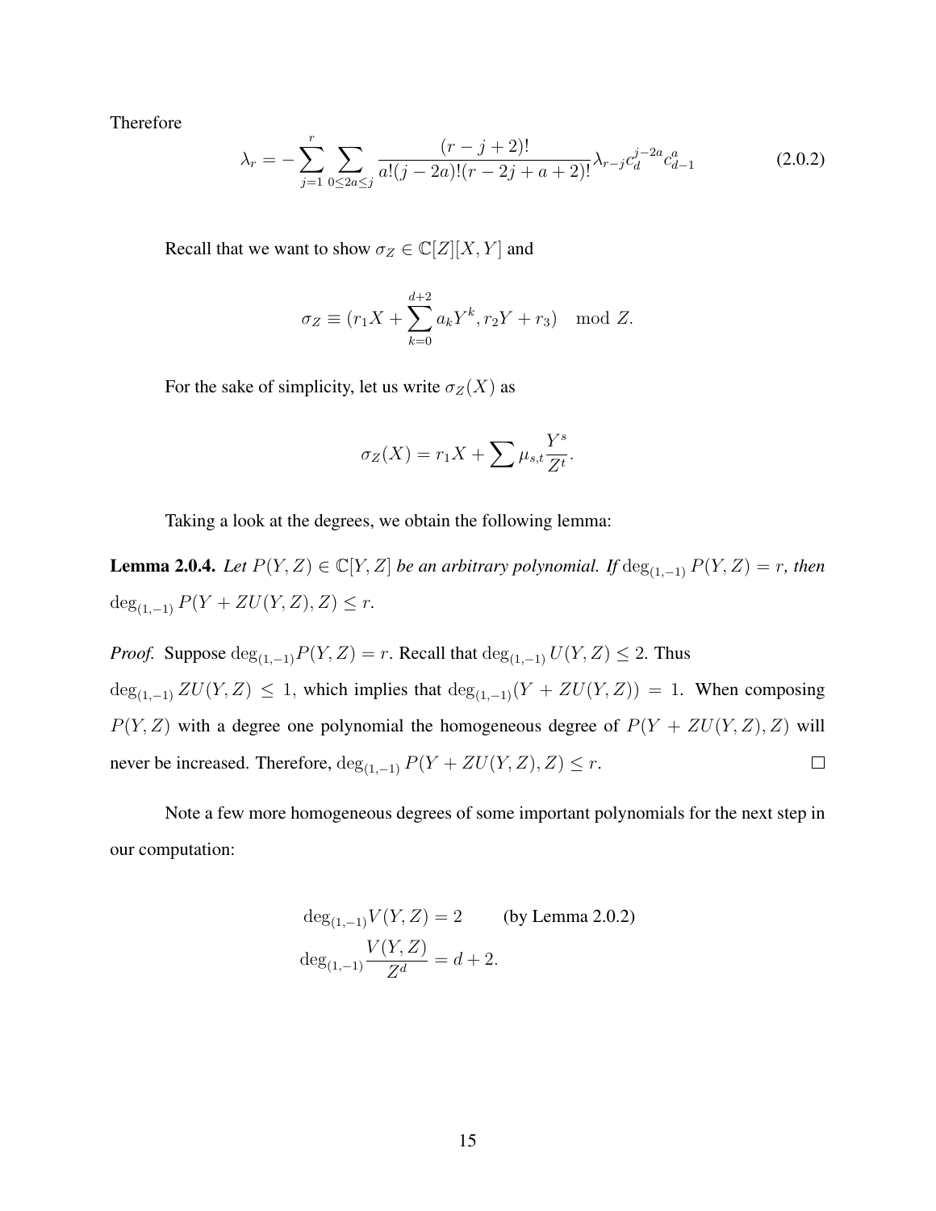Therefore

$$\lambda_r = -\sum_{j=1}^{r} \sum_{0 \leq 2a \leq j} \frac{(r-j+2)!}{a!(j-2a)!(r-2j+a+2)!} \lambda_{r-j} c_d^{j-2a} c_{d-1}^{a} \tag{2.0.2}$$

Recall that we want to show $\sigma_Z \in \mathbb{C}[Z][X, Y]$ and

$$\sigma_Z \equiv (r_1 X + \sum_{k=0}^{d+2} a_k Y^k, r_2 Y + r_3) \mod Z.$$

For the sake of simplicity, let us write $\sigma_Z(X)$ as

$$\sigma_Z(X) = r_1 X + \sum \mu_{s,t} \frac{Y^s}{Z^t}.$$

Taking a look at the degrees, we obtain the following lemma:

**Lemma 2.0.4.** *Let $P(Y, Z) \in \mathbb{C}[Y, Z]$ be an arbitrary polynomial. If $\deg_{(1,-1)} P(Y, Z) = r$, then $\deg_{(1,-1)} P(Y + ZU(Y, Z), Z) \leq r$.*

*Proof.* Suppose $\deg_{(1,-1)} P(Y, Z) = r$. Recall that $\deg_{(1,-1)} U(Y, Z) \leq 2$. Thus $\deg_{(1,-1)} ZU(Y, Z) \leq 1$, which implies that $\deg_{(1,-1)}(Y + ZU(Y, Z)) = 1$. When composing $P(Y, Z)$ with a degree one polynomial the homogeneous degree of $P(Y + ZU(Y, Z), Z)$ will never be increased. Therefore, $\deg_{(1,-1)} P(Y + ZU(Y, Z), Z) \leq r$. $\square$

Note a few more homogeneous degrees of some important polynomials for the next step in our computation:

$$\deg_{(1,-1)} V(Y, Z) = 2 \qquad \text{(by Lemma 2.0.2)}$$

$$\deg_{(1,-1)} \frac{V(Y, Z)}{Z^d} = d + 2.$$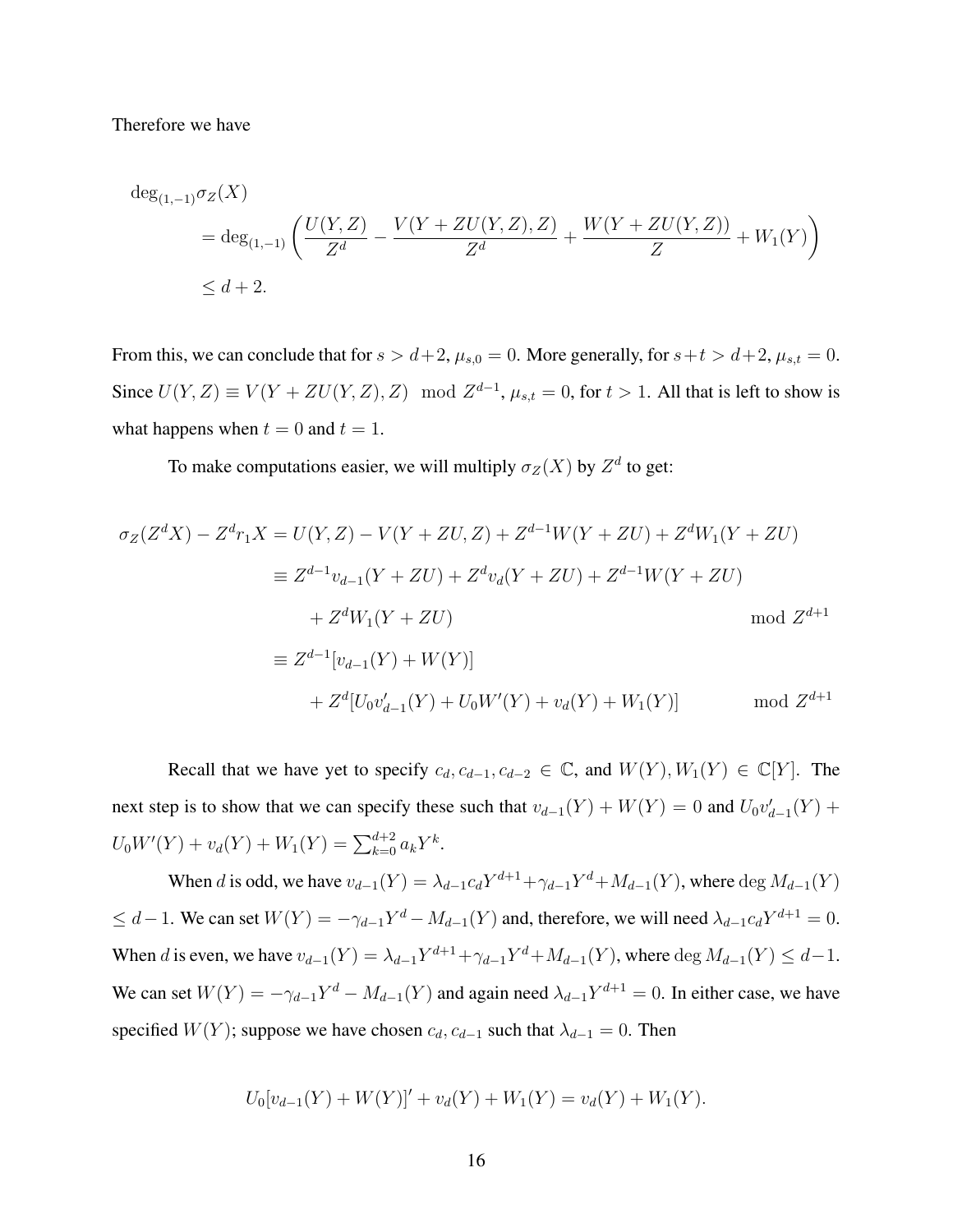Therefore we have

$$
\begin{aligned}
&\deg_{(1,-1)}\sigma_Z(X) \\
&\qquad = \deg_{(1,-1)}\left(\frac{U(Y,Z)}{Z^d} - \frac{V(Y+ZU(Y,Z),Z)}{Z^d} + \frac{W(Y+ZU(Y,Z))}{Z} + W_1(Y)\right) \\
&\qquad \le d+2.
\end{aligned}
$$

From this, we can conclude that for $s > d+2$, $\mu_{s,0} = 0$. More generally, for $s+t > d+2$, $\mu_{s,t} = 0$. Since $U(Y,Z) \equiv V(Y+ZU(Y,Z),Z) \mod Z^{d-1}$, $\mu_{s,t} = 0$, for $t > 1$. All that is left to show is what happens when $t = 0$ and $t = 1$.

To make computations easier, we will multiply $\sigma_Z(X)$ by $Z^d$ to get:

$$
\begin{aligned}
\sigma_Z(Z^dX) - Z^d r_1 X &= U(Y,Z) - V(Y+ZU,Z) + Z^{d-1}W(Y+ZU) + Z^d W_1(Y+ZU) \\
&\equiv Z^{d-1}v_{d-1}(Y+ZU) + Z^d v_d(Y+ZU) + Z^{d-1}W(Y+ZU) \\
&\quad + Z^d W_1(Y+ZU) \qquad\qquad\qquad\qquad\qquad\qquad \mod Z^{d+1} \\
&\equiv Z^{d-1}[v_{d-1}(Y) + W(Y)] \\
&\quad + Z^d[U_0 v'_{d-1}(Y) + U_0 W'(Y) + v_d(Y) + W_1(Y)] \qquad \mod Z^{d+1}
\end{aligned}
$$

Recall that we have yet to specify $c_d, c_{d-1}, c_{d-2} \in \mathbb{C}$, and $W(Y), W_1(Y) \in \mathbb{C}[Y]$. The next step is to show that we can specify these such that $v_{d-1}(Y) + W(Y) = 0$ and $U_0 v'_{d-1}(Y) + U_0 W'(Y) + v_d(Y) + W_1(Y) = \sum_{k=0}^{d+2} a_k Y^k$.

When $d$ is odd, we have $v_{d-1}(Y) = \lambda_{d-1} c_d Y^{d+1} + \gamma_{d-1} Y^d + M_{d-1}(Y)$, where $\deg M_{d-1}(Y) \le d-1$. We can set $W(Y) = -\gamma_{d-1}Y^d - M_{d-1}(Y)$ and, therefore, we will need $\lambda_{d-1}c_d Y^{d+1} = 0$. When $d$ is even, we have $v_{d-1}(Y) = \lambda_{d-1}Y^{d+1} + \gamma_{d-1}Y^d + M_{d-1}(Y)$, where $\deg M_{d-1}(Y) \le d-1$. We can set $W(Y) = -\gamma_{d-1}Y^d - M_{d-1}(Y)$ and again need $\lambda_{d-1}Y^{d+1} = 0$. In either case, we have specified $W(Y)$; suppose we have chosen $c_d, c_{d-1}$ such that $\lambda_{d-1} = 0$. Then

$$
U_0[v_{d-1}(Y) + W(Y)]' + v_d(Y) + W_1(Y) = v_d(Y) + W_1(Y).
$$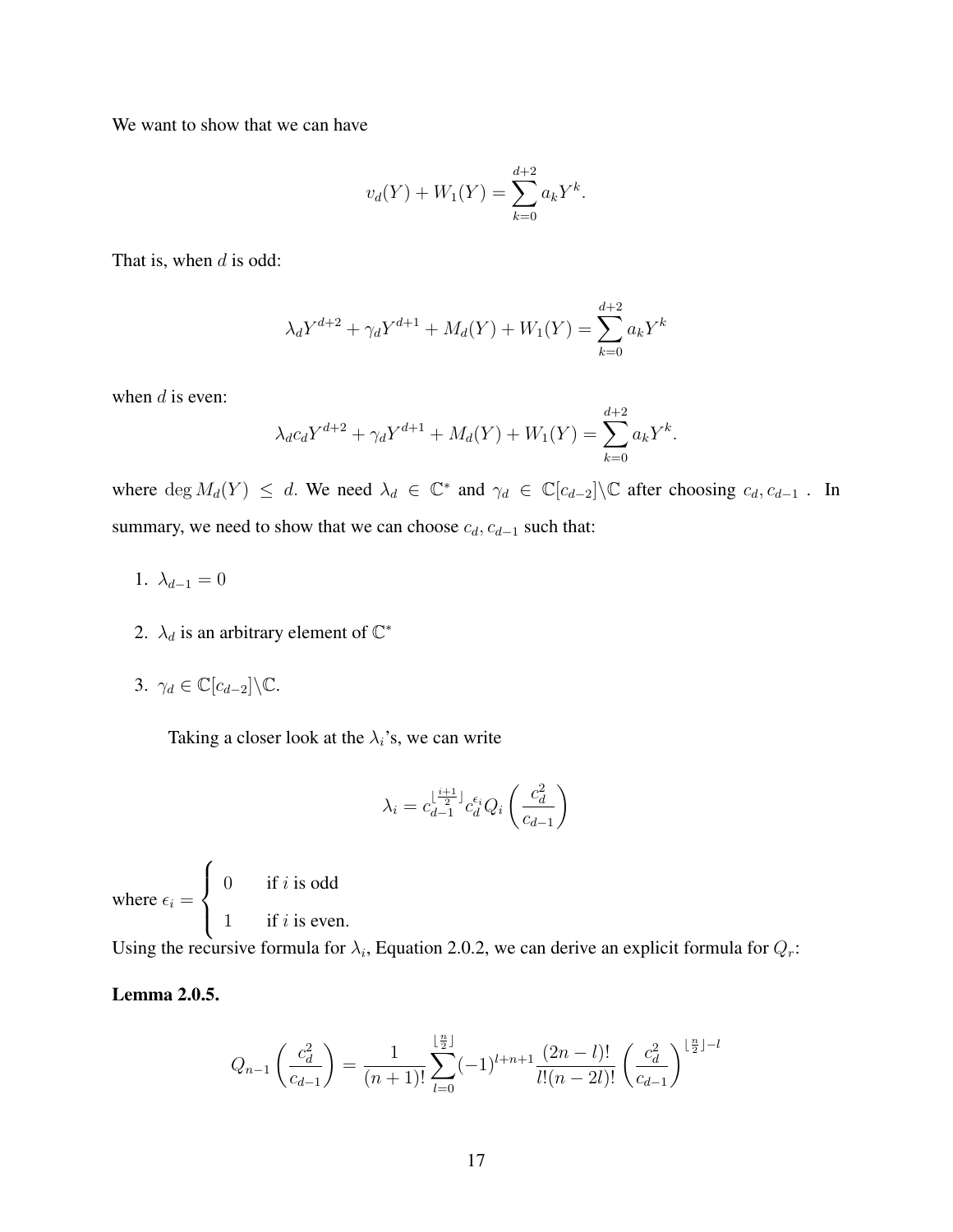We want to show that we can have

$$v_d(Y) + W_1(Y) = \sum_{k=0}^{d+2} a_k Y^k.$$

That is, when $d$ is odd:

$$\lambda_d Y^{d+2} + \gamma_d Y^{d+1} + M_d(Y) + W_1(Y) = \sum_{k=0}^{d+2} a_k Y^k$$

when $d$ is even:

$$\lambda_d c_d Y^{d+2} + \gamma_d Y^{d+1} + M_d(Y) + W_1(Y) = \sum_{k=0}^{d+2} a_k Y^k.$$

where $\deg M_d(Y) \leq d$. We need $\lambda_d \in \mathbb{C}^*$ and $\gamma_d \in \mathbb{C}[c_{d-2}]\backslash\mathbb{C}$ after choosing $c_d, c_{d-1}$ . In summary, we need to show that we can choose $c_d, c_{d-1}$ such that:

1. $\lambda_{d-1} = 0$
2. $\lambda_d$ is an arbitrary element of $\mathbb{C}^*$
3. $\gamma_d \in \mathbb{C}[c_{d-2}]\backslash\mathbb{C}$.

Taking a closer look at the $\lambda_i$'s, we can write

$$\lambda_i = c_{d-1}^{\lfloor \frac{i+1}{2} \rfloor} c_d^{\epsilon_i} Q_i\left(\frac{c_d^2}{c_{d-1}}\right)$$

where $\epsilon_i = \begin{cases} 0 & \text{if } i \text{ is odd} \\ 1 & \text{if } i \text{ is even.} \end{cases}$

Using the recursive formula for $\lambda_i$, Equation 2.0.2, we can derive an explicit formula for $Q_r$:

**Lemma 2.0.5.**

$$Q_{n-1}\left(\frac{c_d^2}{c_{d-1}}\right) = \frac{1}{(n+1)!}\sum_{l=0}^{\lfloor \frac{n}{2} \rfloor}(-1)^{l+n+1}\frac{(2n-l)!}{l!(n-2l)!}\left(\frac{c_d^2}{c_{d-1}}\right)^{\lfloor \frac{n}{2} \rfloor - l}$$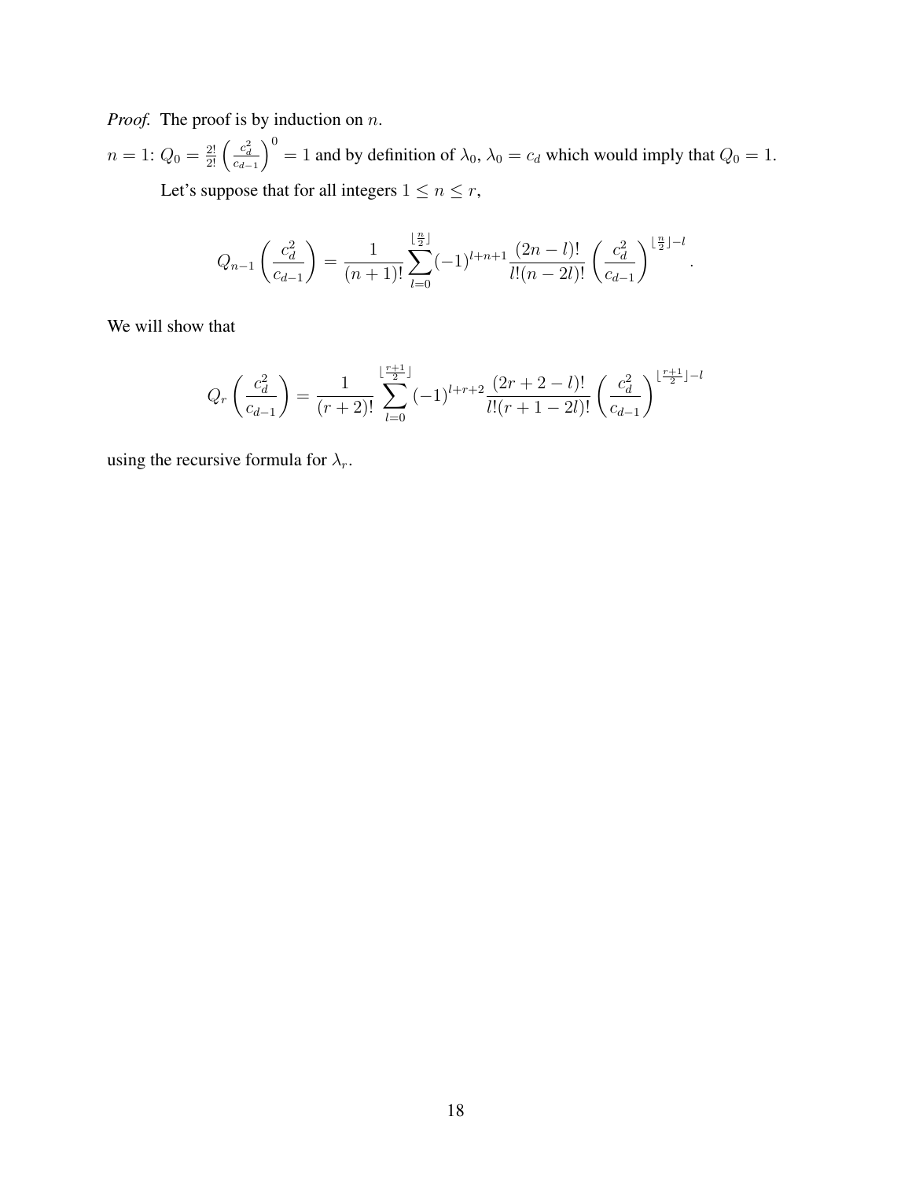*Proof.* The proof is by induction on $n$.

$n = 1$: $Q_0 = \frac{2!}{2!}\left(\frac{c_d^2}{c_{d-1}}\right)^0 = 1$ and by definition of $\lambda_0$, $\lambda_0 = c_d$ which would imply that $Q_0 = 1$.

Let's suppose that for all integers $1 \leq n \leq r$,

$$Q_{n-1}\left(\frac{c_d^2}{c_{d-1}}\right) = \frac{1}{(n+1)!}\sum_{l=0}^{\lfloor \frac{n}{2} \rfloor}(-1)^{l+n+1}\frac{(2n-l)!}{l!(n-2l)!}\left(\frac{c_d^2}{c_{d-1}}\right)^{\lfloor \frac{n}{2} \rfloor - l}.$$

We will show that

$$Q_r\left(\frac{c_d^2}{c_{d-1}}\right) = \frac{1}{(r+2)!}\sum_{l=0}^{\lfloor \frac{r+1}{2} \rfloor}(-1)^{l+r+2}\frac{(2r+2-l)!}{l!(r+1-2l)!}\left(\frac{c_d^2}{c_{d-1}}\right)^{\lfloor \frac{r+1}{2} \rfloor - l}$$

using the recursive formula for $\lambda_r$.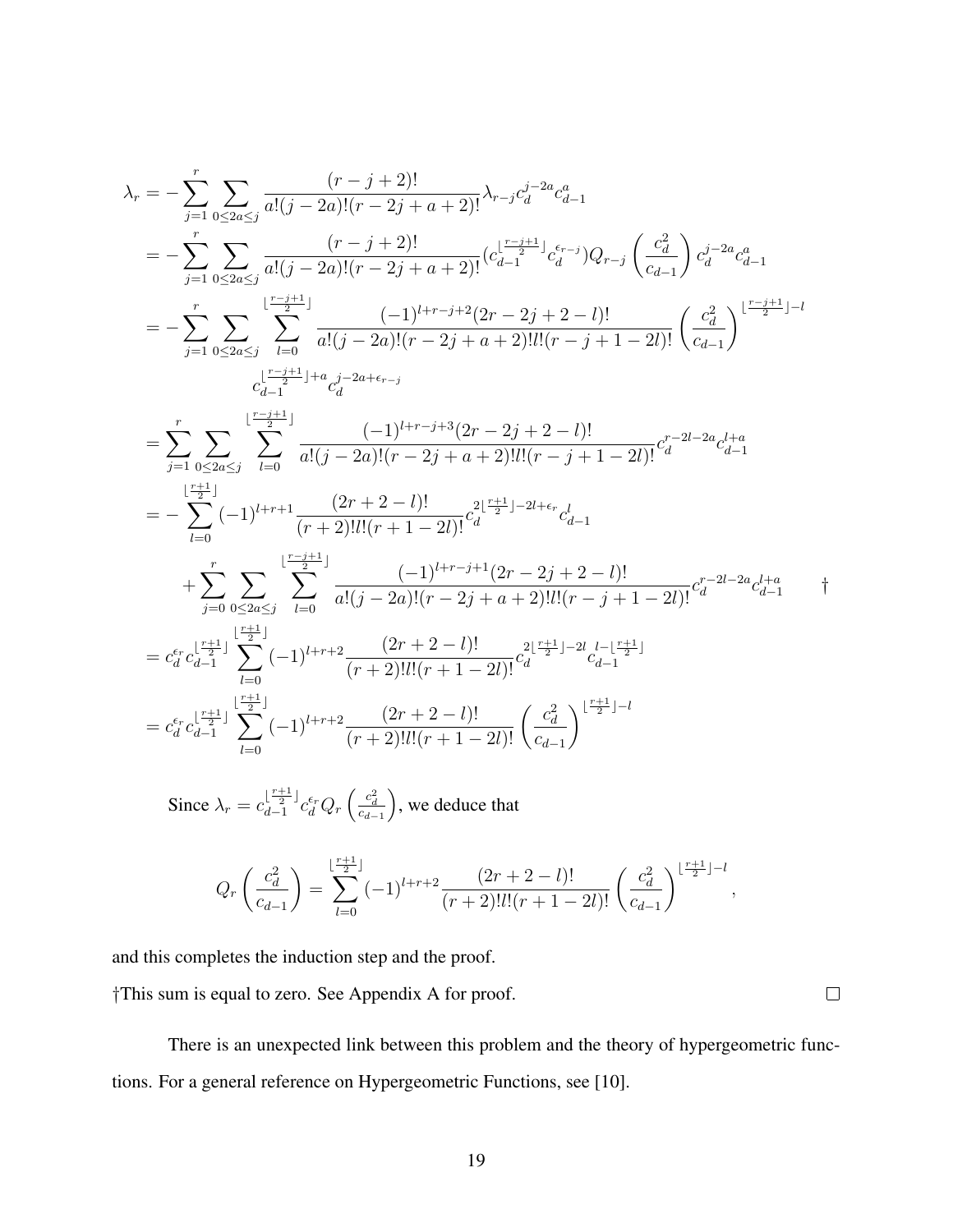$$
\begin{aligned}
\lambda_r &= -\sum_{j=1}^{r}\sum_{0\le 2a\le j} \frac{(r-j+2)!}{a!(j-2a)!(r-2j+a+2)!}\lambda_{r-j}c_d^{j-2a}c_{d-1}^{a} \\
&= -\sum_{j=1}^{r}\sum_{0\le 2a\le j} \frac{(r-j+2)!}{a!(j-2a)!(r-2j+a+2)!}(c_{d-1}^{\lfloor\frac{r-j+1}{2}\rfloor}c_d^{\epsilon_{r-j}})Q_{r-j}\left(\frac{c_d^2}{c_{d-1}}\right)c_d^{j-2a}c_{d-1}^{a} \\
&= -\sum_{j=1}^{r}\sum_{0\le 2a\le j}\sum_{l=0}^{\lfloor\frac{r-j+1}{2}\rfloor} \frac{(-1)^{l+r-j+2}(2r-2j+2-l)!}{a!(j-2a)!(r-2j+a+2)!l!(r-j+1-2l)!}\left(\frac{c_d^2}{c_{d-1}}\right)^{\lfloor\frac{r-j+1}{2}\rfloor-l} \\
&\qquad c_{d-1}^{\lfloor\frac{r-j+1}{2}\rfloor+a}c_d^{j-2a+\epsilon_{r-j}} \\
&= \sum_{j=1}^{r}\sum_{0\le 2a\le j}\sum_{l=0}^{\lfloor\frac{r-j+1}{2}\rfloor} \frac{(-1)^{l+r-j+3}(2r-2j+2-l)!}{a!(j-2a)!(r-2j+a+2)!l!(r-j+1-2l)!}c_d^{r-2l-2a}c_{d-1}^{l+a} \\
&= -\sum_{l=0}^{\lfloor\frac{r+1}{2}\rfloor}(-1)^{l+r+1}\frac{(2r+2-l)!}{(r+2)!l!(r+1-2l)!}c_d^{2\lfloor\frac{r+1}{2}\rfloor-2l+\epsilon_r}c_{d-1}^{l} \\
&\quad +\sum_{j=0}^{r}\sum_{0\le 2a\le j}\sum_{l=0}^{\lfloor\frac{r-j+1}{2}\rfloor} \frac{(-1)^{l+r-j+1}(2r-2j+2-l)!}{a!(j-2a)!(r-2j+a+2)!l!(r-j+1-2l)!}c_d^{r-2l-2a}c_{d-1}^{l+a} \qquad \dagger \\
&= c_d^{\epsilon_r}c_{d-1}^{\lfloor\frac{r+1}{2}\rfloor}\sum_{l=0}^{\lfloor\frac{r+1}{2}\rfloor}(-1)^{l+r+2}\frac{(2r+2-l)!}{(r+2)!l!(r+1-2l)!}c_d^{2\lfloor\frac{r+1}{2}\rfloor-2l}c_{d-1}^{l-\lfloor\frac{r+1}{2}\rfloor} \\
&= c_d^{\epsilon_r}c_{d-1}^{\lfloor\frac{r+1}{2}\rfloor}\sum_{l=0}^{\lfloor\frac{r+1}{2}\rfloor}(-1)^{l+r+2}\frac{(2r+2-l)!}{(r+2)!l!(r+1-2l)!}\left(\frac{c_d^2}{c_{d-1}}\right)^{\lfloor\frac{r+1}{2}\rfloor-l}
\end{aligned}
$$

Since $\lambda_r = c_{d-1}^{\lfloor\frac{r+1}{2}\rfloor}c_d^{\epsilon_r}Q_r\left(\frac{c_d^2}{c_{d-1}}\right)$, we deduce that

$$
Q_r\left(\frac{c_d^2}{c_{d-1}}\right) = \sum_{l=0}^{\lfloor\frac{r+1}{2}\rfloor}(-1)^{l+r+2}\frac{(2r+2-l)!}{(r+2)!l!(r+1-2l)!}\left(\frac{c_d^2}{c_{d-1}}\right)^{\lfloor\frac{r+1}{2}\rfloor-l},
$$

and this completes the induction step and the proof.

†This sum is equal to zero. See Appendix A for proof. □

There is an unexpected link between this problem and the theory of hypergeometric functions. For a general reference on Hypergeometric Functions, see [10].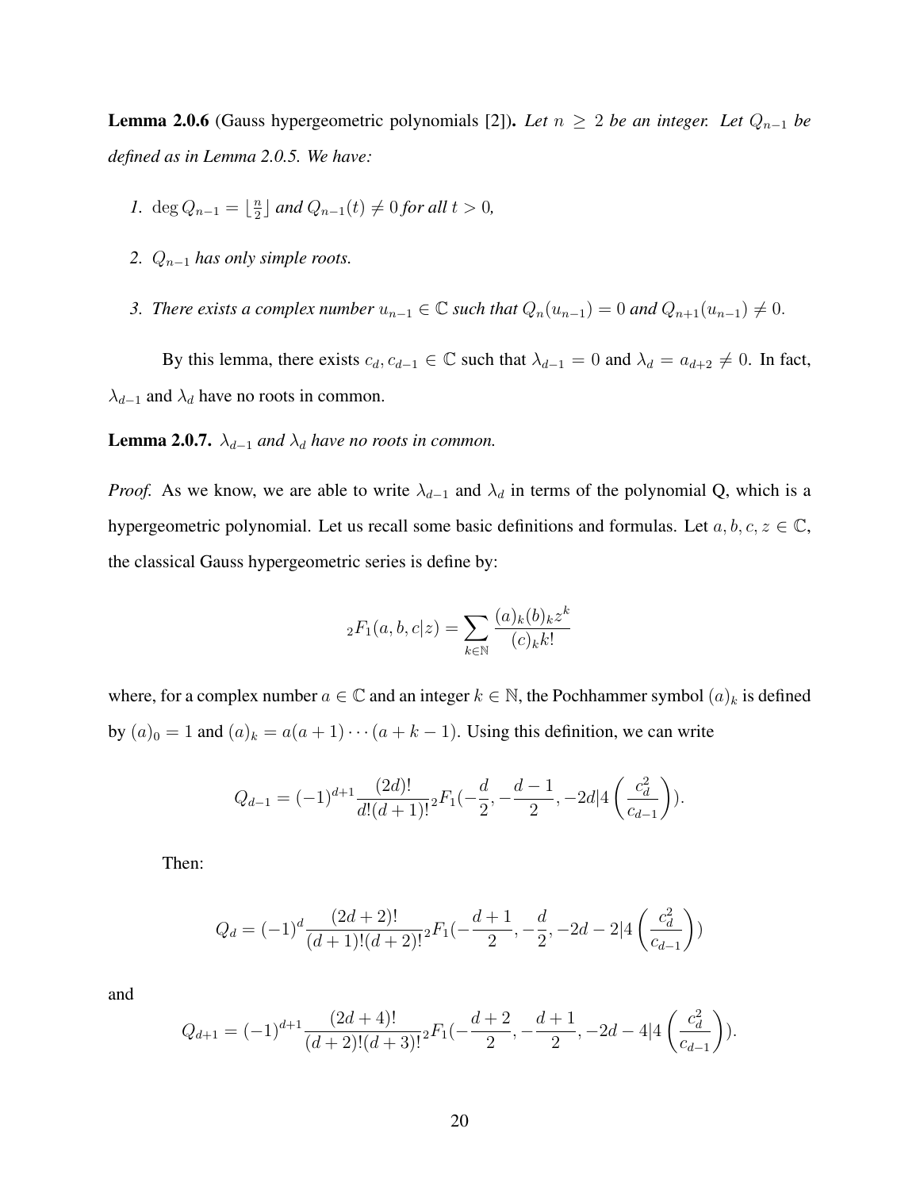**Lemma 2.0.6** (Gauss hypergeometric polynomials [2])**.** *Let $n \geq 2$ be an integer. Let $Q_{n-1}$ be defined as in Lemma 2.0.5. We have:*

1. *$\deg Q_{n-1} = \lfloor \frac{n}{2} \rfloor$ and $Q_{n-1}(t) \neq 0$ for all $t > 0$,*
2. *$Q_{n-1}$ has only simple roots.*
3. *There exists a complex number $u_{n-1} \in \mathbb{C}$ such that $Q_n(u_{n-1}) = 0$ and $Q_{n+1}(u_{n-1}) \neq 0$.*

By this lemma, there exists $c_d, c_{d-1} \in \mathbb{C}$ such that $\lambda_{d-1} = 0$ and $\lambda_d = a_{d+2} \neq 0$. In fact, $\lambda_{d-1}$ and $\lambda_d$ have no roots in common.

**Lemma 2.0.7.** *$\lambda_{d-1}$ and $\lambda_d$ have no roots in common.*

*Proof.* As we know, we are able to write $\lambda_{d-1}$ and $\lambda_d$ in terms of the polynomial Q, which is a hypergeometric polynomial. Let us recall some basic definitions and formulas. Let $a, b, c, z \in \mathbb{C}$, the classical Gauss hypergeometric series is define by:

$$ {}_2F_1(a, b, c|z) = \sum_{k \in \mathbb{N}} \frac{(a)_k (b)_k z^k}{(c)_k k!}$$

where, for a complex number $a \in \mathbb{C}$ and an integer $k \in \mathbb{N}$, the Pochhammer symbol $(a)_k$ is defined by $(a)_0 = 1$ and $(a)_k = a(a+1)\cdots(a+k-1)$. Using this definition, we can write

$$Q_{d-1} = (-1)^{d+1} \frac{(2d)!}{d!(d+1)!} {}_2F_1(-\frac{d}{2}, -\frac{d-1}{2}, -2d | 4\left(\frac{c_d^2}{c_{d-1}}\right)).$$

Then:

$$Q_d = (-1)^d \frac{(2d+2)!}{(d+1)!(d+2)!} {}_2F_1(-\frac{d+1}{2}, -\frac{d}{2}, -2d-2 | 4\left(\frac{c_d^2}{c_{d-1}}\right))$$

and

$$Q_{d+1} = (-1)^{d+1} \frac{(2d+4)!}{(d+2)!(d+3)!} {}_2F_1(-\frac{d+2}{2}, -\frac{d+1}{2}, -2d-4 | 4\left(\frac{c_d^2}{c_{d-1}}\right)).$$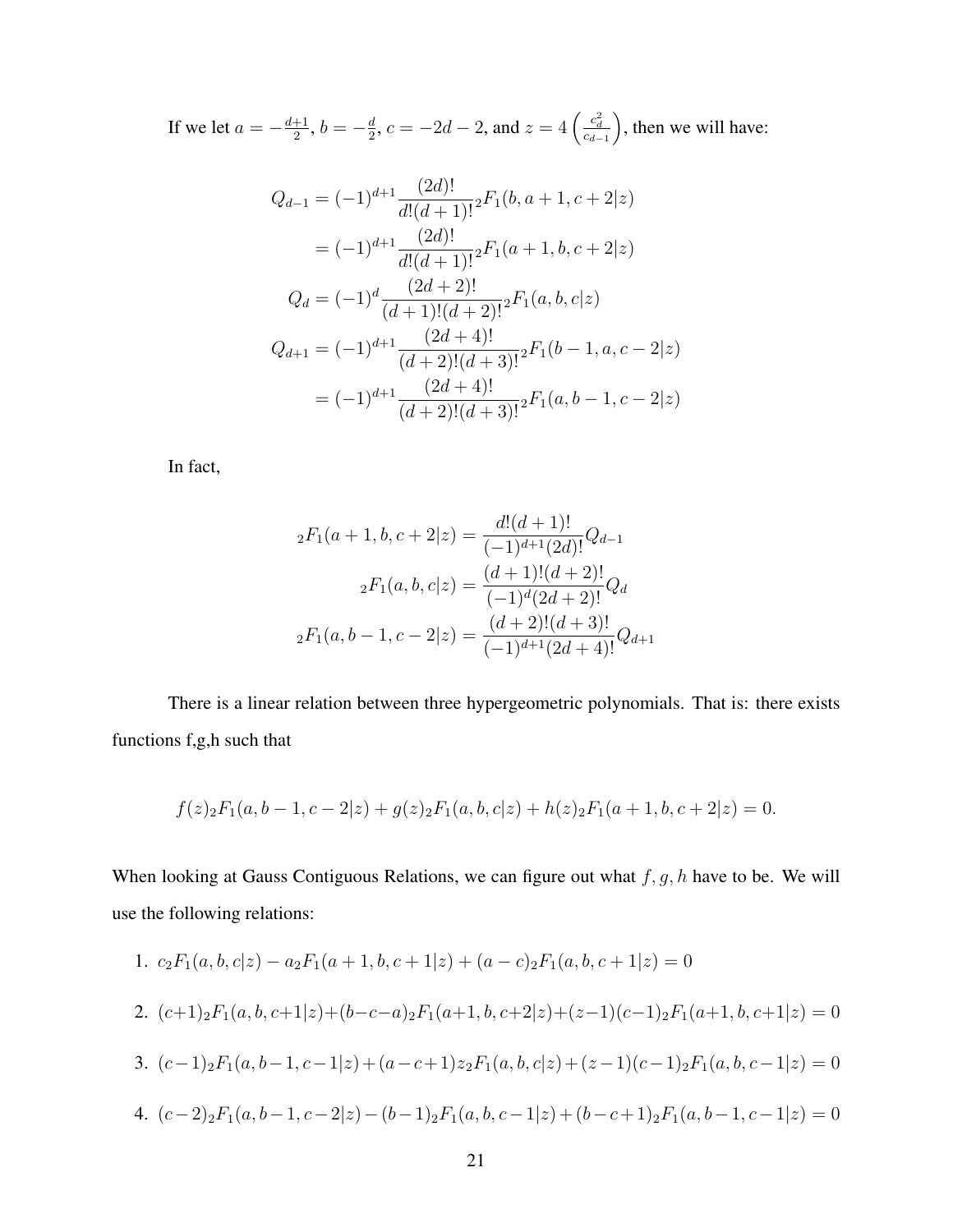If we let $a = -\frac{d+1}{2}$, $b = -\frac{d}{2}$, $c = -2d - 2$, and $z = 4\left(\frac{c_d^2}{c_{d-1}}\right)$, then we will have:

$$
\begin{aligned}
Q_{d-1} &= (-1)^{d+1}\frac{(2d)!}{d!(d+1)!}{}_2F_1(b, a+1, c+2|z) \\
&= (-1)^{d+1}\frac{(2d)!}{d!(d+1)!}{}_2F_1(a+1, b, c+2|z) \\
Q_d &= (-1)^{d}\frac{(2d+2)!}{(d+1)!(d+2)!}{}_2F_1(a, b, c|z) \\
Q_{d+1} &= (-1)^{d+1}\frac{(2d+4)!}{(d+2)!(d+3)!}{}_2F_1(b-1, a, c-2|z) \\
&= (-1)^{d+1}\frac{(2d+4)!}{(d+2)!(d+3)!}{}_2F_1(a, b-1, c-2|z)
\end{aligned}
$$

In fact,

$$
\begin{aligned}
{}_2F_1(a+1, b, c+2|z) &= \frac{d!(d+1)!}{(-1)^{d+1}(2d)!}Q_{d-1} \\
{}_2F_1(a, b, c|z) &= \frac{(d+1)!(d+2)!}{(-1)^{d}(2d+2)!}Q_{d} \\
{}_2F_1(a, b-1, c-2|z) &= \frac{(d+2)!(d+3)!}{(-1)^{d+1}(2d+4)!}Q_{d+1}
\end{aligned}
$$

There is a linear relation between three hypergeometric polynomials. That is: there exists functions f,g,h such that

$$
f(z){}_2F_1(a, b-1, c-2|z) + g(z){}_2F_1(a, b, c|z) + h(z){}_2F_1(a+1, b, c+2|z) = 0.
$$

When looking at Gauss Contiguous Relations, we can figure out what $f, g, h$ have to be. We will use the following relations:

1. $c\,{}_2F_1(a, b, c|z) - a\,{}_2F_1(a+1, b, c+1|z) + (a-c)\,{}_2F_1(a, b, c+1|z) = 0$

2. $(c+1)\,{}_2F_1(a, b, c+1|z) + (b-c-a)\,{}_2F_1(a+1, b, c+2|z) + (z-1)(c-1)\,{}_2F_1(a+1, b, c+1|z) = 0$

3. $(c-1)\,{}_2F_1(a, b-1, c-1|z) + (a-c+1)z\,{}_2F_1(a, b, c|z) + (z-1)(c-1)\,{}_2F_1(a, b, c-1|z) = 0$

4. $(c-2)\,{}_2F_1(a, b-1, c-2|z) - (b-1)\,{}_2F_1(a, b, c-1|z) + (b-c+1)\,{}_2F_1(a, b-1, c-1|z) = 0$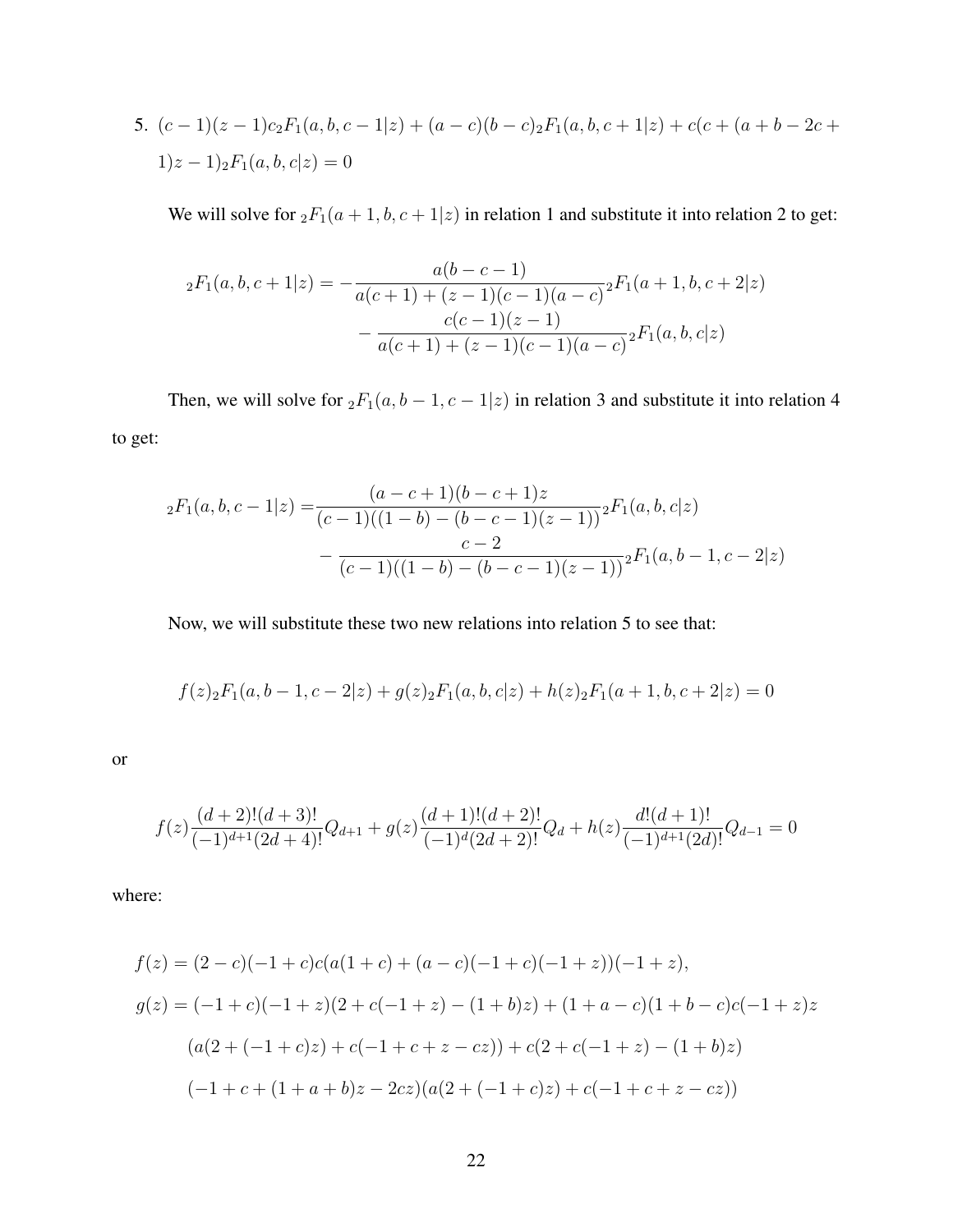5. $(c-1)(z-1)c_2F_1(a,b,c-1|z) + (a-c)(b-c)_2F_1(a,b,c+1|z) + c(c+(a+b-2c+1)z-1)_2F_1(a,b,c|z) = 0$

We will solve for ${}_2F_1(a+1,b,c+1|z)$ in relation 1 and substitute it into relation 2 to get:

$$
\begin{aligned}
{}_2F_1(a,b,c+1|z) = &-\frac{a(b-c-1)}{a(c+1)+(z-1)(c-1)(a-c)}{}_2F_1(a+1,b,c+2|z) \\
&- \frac{c(c-1)(z-1)}{a(c+1)+(z-1)(c-1)(a-c)}{}_2F_1(a,b,c|z)
\end{aligned}
$$

Then, we will solve for ${}_2F_1(a,b-1,c-1|z)$ in relation 3 and substitute it into relation 4 to get:

$$
\begin{aligned}
{}_2F_1(a,b,c-1|z) = &\frac{(a-c+1)(b-c+1)z}{(c-1)((1-b)-(b-c-1)(z-1))}{}_2F_1(a,b,c|z) \\
&- \frac{c-2}{(c-1)((1-b)-(b-c-1)(z-1))}{}_2F_1(a,b-1,c-2|z)
\end{aligned}
$$

Now, we will substitute these two new relations into relation 5 to see that:

$$
f(z){}_2F_1(a,b-1,c-2|z) + g(z){}_2F_1(a,b,c|z) + h(z){}_2F_1(a+1,b,c+2|z) = 0
$$

or

$$
f(z)\frac{(d+2)!(d+3)!}{(-1)^{d+1}(2d+4)!}Q_{d+1} + g(z)\frac{(d+1)!(d+2)!}{(-1)^{d}(2d+2)!}Q_d + h(z)\frac{d!(d+1)!}{(-1)^{d+1}(2d)!}Q_{d-1} = 0
$$

where:

$$
\begin{aligned}
f(z) &= (2-c)(-1+c)c(a(1+c)+(a-c)(-1+c)(-1+z))(-1+z), \\
g(z) &= (-1+c)(-1+z)(2+c(-1+z)-(1+b)z) + (1+a-c)(1+b-c)c(-1+z)z \\
&\quad (a(2+(-1+c)z)+c(-1+c+z-cz)) + c(2+c(-1+z)-(1+b)z) \\
&\quad (-1+c+(1+a+b)z-2cz)(a(2+(-1+c)z)+c(-1+c+z-cz))
\end{aligned}
$$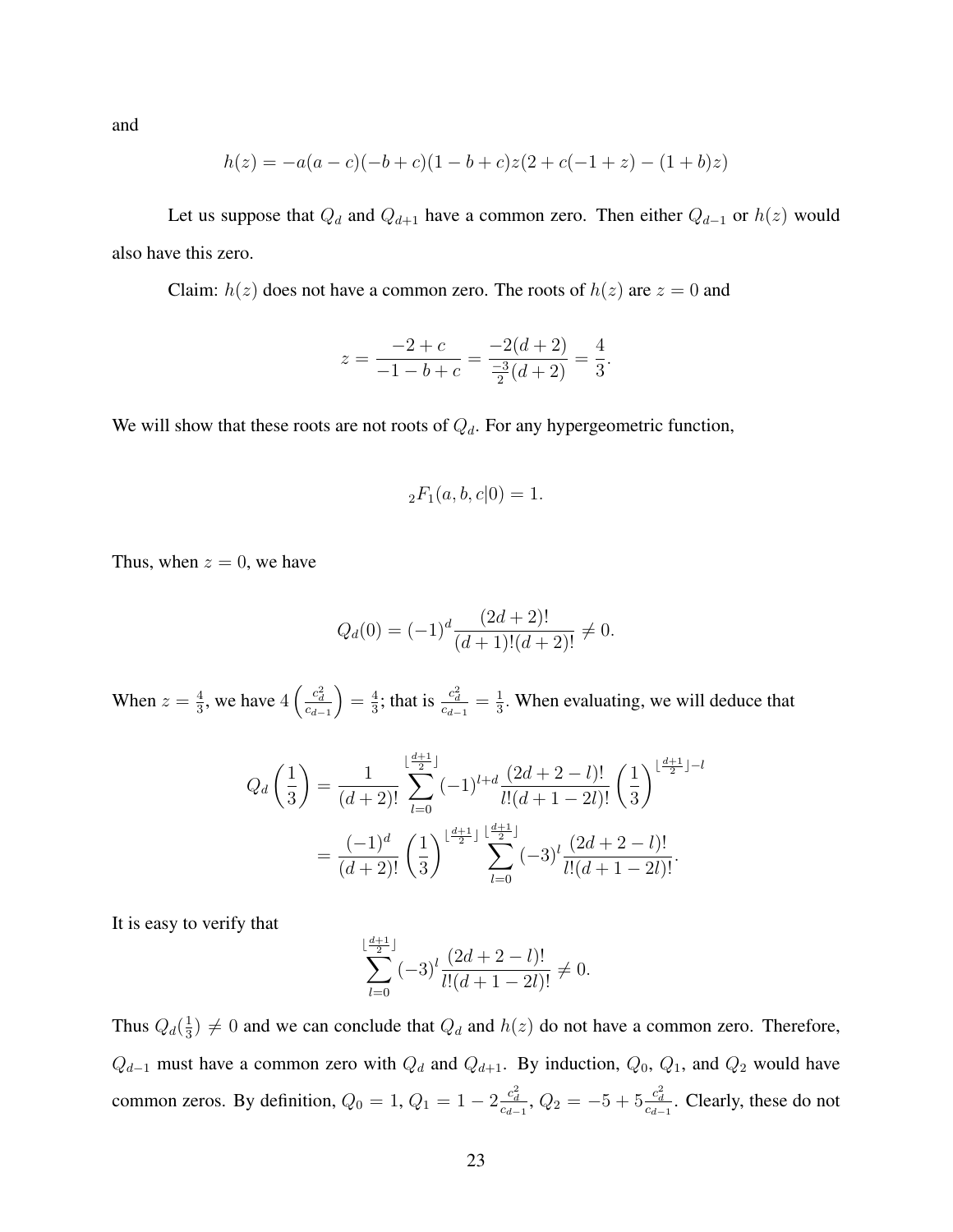and

$$h(z) = -a(a-c)(-b+c)(1-b+c)z(2+c(-1+z)-(1+b)z)$$

Let us suppose that $Q_d$ and $Q_{d+1}$ have a common zero. Then either $Q_{d-1}$ or $h(z)$ would also have this zero.

Claim: $h(z)$ does not have a common zero. The roots of $h(z)$ are $z = 0$ and

$$z = \frac{-2+c}{-1-b+c} = \frac{-2(d+2)}{\frac{-3}{2}(d+2)} = \frac{4}{3}.$$

We will show that these roots are not roots of $Q_d$. For any hypergeometric function,

$${}_2F_1(a, b, c|0) = 1.$$

Thus, when $z = 0$, we have

$$Q_d(0) = (-1)^d \frac{(2d+2)!}{(d+1)!(d+2)!} \neq 0.$$

When $z = \frac{4}{3}$, we have $4\left(\frac{c_d^2}{c_{d-1}}\right) = \frac{4}{3}$; that is $\frac{c_d^2}{c_{d-1}} = \frac{1}{3}$. When evaluating, we will deduce that

$$\begin{aligned}
Q_d\left(\frac{1}{3}\right) &= \frac{1}{(d+2)!} \sum_{l=0}^{\lfloor \frac{d+1}{2} \rfloor} (-1)^{l+d} \frac{(2d+2-l)!}{l!(d+1-2l)!} \left(\frac{1}{3}\right)^{\lfloor \frac{d+1}{2} \rfloor - l} \\
&= \frac{(-1)^d}{(d+2)!} \left(\frac{1}{3}\right)^{\lfloor \frac{d+1}{2} \rfloor} \sum_{l=0}^{\lfloor \frac{d+1}{2} \rfloor} (-3)^l \frac{(2d+2-l)!}{l!(d+1-2l)!}.
\end{aligned}$$

It is easy to verify that

$$\sum_{l=0}^{\lfloor \frac{d+1}{2} \rfloor} (-3)^l \frac{(2d+2-l)!}{l!(d+1-2l)!} \neq 0.$$

Thus $Q_d(\frac{1}{3}) \neq 0$ and we can conclude that $Q_d$ and $h(z)$ do not have a common zero. Therefore, $Q_{d-1}$ must have a common zero with $Q_d$ and $Q_{d+1}$. By induction, $Q_0$, $Q_1$, and $Q_2$ would have common zeros. By definition, $Q_0 = 1$, $Q_1 = 1 - 2\frac{c_d^2}{c_{d-1}}$, $Q_2 = -5 + 5\frac{c_d^2}{c_{d-1}}$. Clearly, these do not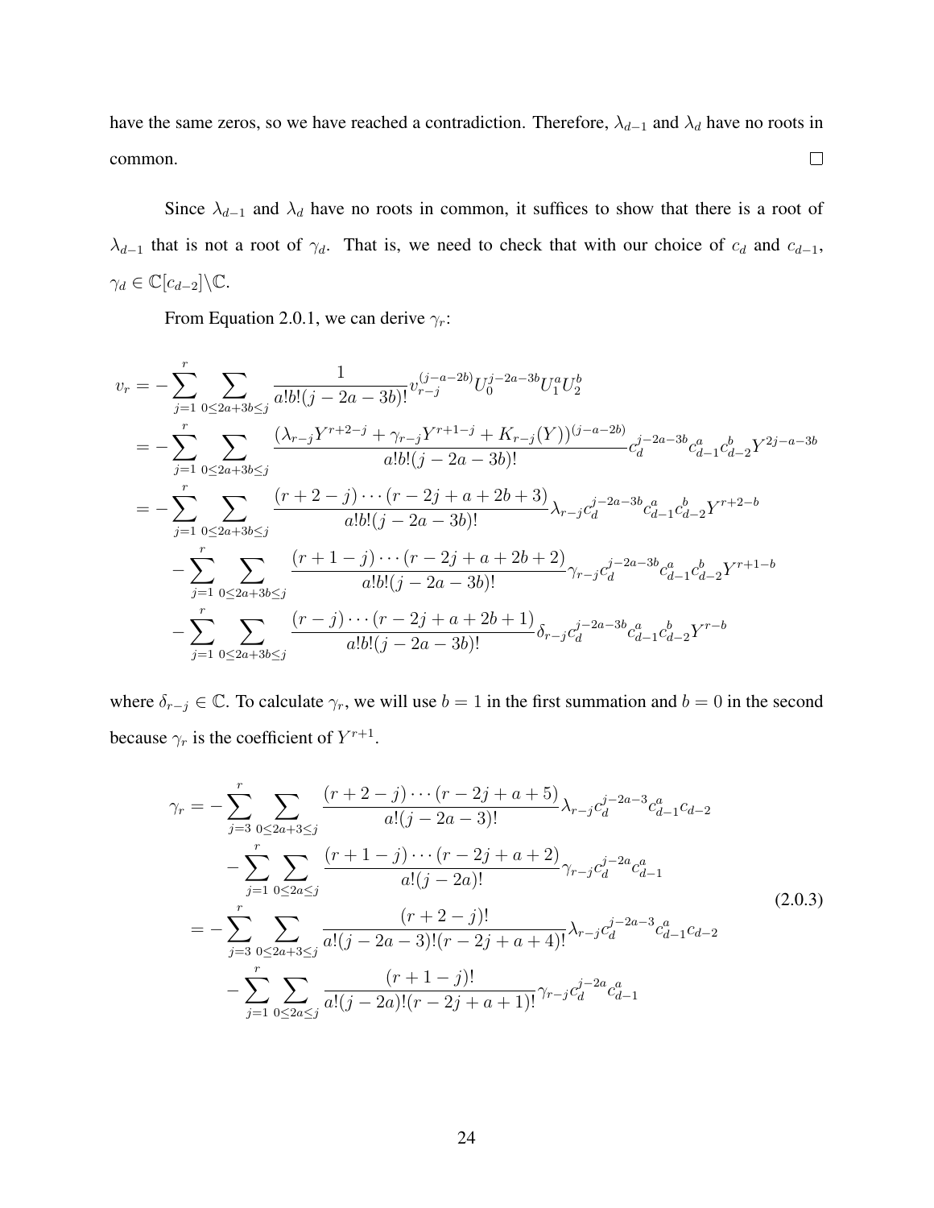have the same zeros, so we have reached a contradiction. Therefore, $\lambda_{d-1}$ and $\lambda_d$ have no roots in common. $\square$

Since $\lambda_{d-1}$ and $\lambda_d$ have no roots in common, it suffices to show that there is a root of $\lambda_{d-1}$ that is not a root of $\gamma_d$. That is, we need to check that with our choice of $c_d$ and $c_{d-1}$, $\gamma_d \in \mathbb{C}[c_{d-2}] \backslash \mathbb{C}$.

From Equation 2.0.1, we can derive $\gamma_r$:

$$
\begin{aligned}
v_r &= -\sum_{j=1}^{r} \sum_{0 \le 2a+3b \le j} \frac{1}{a!b!(j-2a-3b)!} v_{r-j}^{(j-a-2b)} U_0^{j-2a-3b} U_1^a U_2^b \\
&= -\sum_{j=1}^{r} \sum_{0 \le 2a+3b \le j} \frac{(\lambda_{r-j} Y^{r+2-j} + \gamma_{r-j} Y^{r+1-j} + K_{r-j}(Y))^{(j-a-2b)}}{a!b!(j-2a-3b)!} c_d^{j-2a-3b} c_{d-1}^a c_{d-2}^b Y^{2j-a-3b} \\
&= -\sum_{j=1}^{r} \sum_{0 \le 2a+3b \le j} \frac{(r+2-j)\cdots(r-2j+a+2b+3)}{a!b!(j-2a-3b)!} \lambda_{r-j} c_d^{j-2a-3b} c_{d-1}^a c_{d-2}^b Y^{r+2-b} \\
&\quad -\sum_{j=1}^{r} \sum_{0 \le 2a+3b \le j} \frac{(r+1-j)\cdots(r-2j+a+2b+2)}{a!b!(j-2a-3b)!} \gamma_{r-j} c_d^{j-2a-3b} c_{d-1}^a c_{d-2}^b Y^{r+1-b} \\
&\quad -\sum_{j=1}^{r} \sum_{0 \le 2a+3b \le j} \frac{(r-j)\cdots(r-2j+a+2b+1)}{a!b!(j-2a-3b)!} \delta_{r-j} c_d^{j-2a-3b} c_{d-1}^a c_{d-2}^b Y^{r-b}
\end{aligned}
$$

where $\delta_{r-j} \in \mathbb{C}$. To calculate $\gamma_r$, we will use $b=1$ in the first summation and $b=0$ in the second because $\gamma_r$ is the coefficient of $Y^{r+1}$.

$$
\begin{aligned}
\gamma_r &= -\sum_{j=3}^{r} \sum_{0 \le 2a+3 \le j} \frac{(r+2-j)\cdots(r-2j+a+5)}{a!(j-2a-3)!} \lambda_{r-j} c_d^{j-2a-3} c_{d-1}^a c_{d-2} \\
&\quad -\sum_{j=1}^{r} \sum_{0 \le 2a \le j} \frac{(r+1-j)\cdots(r-2j+a+2)}{a!(j-2a)!} \gamma_{r-j} c_d^{j-2a} c_{d-1}^a \\
&= -\sum_{j=3}^{r} \sum_{0 \le 2a+3 \le j} \frac{(r+2-j)!}{a!(j-2a-3)!(r-2j+a+4)!} \lambda_{r-j} c_d^{j-2a-3} c_{d-1}^a c_{d-2} \\
&\quad -\sum_{j=1}^{r} \sum_{0 \le 2a \le j} \frac{(r+1-j)!}{a!(j-2a)!(r-2j+a+1)!} \gamma_{r-j} c_d^{j-2a} c_{d-1}^a
\end{aligned}
\tag{2.0.3}
$$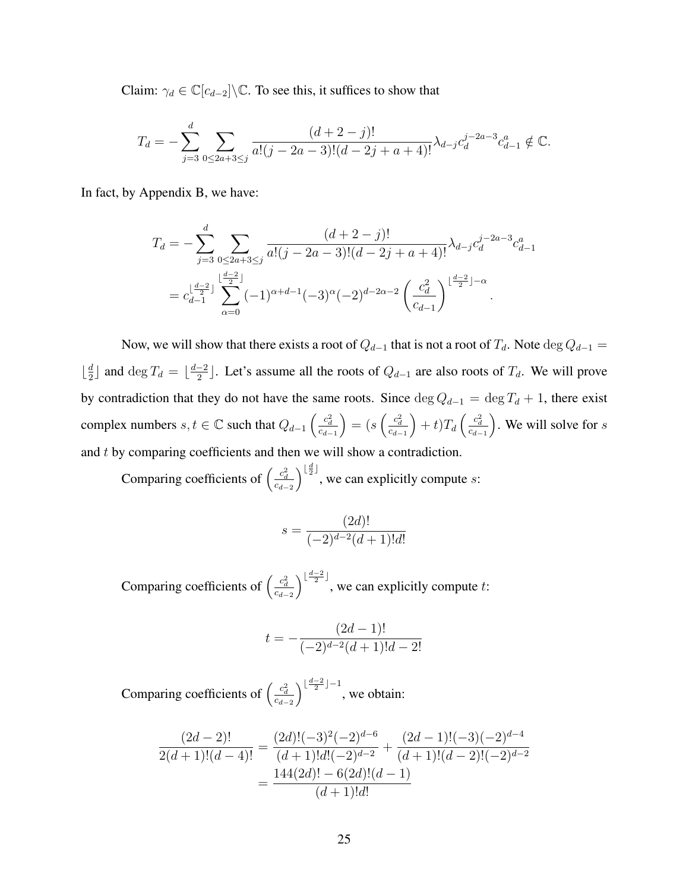Claim: $\gamma_d \in \mathbb{C}[c_{d-2}]\backslash\mathbb{C}$. To see this, it suffices to show that

$$T_d = -\sum_{j=3}^{d} \sum_{0\leq 2a+3\leq j} \frac{(d+2-j)!}{a!(j-2a-3)!(d-2j+a+4)!} \lambda_{d-j} c_d^{j-2a-3} c_{d-1}^a \notin \mathbb{C}.$$

In fact, by Appendix B, we have:

$$\begin{aligned}
T_d &= -\sum_{j=3}^{d} \sum_{0\leq 2a+3\leq j} \frac{(d+2-j)!}{a!(j-2a-3)!(d-2j+a+4)!} \lambda_{d-j} c_d^{j-2a-3} c_{d-1}^a \\
&= c_{d-1}^{\lfloor \frac{d-2}{2} \rfloor} \sum_{\alpha=0}^{\lfloor \frac{d-2}{2} \rfloor} (-1)^{\alpha+d-1}(-3)^{\alpha}(-2)^{d-2\alpha-2} \left(\frac{c_d^2}{c_{d-1}}\right)^{\lfloor \frac{d-2}{2} \rfloor - \alpha}.
\end{aligned}$$

Now, we will show that there exists a root of $Q_{d-1}$ that is not a root of $T_d$. Note $\deg Q_{d-1} = \lfloor \frac{d}{2} \rfloor$ and $\deg T_d = \lfloor \frac{d-2}{2} \rfloor$. Let's assume all the roots of $Q_{d-1}$ are also roots of $T_d$. We will prove by contradiction that they do not have the same roots. Since $\deg Q_{d-1} = \deg T_d + 1$, there exist complex numbers $s, t \in \mathbb{C}$ such that $Q_{d-1}\left(\frac{c_d^2}{c_{d-1}}\right) = \left(s\left(\frac{c_d^2}{c_{d-1}}\right) + t\right) T_d\left(\frac{c_d^2}{c_{d-1}}\right)$. We will solve for $s$ and $t$ by comparing coefficients and then we will show a contradiction.

Comparing coefficients of $\left(\frac{c_d^2}{c_{d-2}}\right)^{\lfloor \frac{d}{2} \rfloor}$, we can explicitly compute $s$:

$$s = \frac{(2d)!}{(-2)^{d-2}(d+1)!d!}$$

Comparing coefficients of $\left(\frac{c_d^2}{c_{d-2}}\right)^{\lfloor \frac{d-2}{2} \rfloor}$, we can explicitly compute $t$:

$$t = -\frac{(2d-1)!}{(-2)^{d-2}(d+1)!d-2!}$$

Comparing coefficients of $\left(\frac{c_d^2}{c_{d-2}}\right)^{\lfloor \frac{d-2}{2} \rfloor - 1}$, we obtain:

$$\begin{aligned}
\frac{(2d-2)!}{2(d+1)!(d-4)!} &= \frac{(2d)!(-3)^2(-2)^{d-6}}{(d+1)!d!(-2)^{d-2}} + \frac{(2d-1)!(-3)(-2)^{d-4}}{(d+1)!(d-2)!(-2)^{d-2}} \\
&= \frac{144(2d)! - 6(2d)!(d-1)}{(d+1)!d!}
\end{aligned}$$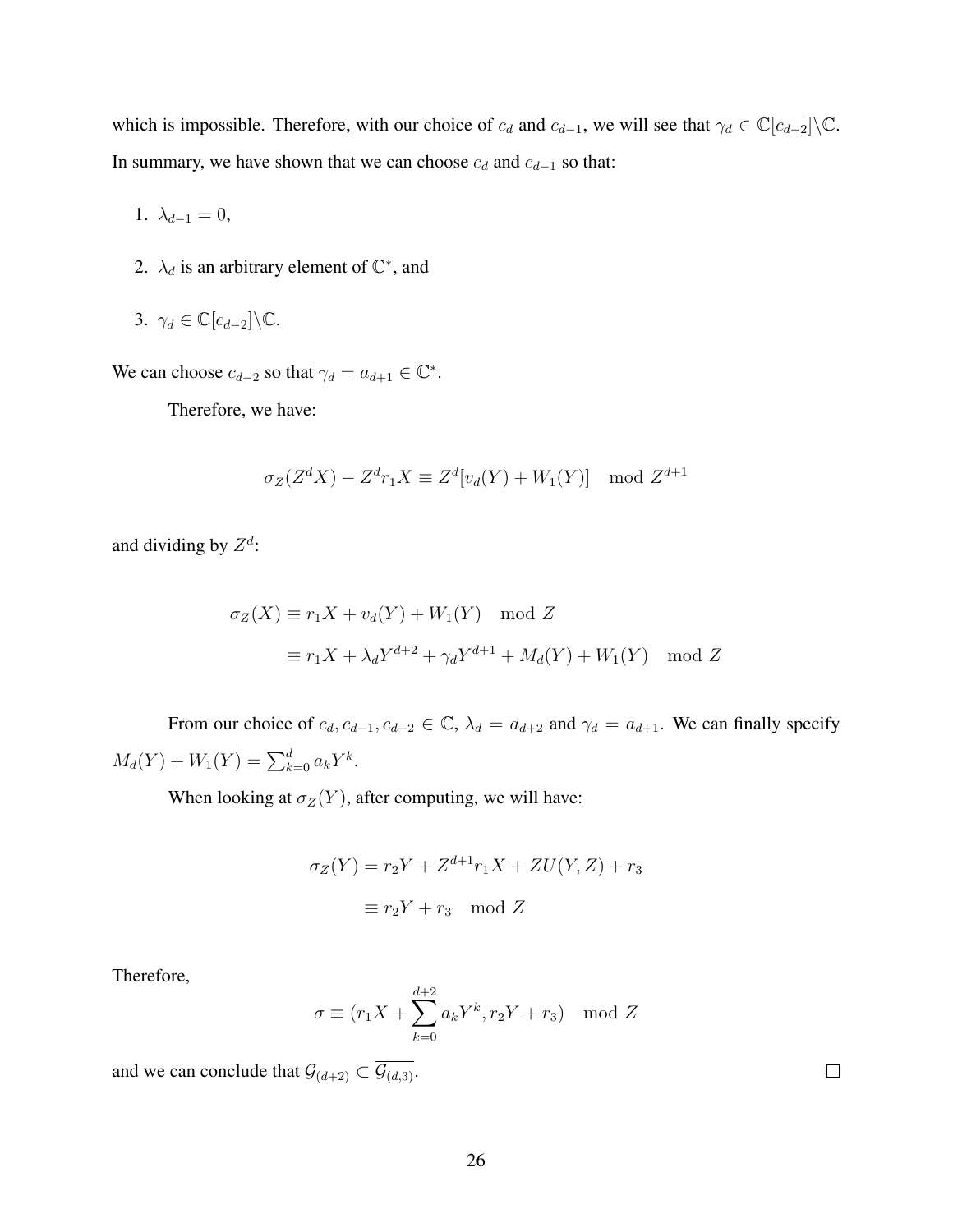which is impossible. Therefore, with our choice of $c_d$ and $c_{d-1}$, we will see that $\gamma_d \in \mathbb{C}[c_{d-2}]\backslash\mathbb{C}$. In summary, we have shown that we can choose $c_d$ and $c_{d-1}$ so that:

1. $\lambda_{d-1} = 0$,
2. $\lambda_d$ is an arbitrary element of $\mathbb{C}^*$, and
3. $\gamma_d \in \mathbb{C}[c_{d-2}]\backslash\mathbb{C}$.

We can choose $c_{d-2}$ so that $\gamma_d = a_{d+1} \in \mathbb{C}^*$.

Therefore, we have:

$$\sigma_Z(Z^d X) - Z^d r_1 X \equiv Z^d[v_d(Y) + W_1(Y)] \mod Z^{d+1}$$

and dividing by $Z^d$:

$$\begin{aligned}
\sigma_Z(X) &\equiv r_1 X + v_d(Y) + W_1(Y) \mod Z \\
&\equiv r_1 X + \lambda_d Y^{d+2} + \gamma_d Y^{d+1} + M_d(Y) + W_1(Y) \mod Z
\end{aligned}$$

From our choice of $c_d, c_{d-1}, c_{d-2} \in \mathbb{C}$, $\lambda_d = a_{d+2}$ and $\gamma_d = a_{d+1}$. We can finally specify $M_d(Y) + W_1(Y) = \sum_{k=0}^{d} a_k Y^k$.

When looking at $\sigma_Z(Y)$, after computing, we will have:

$$\begin{aligned}
\sigma_Z(Y) &= r_2 Y + Z^{d+1} r_1 X + Z U(Y, Z) + r_3 \\
&\equiv r_2 Y + r_3 \mod Z
\end{aligned}$$

Therefore,

$$\sigma \equiv (r_1 X + \sum_{k=0}^{d+2} a_k Y^k, r_2 Y + r_3) \mod Z$$

and we can conclude that $\mathcal{G}_{(d+2)} \subset \overline{\mathcal{G}_{(d,3)}}$. $\square$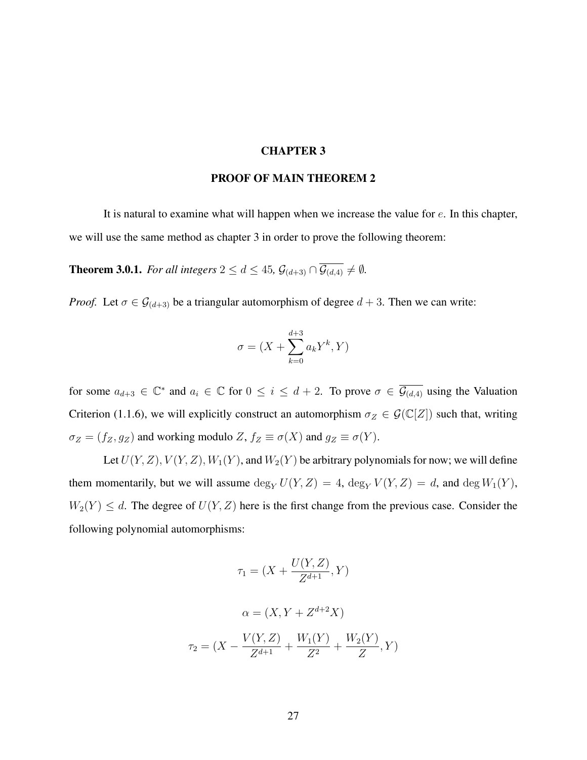# CHAPTER 3

## PROOF OF MAIN THEOREM 2

It is natural to examine what will happen when we increase the value for $e$. In this chapter, we will use the same method as chapter 3 in order to prove the following theorem:

**Theorem 3.0.1.** *For all integers $2 \leq d \leq 45$, $\mathcal{G}_{(d+3)} \cap \overline{\mathcal{G}_{(d,4)}} \neq \emptyset$.*

*Proof.* Let $\sigma \in \mathcal{G}_{(d+3)}$ be a triangular automorphism of degree $d+3$. Then we can write:

$$\sigma = (X + \sum_{k=0}^{d+3} a_k Y^k, Y)$$

for some $a_{d+3} \in \mathbb{C}^*$ and $a_i \in \mathbb{C}$ for $0 \leq i \leq d+2$. To prove $\sigma \in \overline{\mathcal{G}_{(d,4)}}$ using the Valuation Criterion (1.1.6), we will explicitly construct an automorphism $\sigma_Z \in \mathcal{G}(\mathbb{C}[Z])$ such that, writing $\sigma_Z = (f_Z, g_Z)$ and working modulo $Z$, $f_Z \equiv \sigma(X)$ and $g_Z \equiv \sigma(Y)$.

Let $U(Y,Z), V(Y,Z), W_1(Y)$, and $W_2(Y)$ be arbitrary polynomials for now; we will define them momentarily, but we will assume $\deg_Y U(Y,Z) = 4$, $\deg_Y V(Y,Z) = d$, and $\deg W_1(Y)$, $W_2(Y) \leq d$. The degree of $U(Y,Z)$ here is the first change from the previous case. Consider the following polynomial automorphisms:

$$\tau_1 = (X + \frac{U(Y,Z)}{Z^{d+1}}, Y)$$

$$\alpha = (X, Y + Z^{d+2}X)$$

$$\tau_2 = (X - \frac{V(Y,Z)}{Z^{d+1}} + \frac{W_1(Y)}{Z^2} + \frac{W_2(Y)}{Z}, Y)$$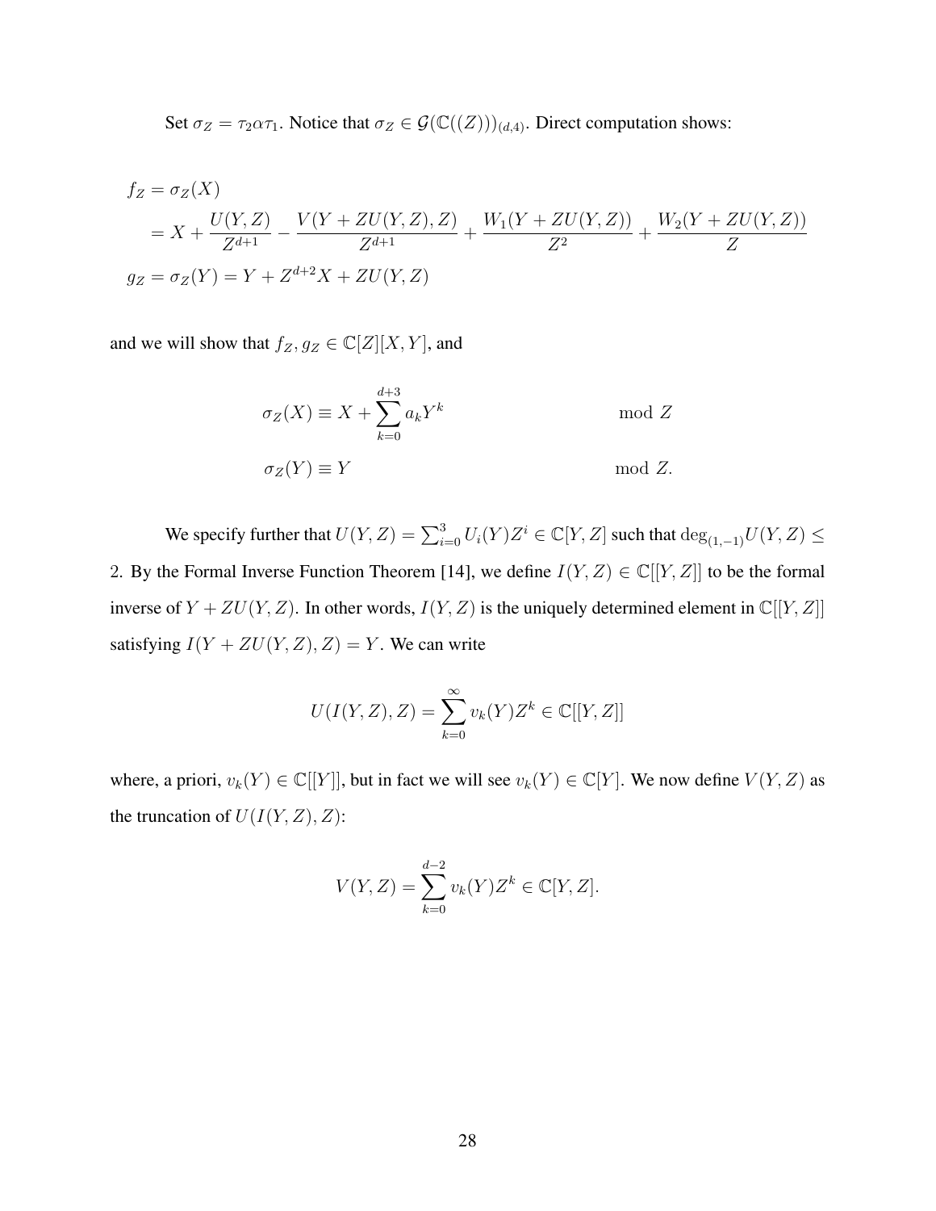Set $\sigma_Z = \tau_2 \alpha \tau_1$. Notice that $\sigma_Z \in \mathcal{G}(\mathbb{C}((Z)))_{(d,4)}$. Direct computation shows:

$$
\begin{aligned}
f_Z &= \sigma_Z(X) \\
&= X + \frac{U(Y,Z)}{Z^{d+1}} - \frac{V(Y+ZU(Y,Z),Z)}{Z^{d+1}} + \frac{W_1(Y+ZU(Y,Z))}{Z^2} + \frac{W_2(Y+ZU(Y,Z))}{Z} \\
g_Z &= \sigma_Z(Y) = Y + Z^{d+2}X + ZU(Y,Z)
\end{aligned}
$$

and we will show that $f_Z, g_Z \in \mathbb{C}[Z][X,Y]$, and

$$
\begin{aligned}
\sigma_Z(X) &\equiv X + \sum_{k=0}^{d+3} a_k Y^k && \mod Z \\
\sigma_Z(Y) &\equiv Y && \mod Z.
\end{aligned}
$$

We specify further that $U(Y,Z) = \sum_{i=0}^{3} U_i(Y) Z^i \in \mathbb{C}[Y,Z]$ such that $\deg_{(1,-1)} U(Y,Z) \leq 2$. By the Formal Inverse Function Theorem [14], we define $I(Y,Z) \in \mathbb{C}[[Y,Z]]$ to be the formal inverse of $Y + ZU(Y,Z)$. In other words, $I(Y,Z)$ is the uniquely determined element in $\mathbb{C}[[Y,Z]]$ satisfying $I(Y+ZU(Y,Z),Z) = Y$. We can write

$$
U(I(Y,Z),Z) = \sum_{k=0}^{\infty} v_k(Y) Z^k \in \mathbb{C}[[Y,Z]]
$$

where, a priori, $v_k(Y) \in \mathbb{C}[[Y]]$, but in fact we will see $v_k(Y) \in \mathbb{C}[Y]$. We now define $V(Y,Z)$ as the truncation of $U(I(Y,Z),Z)$:

$$
V(Y,Z) = \sum_{k=0}^{d-2} v_k(Y) Z^k \in \mathbb{C}[Y,Z].
$$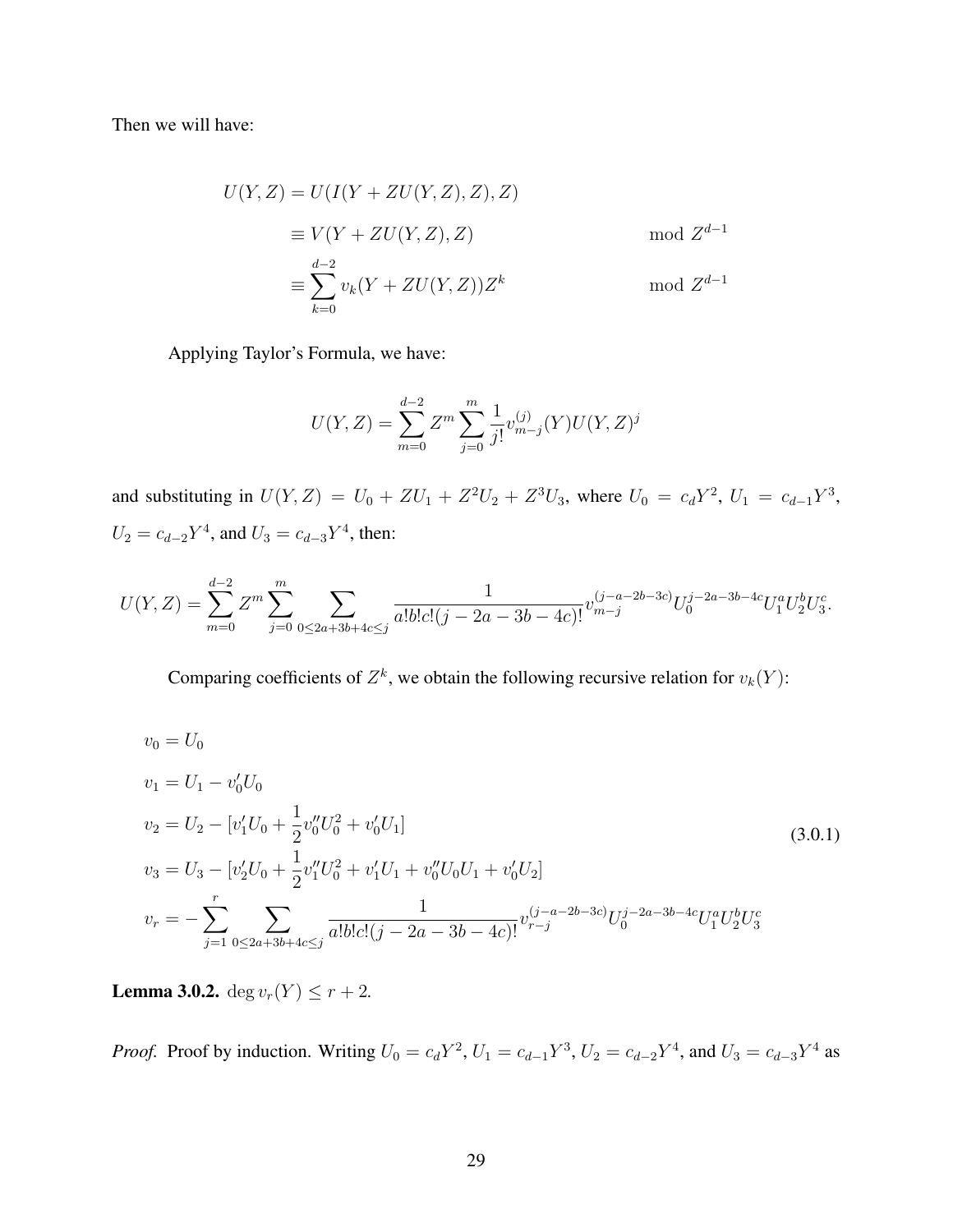Then we will have:

$$
\begin{aligned}
U(Y,Z) &= U(I(Y+ZU(Y,Z),Z),Z) \\
&\equiv V(Y+ZU(Y,Z),Z) && \mod Z^{d-1} \\
&\equiv \sum_{k=0}^{d-2} v_k(Y+ZU(Y,Z))Z^k && \mod Z^{d-1}
\end{aligned}
$$

Applying Taylor's Formula, we have:

$$
U(Y,Z) = \sum_{m=0}^{d-2} Z^m \sum_{j=0}^{m} \frac{1}{j!} v_{m-j}^{(j)}(Y)U(Y,Z)^j
$$

and substituting in $U(Y,Z) = U_0 + ZU_1 + Z^2U_2 + Z^3U_3$, where $U_0 = c_dY^2$, $U_1 = c_{d-1}Y^3$, $U_2 = c_{d-2}Y^4$, and $U_3 = c_{d-3}Y^4$, then:

$$
U(Y,Z) = \sum_{m=0}^{d-2} Z^m \sum_{j=0}^{m} \sum_{0 \le 2a+3b+4c \le j} \frac{1}{a!b!c!(j-2a-3b-4c)!} v_{m-j}^{(j-a-2b-3c)} U_0^{j-2a-3b-4c} U_1^a U_2^b U_3^c.
$$

Comparing coefficients of $Z^k$, we obtain the following recursive relation for $v_k(Y)$:

$$
\begin{aligned}
v_0 &= U_0 \\
v_1 &= U_1 - v_0'U_0 \\
v_2 &= U_2 - [v_1'U_0 + \frac{1}{2}v_0''U_0^2 + v_0'U_1] \\
v_3 &= U_3 - [v_2'U_0 + \frac{1}{2}v_1''U_0^2 + v_1'U_1 + v_0''U_0U_1 + v_0'U_2] \\
v_r &= -\sum_{j=1}^{r} \sum_{0 \le 2a+3b+4c \le j} \frac{1}{a!b!c!(j-2a-3b-4c)!} v_{r-j}^{(j-a-2b-3c)} U_0^{j-2a-3b-4c} U_1^a U_2^b U_3^c
\end{aligned}
\tag{3.0.1}
$$

**Lemma 3.0.2.** $\deg v_r(Y) \le r+2$.

*Proof.* Proof by induction. Writing $U_0 = c_dY^2$, $U_1 = c_{d-1}Y^3$, $U_2 = c_{d-2}Y^4$, and $U_3 = c_{d-3}Y^4$ as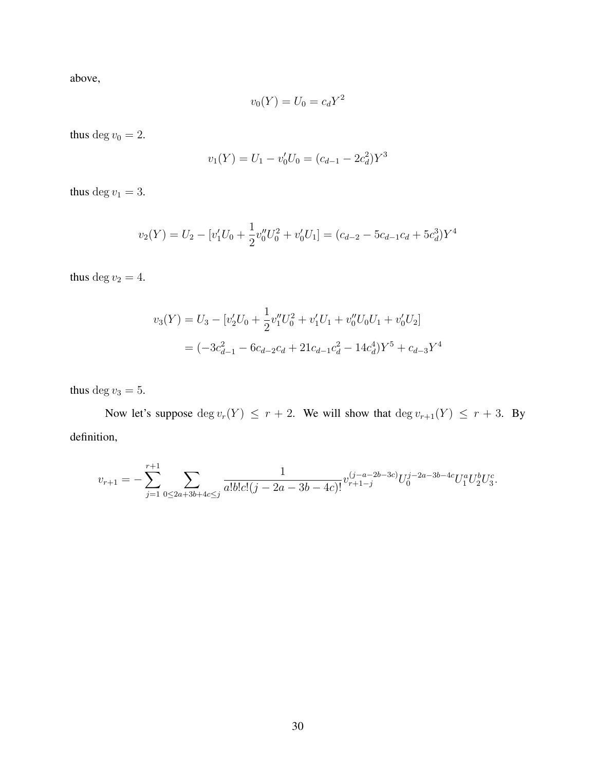above,

$$v_0(Y) = U_0 = c_d Y^2$$

thus $\deg v_0 = 2$.

$$v_1(Y) = U_1 - v_0' U_0 = (c_{d-1} - 2c_d^2)Y^3$$

thus $\deg v_1 = 3$.

$$v_2(Y) = U_2 - [v_1' U_0 + \frac{1}{2} v_0'' U_0^2 + v_0' U_1] = (c_{d-2} - 5c_{d-1}c_d + 5c_d^3)Y^4$$

thus $\deg v_2 = 4$.

$$\begin{aligned}
v_3(Y) &= U_3 - [v_2' U_0 + \frac{1}{2} v_1'' U_0^2 + v_1' U_1 + v_0'' U_0 U_1 + v_0' U_2] \\
&= (-3c_{d-1}^2 - 6c_{d-2}c_d + 21c_{d-1}c_d^2 - 14c_d^4)Y^5 + c_{d-3}Y^4
\end{aligned}$$

thus $\deg v_3 = 5$.

Now let's suppose $\deg v_r(Y) \le r+2$. We will show that $\deg v_{r+1}(Y) \le r+3$. By definition,

$$v_{r+1} = -\sum_{j=1}^{r+1} \sum_{0 \le 2a+3b+4c \le j} \frac{1}{a!b!c!(j-2a-3b-4c)!} v_{r+1-j}^{(j-a-2b-3c)} U_0^{j-2a-3b-4c} U_1^a U_2^b U_3^c.$$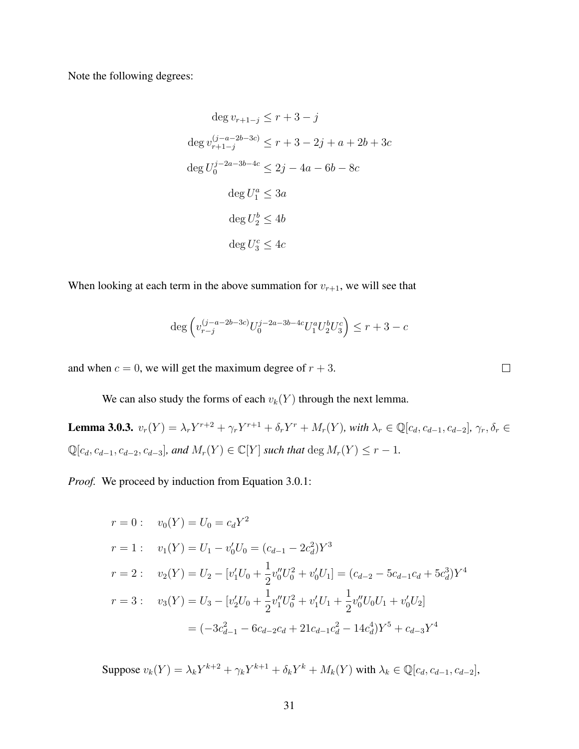Note the following degrees:

$$
\begin{aligned}
\deg v_{r+1-j} &\leq r + 3 - j \\
\deg v_{r+1-j}^{(j-a-2b-3c)} &\leq r + 3 - 2j + a + 2b + 3c \\
\deg U_0^{j-2a-3b-4c} &\leq 2j - 4a - 6b - 8c \\
\deg U_1^a &\leq 3a \\
\deg U_2^b &\leq 4b \\
\deg U_3^c &\leq 4c
\end{aligned}
$$

When looking at each term in the above summation for $v_{r+1}$, we will see that

$$
\deg\left(v_{r-j}^{(j-a-2b-3c)} U_0^{j-2a-3b-4c} U_1^a U_2^b U_3^c\right) \leq r + 3 - c
$$

and when $c = 0$, we will get the maximum degree of $r + 3$. □

We can also study the forms of each $v_k(Y)$ through the next lemma.

**Lemma 3.0.3.** *$v_r(Y) = \lambda_r Y^{r+2} + \gamma_r Y^{r+1} + \delta_r Y^r + M_r(Y)$, with $\lambda_r \in \mathbb{Q}[c_d, c_{d-1}, c_{d-2}]$, $\gamma_r, \delta_r \in \mathbb{Q}[c_d, c_{d-1}, c_{d-2}, c_{d-3}]$, and $M_r(Y) \in \mathbb{C}[Y]$ such that $\deg M_r(Y) \leq r - 1$.*

*Proof.* We proceed by induction from Equation 3.0.1:

$$
\begin{aligned}
r = 0: &\quad v_0(Y) = U_0 = c_d Y^2 \\
r = 1: &\quad v_1(Y) = U_1 - v_0' U_0 = (c_{d-1} - 2c_d^2) Y^3 \\
r = 2: &\quad v_2(Y) = U_2 - [v_1' U_0 + \frac{1}{2} v_0'' U_0^2 + v_0' U_1] = (c_{d-2} - 5c_{d-1} c_d + 5c_d^3) Y^4 \\
r = 3: &\quad v_3(Y) = U_3 - [v_2' U_0 + \frac{1}{2} v_1'' U_0^2 + v_1' U_1 + \frac{1}{2} v_0'' U_0 U_1 + v_0' U_2] \\
&\quad = (-3c_{d-1}^2 - 6c_{d-2} c_d + 21 c_{d-1} c_d^2 - 14 c_d^4) Y^5 + c_{d-3} Y^4
\end{aligned}
$$

Suppose $v_k(Y) = \lambda_k Y^{k+2} + \gamma_k Y^{k+1} + \delta_k Y^k + M_k(Y)$ with $\lambda_k \in \mathbb{Q}[c_d, c_{d-1}, c_{d-2}]$,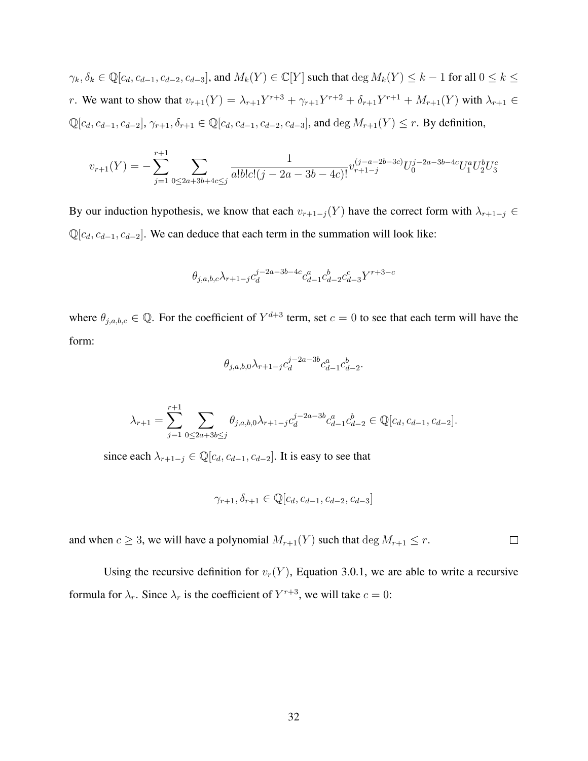$\gamma_k, \delta_k \in \mathbb{Q}[c_d, c_{d-1}, c_{d-2}, c_{d-3}]$, and $M_k(Y) \in \mathbb{C}[Y]$ such that $\deg M_k(Y) \leq k-1$ for all $0 \leq k \leq r$. We want to show that $v_{r+1}(Y) = \lambda_{r+1}Y^{r+3} + \gamma_{r+1}Y^{r+2} + \delta_{r+1}Y^{r+1} + M_{r+1}(Y)$ with $\lambda_{r+1} \in \mathbb{Q}[c_d, c_{d-1}, c_{d-2}]$, $\gamma_{r+1}, \delta_{r+1} \in \mathbb{Q}[c_d, c_{d-1}, c_{d-2}, c_{d-3}]$, and $\deg M_{r+1}(Y) \leq r$. By definition,

$$v_{r+1}(Y) = -\sum_{j=1}^{r+1} \sum_{0 \leq 2a+3b+4c \leq j} \frac{1}{a!b!c!(j-2a-3b-4c)!} v_{r+1-j}^{(j-a-2b-3c)} U_0^{j-2a-3b-4c} U_1^a U_2^b U_3^c$$

By our induction hypothesis, we know that each $v_{r+1-j}(Y)$ have the correct form with $\lambda_{r+1-j} \in \mathbb{Q}[c_d, c_{d-1}, c_{d-2}]$. We can deduce that each term in the summation will look like:

$$\theta_{j,a,b,c} \lambda_{r+1-j} c_d^{j-2a-3b-4c} c_{d-1}^a c_{d-2}^b c_{d-3}^c Y^{r+3-c}$$

where $\theta_{j,a,b,c} \in \mathbb{Q}$. For the coefficient of $Y^{d+3}$ term, set $c = 0$ to see that each term will have the form:

$$\theta_{j,a,b,0} \lambda_{r+1-j} c_d^{j-2a-3b} c_{d-1}^a c_{d-2}^b.$$

$$\lambda_{r+1} = \sum_{j=1}^{r+1} \sum_{0 \leq 2a+3b \leq j} \theta_{j,a,b,0} \lambda_{r+1-j} c_d^{j-2a-3b} c_{d-1}^a c_{d-2}^b \in \mathbb{Q}[c_d, c_{d-1}, c_{d-2}].$$

since each $\lambda_{r+1-j} \in \mathbb{Q}[c_d, c_{d-1}, c_{d-2}]$. It is easy to see that

$$\gamma_{r+1}, \delta_{r+1} \in \mathbb{Q}[c_d, c_{d-1}, c_{d-2}, c_{d-3}]$$

and when $c \geq 3$, we will have a polynomial $M_{r+1}(Y)$ such that $\deg M_{r+1} \leq r$. $\square$

Using the recursive definition for $v_r(Y)$, Equation 3.0.1, we are able to write a recursive formula for $\lambda_r$. Since $\lambda_r$ is the coefficient of $Y^{r+3}$, we will take $c = 0$: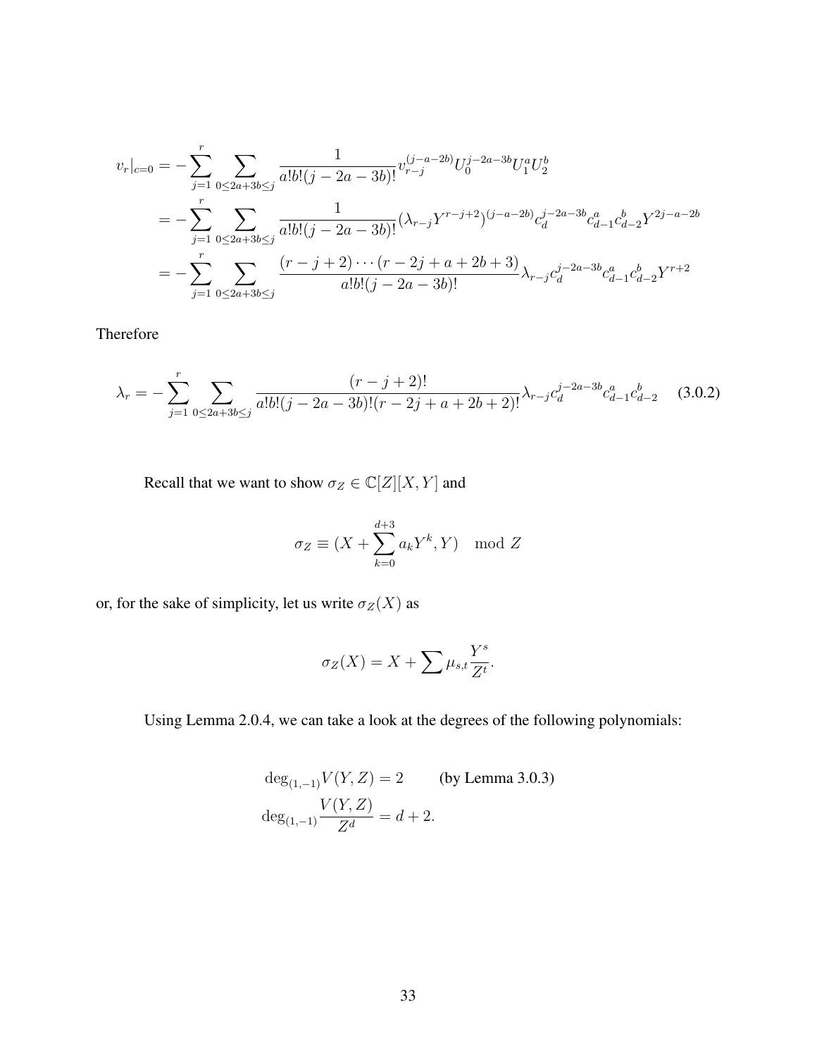$$
\begin{aligned}
v_r|_{c=0} &= -\sum_{j=1}^{r} \sum_{0\le 2a+3b\le j} \frac{1}{a!b!(j-2a-3b)!} v_{r-j}^{(j-a-2b)} U_0^{j-2a-3b} U_1^a U_2^b \\
&= -\sum_{j=1}^{r} \sum_{0\le 2a+3b\le j} \frac{1}{a!b!(j-2a-3b)!} (\lambda_{r-j} Y^{r-j+2})^{(j-a-2b)} c_d^{j-2a-3b} c_{d-1}^a c_{d-2}^b Y^{2j-a-2b} \\
&= -\sum_{j=1}^{r} \sum_{0\le 2a+3b\le j} \frac{(r-j+2)\cdots(r-2j+a+2b+3)}{a!b!(j-2a-3b)!} \lambda_{r-j} c_d^{j-2a-3b} c_{d-1}^a c_{d-2}^b Y^{r+2}
\end{aligned}
$$

Therefore

$$
\lambda_r = -\sum_{j=1}^{r} \sum_{0\le 2a+3b\le j} \frac{(r-j+2)!}{a!b!(j-2a-3b)!(r-2j+a+2b+2)!} \lambda_{r-j} c_d^{j-2a-3b} c_{d-1}^a c_{d-2}^b \tag{3.0.2}
$$

Recall that we want to show $\sigma_Z \in \mathbb{C}[Z][X,Y]$ and

$$
\sigma_Z \equiv (X + \sum_{k=0}^{d+3} a_k Y^k, Y) \mod Z
$$

or, for the sake of simplicity, let us write $\sigma_Z(X)$ as

$$
\sigma_Z(X) = X + \sum \mu_{s,t} \frac{Y^s}{Z^t}.
$$

Using Lemma 2.0.4, we can take a look at the degrees of the following polynomials:

$$
\begin{aligned}
\deg_{(1,-1)} V(Y,Z) &= 2 \qquad \text{(by Lemma 3.0.3)} \\
\deg_{(1,-1)} \frac{V(Y,Z)}{Z^d} &= d+2.
\end{aligned}
$$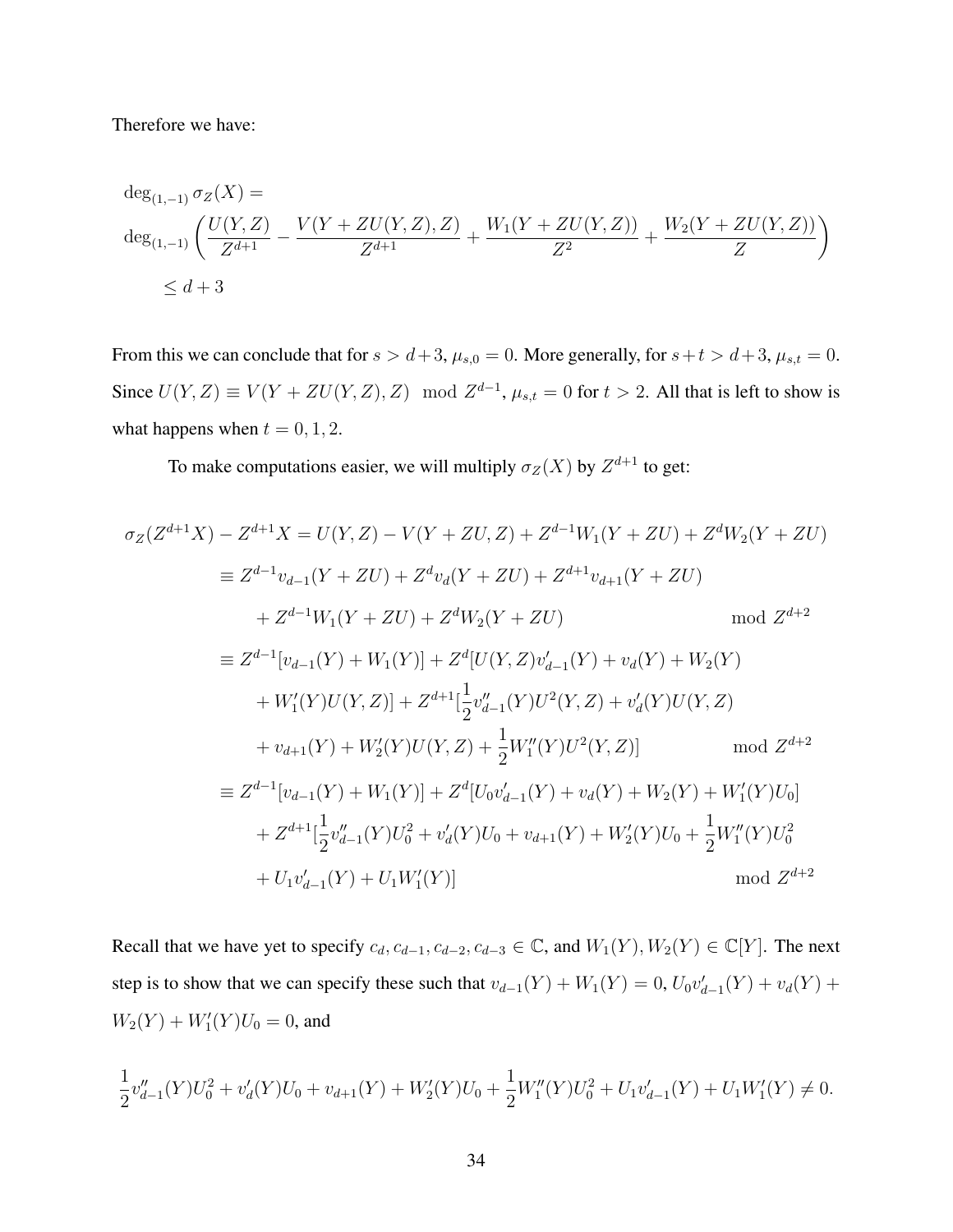Therefore we have:

$$
\begin{aligned}
&\deg_{(1,-1)} \sigma_Z(X) = \\
&\deg_{(1,-1)} \left( \frac{U(Y,Z)}{Z^{d+1}} - \frac{V(Y+ZU(Y,Z),Z)}{Z^{d+1}} + \frac{W_1(Y+ZU(Y,Z))}{Z^2} + \frac{W_2(Y+ZU(Y,Z))}{Z} \right) \\
&\qquad \leq d+3
\end{aligned}
$$

From this we can conclude that for $s > d+3$, $\mu_{s,0} = 0$. More generally, for $s+t > d+3$, $\mu_{s,t} = 0$. Since $U(Y,Z) \equiv V(Y+ZU(Y,Z),Z) \mod Z^{d-1}$, $\mu_{s,t} = 0$ for $t > 2$. All that is left to show is what happens when $t = 0, 1, 2$.

To make computations easier, we will multiply $\sigma_Z(X)$ by $Z^{d+1}$ to get:

$$
\begin{aligned}
\sigma_Z(Z^{d+1}X) - Z^{d+1}X &= U(Y,Z) - V(Y+ZU,Z) + Z^{d-1}W_1(Y+ZU) + Z^d W_2(Y+ZU) \\
&\equiv Z^{d-1}v_{d-1}(Y+ZU) + Z^d v_d(Y+ZU) + Z^{d+1}v_{d+1}(Y+ZU) \\
&\quad + Z^{d-1}W_1(Y+ZU) + Z^d W_2(Y+ZU) \qquad \mod Z^{d+2} \\
&\equiv Z^{d-1}[v_{d-1}(Y) + W_1(Y)] + Z^d[U(Y,Z)v'_{d-1}(Y) + v_d(Y) + W_2(Y) \\
&\quad + W'_1(Y)U(Y,Z)] + Z^{d+1}[\frac{1}{2}v''_{d-1}(Y)U^2(Y,Z) + v'_d(Y)U(Y,Z) \\
&\quad + v_{d+1}(Y) + W'_2(Y)U(Y,Z) + \frac{1}{2}W''_1(Y)U^2(Y,Z)] \qquad \mod Z^{d+2} \\
&\equiv Z^{d-1}[v_{d-1}(Y) + W_1(Y)] + Z^d[U_0 v'_{d-1}(Y) + v_d(Y) + W_2(Y) + W'_1(Y)U_0] \\
&\quad + Z^{d+1}[\frac{1}{2}v''_{d-1}(Y)U_0^2 + v'_d(Y)U_0 + v_{d+1}(Y) + W'_2(Y)U_0 + \frac{1}{2}W''_1(Y)U_0^2 \\
&\quad + U_1 v'_{d-1}(Y) + U_1 W'_1(Y)] \qquad \mod Z^{d+2}
\end{aligned}
$$

Recall that we have yet to specify $c_d, c_{d-1}, c_{d-2}, c_{d-3} \in \mathbb{C}$, and $W_1(Y), W_2(Y) \in \mathbb{C}[Y]$. The next step is to show that we can specify these such that $v_{d-1}(Y) + W_1(Y) = 0$, $U_0 v'_{d-1}(Y) + v_d(Y) + W_2(Y) + W'_1(Y)U_0 = 0$, and

$$
\frac{1}{2}v''_{d-1}(Y)U_0^2 + v'_d(Y)U_0 + v_{d+1}(Y) + W'_2(Y)U_0 + \frac{1}{2}W''_1(Y)U_0^2 + U_1 v'_{d-1}(Y) + U_1 W'_1(Y) \neq 0.
$$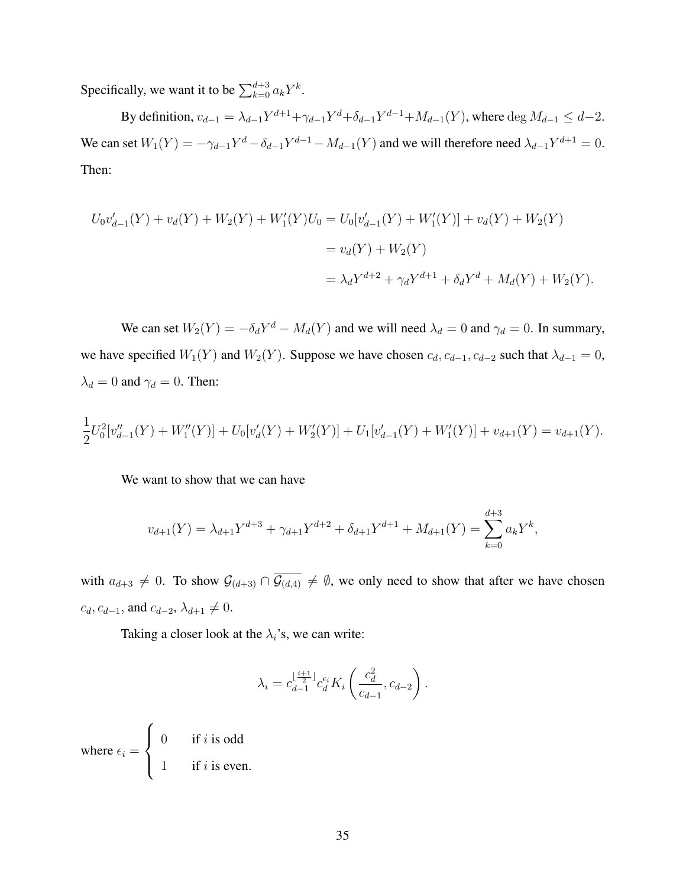Specifically, we want it to be $\sum_{k=0}^{d+3} a_k Y^k$.

By definition, $v_{d-1} = \lambda_{d-1}Y^{d+1} + \gamma_{d-1}Y^d + \delta_{d-1}Y^{d-1} + M_{d-1}(Y)$, where $\deg M_{d-1} \leq d-2$. We can set $W_1(Y) = -\gamma_{d-1}Y^d - \delta_{d-1}Y^{d-1} - M_{d-1}(Y)$ and we will therefore need $\lambda_{d-1}Y^{d+1} = 0$. Then:

$$
\begin{aligned}
U_0 v'_{d-1}(Y) + v_d(Y) + W_2(Y) + W'_1(Y)U_0 &= U_0[v'_{d-1}(Y) + W'_1(Y)] + v_d(Y) + W_2(Y) \\
&= v_d(Y) + W_2(Y) \\
&= \lambda_d Y^{d+2} + \gamma_d Y^{d+1} + \delta_d Y^d + M_d(Y) + W_2(Y).
\end{aligned}
$$

We can set $W_2(Y) = -\delta_d Y^d - M_d(Y)$ and we will need $\lambda_d = 0$ and $\gamma_d = 0$. In summary, we have specified $W_1(Y)$ and $W_2(Y)$. Suppose we have chosen $c_d, c_{d-1}, c_{d-2}$ such that $\lambda_{d-1} = 0$, $\lambda_d = 0$ and $\gamma_d = 0$. Then:

$$
\frac{1}{2}U_0^2[v''_{d-1}(Y) + W''_1(Y)] + U_0[v'_d(Y) + W'_2(Y)] + U_1[v'_{d-1}(Y) + W'_1(Y)] + v_{d+1}(Y) = v_{d+1}(Y).
$$

We want to show that we can have

$$
v_{d+1}(Y) = \lambda_{d+1}Y^{d+3} + \gamma_{d+1}Y^{d+2} + \delta_{d+1}Y^{d+1} + M_{d+1}(Y) = \sum_{k=0}^{d+3} a_k Y^k,
$$

with $a_{d+3} \neq 0$. To show $\mathcal{G}_{(d+3)} \cap \overline{\mathcal{G}_{(d,4)}} \neq \emptyset$, we only need to show that after we have chosen $c_d, c_{d-1}$, and $c_{d-2}$, $\lambda_{d+1} \neq 0$.

Taking a closer look at the $\lambda_i$'s, we can write:

$$
\lambda_i = c_{d-1}^{\lfloor \frac{i+1}{2} \rfloor} c_d^{\epsilon_i} K_i\left(\frac{c_d^2}{c_{d-1}}, c_{d-2}\right).
$$

where $\epsilon_i = \begin{cases} 0 & \text{if } i \text{ is odd} \\ 1 & \text{if } i \text{ is even.} \end{cases}$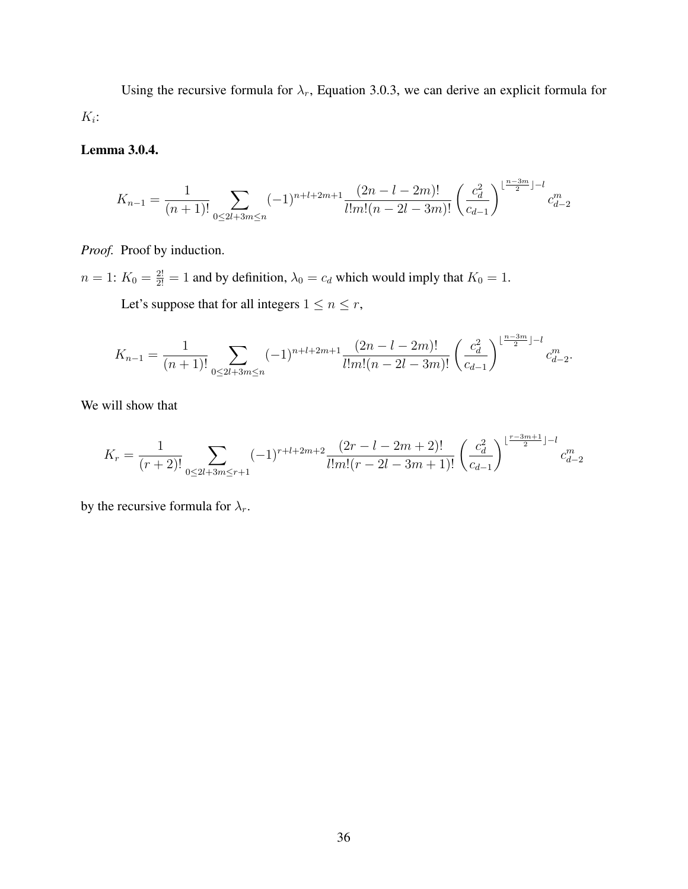Using the recursive formula for $\lambda_r$, Equation 3.0.3, we can derive an explicit formula for $K_i$:

**Lemma 3.0.4.**

$$K_{n-1} = \frac{1}{(n+1)!} \sum_{0 \le 2l+3m \le n} (-1)^{n+l+2m+1} \frac{(2n-l-2m)!}{l!m!(n-2l-3m)!} \left( \frac{c_d^2}{c_{d-1}} \right)^{\lfloor \frac{n-3m}{2} \rfloor - l} c_{d-2}^m$$

*Proof.* Proof by induction.

$n = 1$: $K_0 = \frac{2!}{2!} = 1$ and by definition, $\lambda_0 = c_d$ which would imply that $K_0 = 1$.

Let's suppose that for all integers $1 \le n \le r$,

$$K_{n-1} = \frac{1}{(n+1)!} \sum_{0 \le 2l+3m \le n} (-1)^{n+l+2m+1} \frac{(2n-l-2m)!}{l!m!(n-2l-3m)!} \left( \frac{c_d^2}{c_{d-1}} \right)^{\lfloor \frac{n-3m}{2} \rfloor - l} c_{d-2}^m.$$

We will show that

$$K_r = \frac{1}{(r+2)!} \sum_{0 \le 2l+3m \le r+1} (-1)^{r+l+2m+2} \frac{(2r-l-2m+2)!}{l!m!(r-2l-3m+1)!} \left( \frac{c_d^2}{c_{d-1}} \right)^{\lfloor \frac{r-3m+1}{2} \rfloor - l} c_{d-2}^m$$

by the recursive formula for $\lambda_r$.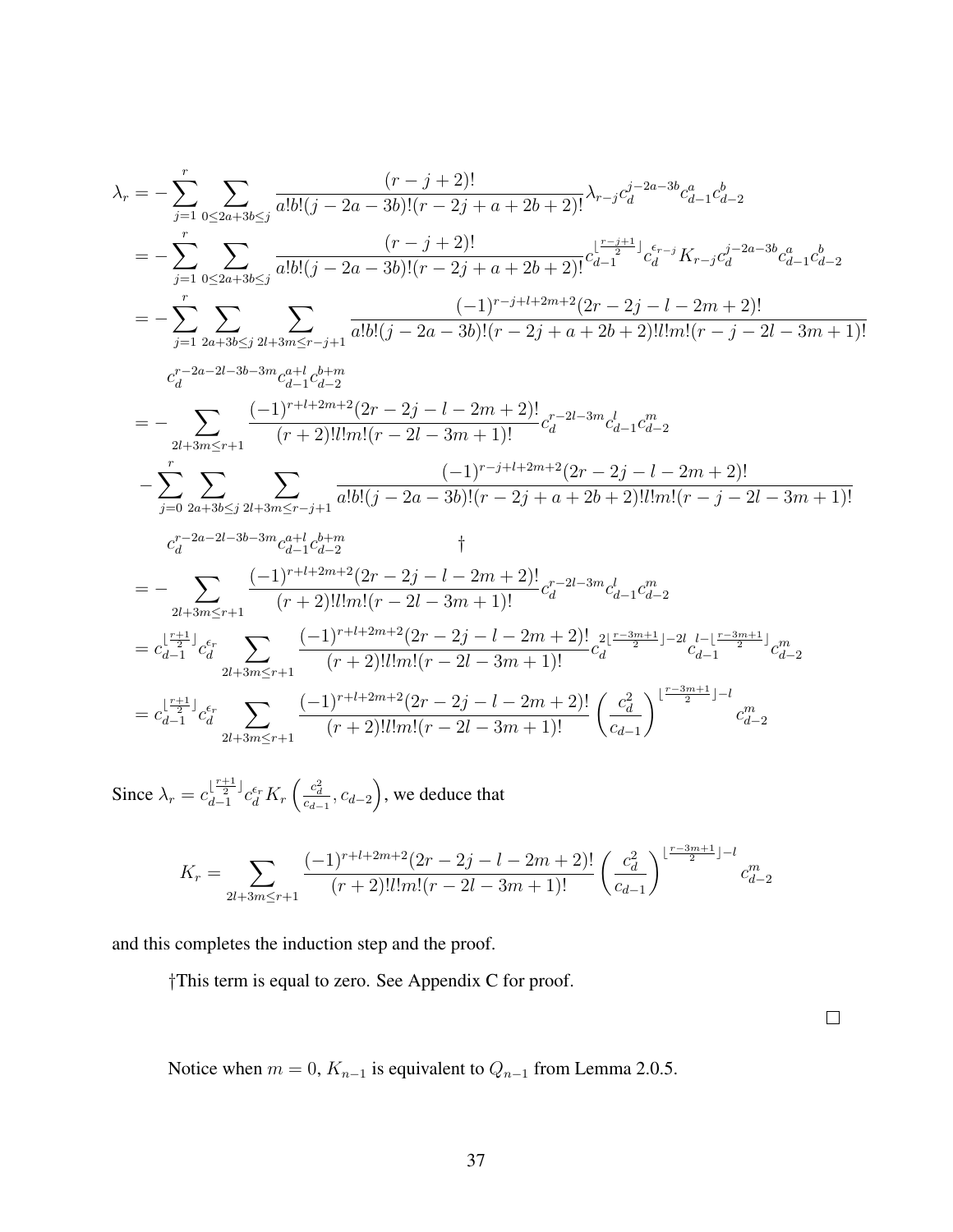$$
\begin{aligned}
\lambda_r &= -\sum_{j=1}^{r} \sum_{0 \le 2a+3b \le j} \frac{(r-j+2)!}{a!b!(j-2a-3b)!(r-2j+a+2b+2)!} \lambda_{r-j} c_d^{j-2a-3b} c_{d-1}^{a} c_{d-2}^{b} \\
&= -\sum_{j=1}^{r} \sum_{0 \le 2a+3b \le j} \frac{(r-j+2)!}{a!b!(j-2a-3b)!(r-2j+a+2b+2)!} c_{d-1}^{\lfloor \frac{r-j+1}{2} \rfloor} c_d^{\epsilon_{r-j}} K_{r-j} c_d^{j-2a-3b} c_{d-1}^{a} c_{d-2}^{b} \\
&= -\sum_{j=1}^{r} \sum_{2a+3b \le j} \sum_{2l+3m \le r-j+1} \frac{(-1)^{r-j+l+2m+2}(2r-2j-l-2m+2)!}{a!b!(j-2a-3b)!(r-2j+a+2b+2)!l!m!(r-j-2l-3m+1)!} \\
&\quad c_d^{r-2a-2l-3b-3m} c_{d-1}^{a+l} c_{d-2}^{b+m} \\
&= -\sum_{2l+3m \le r+1} \frac{(-1)^{r+l+2m+2}(2r-2j-l-2m+2)!}{(r+2)!l!m!(r-2l-3m+1)!} c_d^{r-2l-3m} c_{d-1}^{l} c_{d-2}^{m} \\
&\quad -\sum_{j=0}^{r} \sum_{2a+3b \le j} \sum_{2l+3m \le r-j+1} \frac{(-1)^{r-j+l+2m+2}(2r-2j-l-2m+2)!}{a!b!(j-2a-3b)!(r-2j+a+2b+2)!l!m!(r-j-2l-3m+1)!} \\
&\quad c_d^{r-2a-2l-3b-3m} c_{d-1}^{a+l} c_{d-2}^{b+m} \qquad \dagger \\
&= -\sum_{2l+3m \le r+1} \frac{(-1)^{r+l+2m+2}(2r-2j-l-2m+2)!}{(r+2)!l!m!(r-2l-3m+1)!} c_d^{r-2l-3m} c_{d-1}^{l} c_{d-2}^{m} \\
&= c_{d-1}^{\lfloor \frac{r+1}{2} \rfloor} c_d^{\epsilon_r} \sum_{2l+3m \le r+1} \frac{(-1)^{r+l+2m+2}(2r-2j-l-2m+2)!}{(r+2)!l!m!(r-2l-3m+1)!} c_d^{2\lfloor \frac{r-3m+1}{2} \rfloor - 2l} c_{d-1}^{l-\lfloor \frac{r-3m+1}{2} \rfloor} c_{d-2}^{m} \\
&= c_{d-1}^{\lfloor \frac{r+1}{2} \rfloor} c_d^{\epsilon_r} \sum_{2l+3m \le r+1} \frac{(-1)^{r+l+2m+2}(2r-2j-l-2m+2)!}{(r+2)!l!m!(r-2l-3m+1)!} \left( \frac{c_d^2}{c_{d-1}} \right)^{\lfloor \frac{r-3m+1}{2} \rfloor - l} c_{d-2}^{m}
\end{aligned}
$$

Since $\lambda_r = c_{d-1}^{\lfloor \frac{r+1}{2} \rfloor} c_d^{\epsilon_r} K_r \left( \frac{c_d^2}{c_{d-1}}, c_{d-2} \right)$, we deduce that

$$
K_r = \sum_{2l+3m \le r+1} \frac{(-1)^{r+l+2m+2}(2r-2j-l-2m+2)!}{(r+2)!l!m!(r-2l-3m+1)!} \left( \frac{c_d^2}{c_{d-1}} \right)^{\lfloor \frac{r-3m+1}{2} \rfloor - l} c_{d-2}^{m}
$$

and this completes the induction step and the proof.

†This term is equal to zero. See Appendix C for proof.

□

Notice when $m = 0$, $K_{n-1}$ is equivalent to $Q_{n-1}$ from Lemma 2.0.5.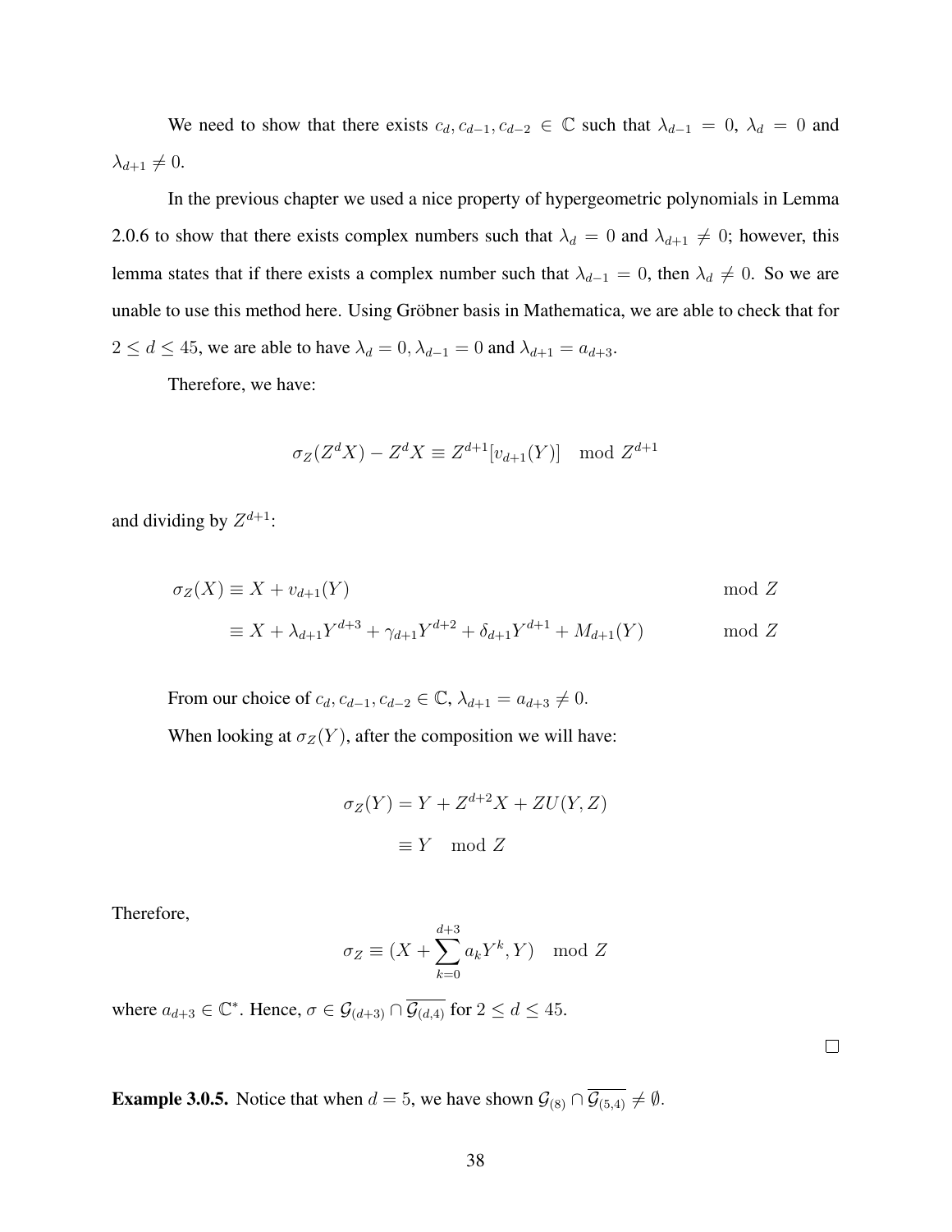We need to show that there exists $c_d, c_{d-1}, c_{d-2} \in \mathbb{C}$ such that $\lambda_{d-1} = 0$, $\lambda_d = 0$ and $\lambda_{d+1} \neq 0$.

In the previous chapter we used a nice property of hypergeometric polynomials in Lemma 2.0.6 to show that there exists complex numbers such that $\lambda_d = 0$ and $\lambda_{d+1} \neq 0$; however, this lemma states that if there exists a complex number such that $\lambda_{d-1} = 0$, then $\lambda_d \neq 0$. So we are unable to use this method here. Using Gröbner basis in Mathematica, we are able to check that for $2 \leq d \leq 45$, we are able to have $\lambda_d = 0, \lambda_{d-1} = 0$ and $\lambda_{d+1} = a_{d+3}$.

Therefore, we have:

$$\sigma_Z(Z^d X) - Z^d X \equiv Z^{d+1}[v_{d+1}(Y)] \mod Z^{d+1}$$

and dividing by $Z^{d+1}$:

$$\begin{aligned} \sigma_Z(X) &\equiv X + v_{d+1}(Y) && \mod Z \\ &\equiv X + \lambda_{d+1}Y^{d+3} + \gamma_{d+1}Y^{d+2} + \delta_{d+1}Y^{d+1} + M_{d+1}(Y) && \mod Z \end{aligned}$$

From our choice of $c_d, c_{d-1}, c_{d-2} \in \mathbb{C}$, $\lambda_{d+1} = a_{d+3} \neq 0$.

When looking at $\sigma_Z(Y)$, after the composition we will have:

$$\begin{aligned} \sigma_Z(Y) &= Y + Z^{d+2}X + ZU(Y, Z) \\ &\equiv Y \mod Z \end{aligned}$$

Therefore,

$$\sigma_Z \equiv (X + \sum_{k=0}^{d+3} a_k Y^k, Y) \mod Z$$

where $a_{d+3} \in \mathbb{C}^*$. Hence, $\sigma \in \mathcal{G}_{(d+3)} \cap \overline{\mathcal{G}_{(d,4)}}$ for $2 \leq d \leq 45$.

□

**Example 3.0.5.** Notice that when $d = 5$, we have shown $\mathcal{G}_{(8)} \cap \overline{\mathcal{G}_{(5,4)}} \neq \emptyset$.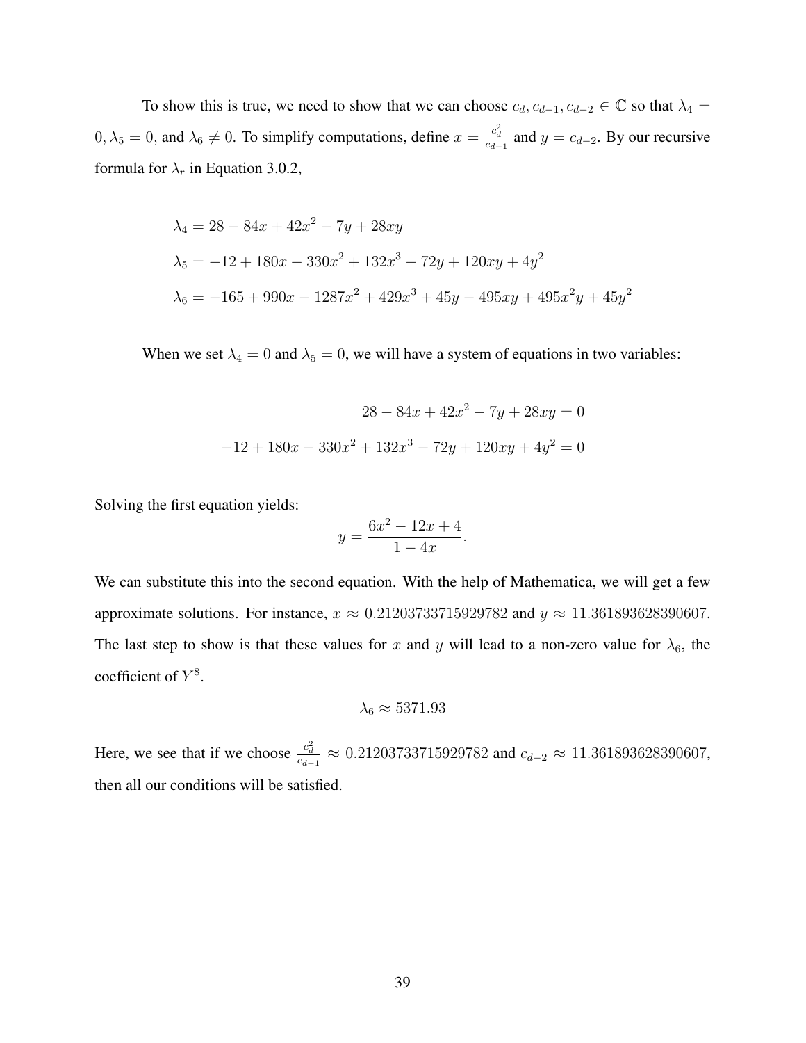To show this is true, we need to show that we can choose $c_d, c_{d-1}, c_{d-2} \in \mathbb{C}$ so that $\lambda_4 = 0, \lambda_5 = 0$, and $\lambda_6 \neq 0$. To simplify computations, define $x = \frac{c_d^2}{c_{d-1}}$ and $y = c_{d-2}$. By our recursive formula for $\lambda_r$ in Equation 3.0.2,

$$\begin{aligned}
\lambda_4 &= 28 - 84x + 42x^2 - 7y + 28xy \\
\lambda_5 &= -12 + 180x - 330x^2 + 132x^3 - 72y + 120xy + 4y^2 \\
\lambda_6 &= -165 + 990x - 1287x^2 + 429x^3 + 45y - 495xy + 495x^2y + 45y^2
\end{aligned}$$

When we set $\lambda_4 = 0$ and $\lambda_5 = 0$, we will have a system of equations in two variables:

$$\begin{aligned}
28 - 84x + 42x^2 - 7y + 28xy &= 0 \\
-12 + 180x - 330x^2 + 132x^3 - 72y + 120xy + 4y^2 &= 0
\end{aligned}$$

Solving the first equation yields:

$$y = \frac{6x^2 - 12x + 4}{1 - 4x}.$$

We can substitute this into the second equation. With the help of Mathematica, we will get a few approximate solutions. For instance, $x \approx 0.21203733715929782$ and $y \approx 11.361893628390607$. The last step to show is that these values for $x$ and $y$ will lead to a non-zero value for $\lambda_6$, the coefficient of $Y^8$.

$$\lambda_6 \approx 5371.93$$

Here, we see that if we choose $\frac{c_d^2}{c_{d-1}} \approx 0.21203733715929782$ and $c_{d-2} \approx 11.361893628390607$, then all our conditions will be satisfied.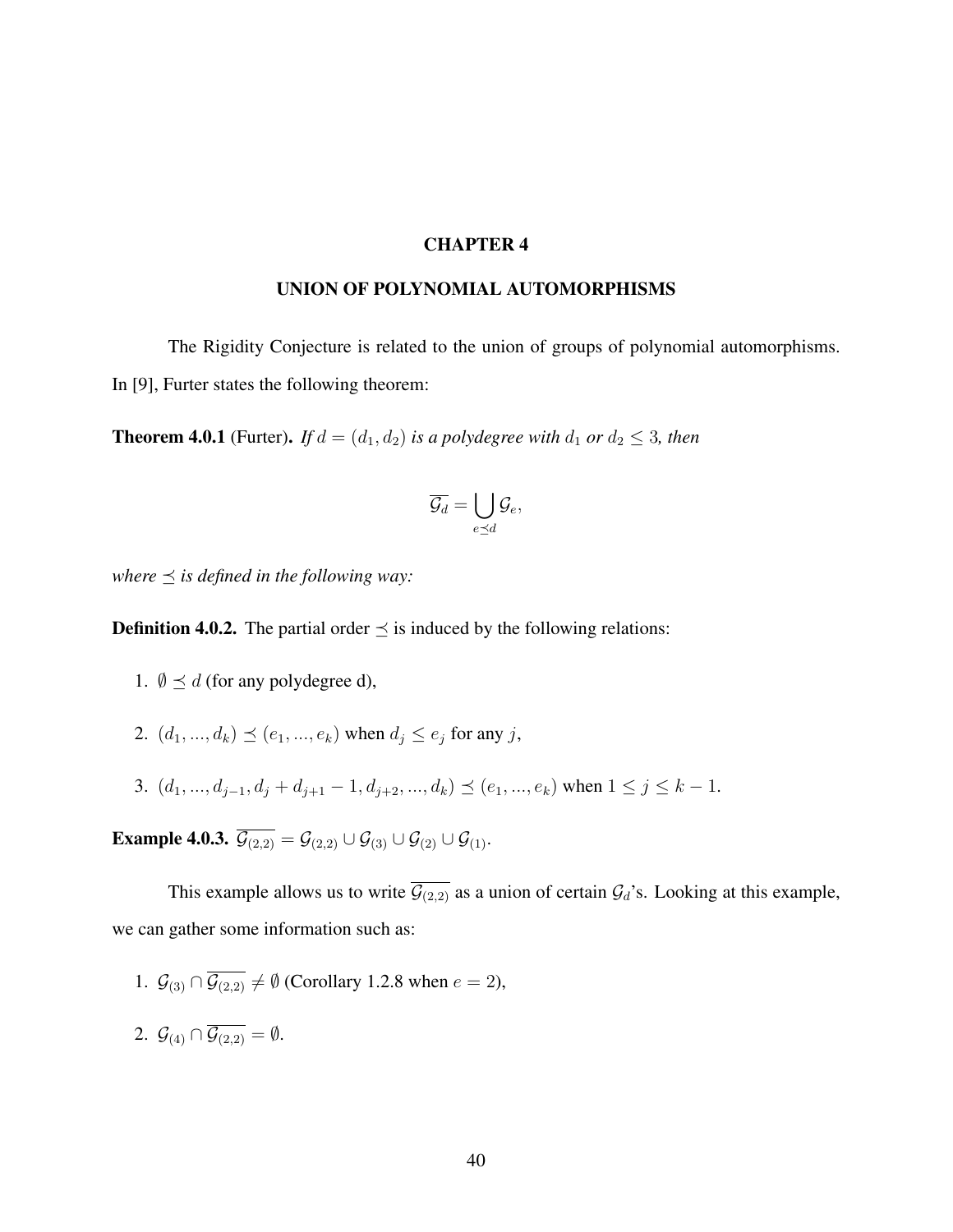# CHAPTER 4

## UNION OF POLYNOMIAL AUTOMORPHISMS

The Rigidity Conjecture is related to the union of groups of polynomial automorphisms. In [9], Furter states the following theorem:

**Theorem 4.0.1** (Furter). *If $d = (d_1, d_2)$ is a polydegree with $d_1$ or $d_2 \leq 3$, then*

$$\overline{\mathcal{G}_d} = \bigcup_{e \preceq d} \mathcal{G}_e,$$

*where $\preceq$ is defined in the following way:*

**Definition 4.0.2.** The partial order $\preceq$ is induced by the following relations:

1. $\emptyset \preceq d$ (for any polydegree d),
2. $(d_1, ..., d_k) \preceq (e_1, ..., e_k)$ when $d_j \leq e_j$ for any $j$,
3. $(d_1, ..., d_{j-1}, d_j + d_{j+1} - 1, d_{j+2}, ..., d_k) \preceq (e_1, ..., e_k)$ when $1 \leq j \leq k - 1$.

**Example 4.0.3.** $\overline{\mathcal{G}_{(2,2)}} = \mathcal{G}_{(2,2)} \cup \mathcal{G}_{(3)} \cup \mathcal{G}_{(2)} \cup \mathcal{G}_{(1)}$.

This example allows us to write $\overline{\mathcal{G}_{(2,2)}}$ as a union of certain $\mathcal{G}_d$'s. Looking at this example, we can gather some information such as:

1. $\mathcal{G}_{(3)} \cap \overline{\mathcal{G}_{(2,2)}} \neq \emptyset$ (Corollary 1.2.8 when $e = 2$),
2. $\mathcal{G}_{(4)} \cap \overline{\mathcal{G}_{(2,2)}} = \emptyset$.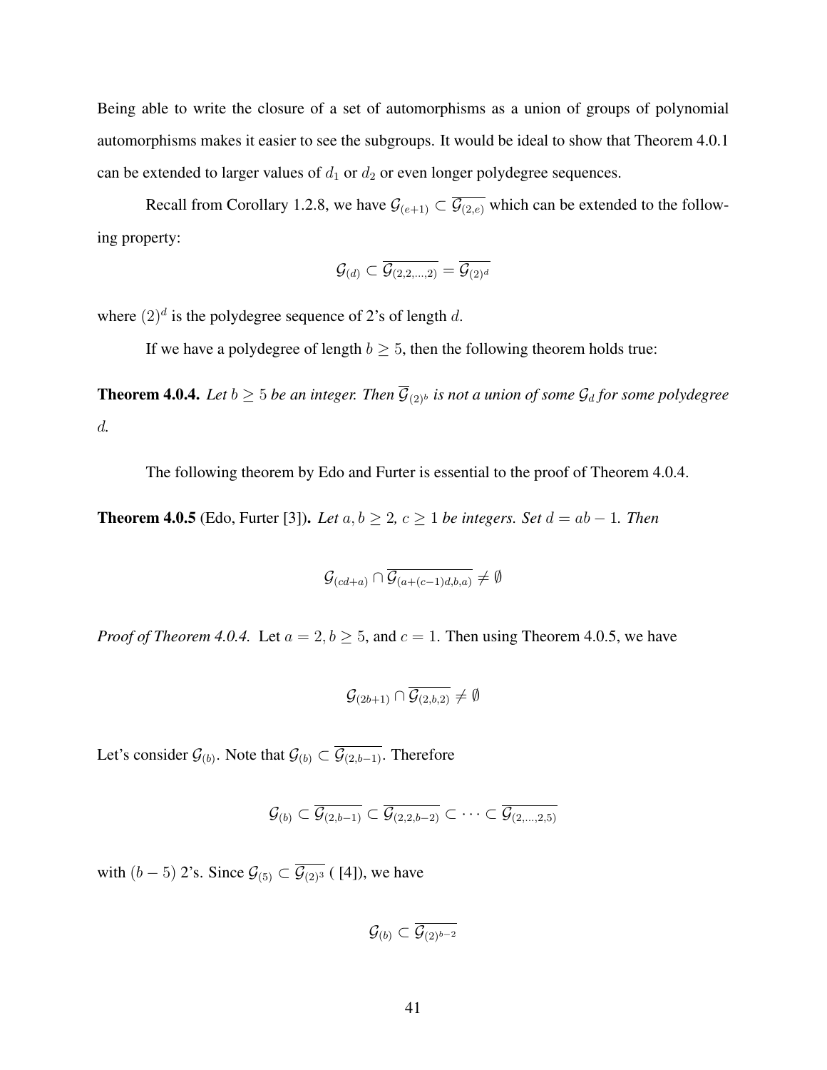Being able to write the closure of a set of automorphisms as a union of groups of polynomial automorphisms makes it easier to see the subgroups. It would be ideal to show that Theorem 4.0.1 can be extended to larger values of $d_1$ or $d_2$ or even longer polydegree sequences.

Recall from Corollary 1.2.8, we have $\mathcal{G}_{(e+1)} \subset \overline{\mathcal{G}_{(2,e)}}$ which can be extended to the following property:

$$\mathcal{G}_{(d)} \subset \overline{\mathcal{G}_{(2,2,\ldots,2)}} = \overline{\mathcal{G}_{(2)^d}}$$

where $(2)^d$ is the polydegree sequence of 2's of length $d$.

If we have a polydegree of length $b \geq 5$, then the following theorem holds true:

**Theorem 4.0.4.** *Let $b \geq 5$ be an integer. Then $\overline{\mathcal{G}}_{(2)^b}$ is not a union of some $\mathcal{G}_d$ for some polydegree $d$.*

The following theorem by Edo and Furter is essential to the proof of Theorem 4.0.4.

**Theorem 4.0.5** (Edo, Furter [3]). *Let $a, b \geq 2$, $c \geq 1$ be integers. Set $d = ab - 1$. Then*

$$\mathcal{G}_{(cd+a)} \cap \overline{\mathcal{G}_{(a+(c-1)d,b,a)}} \neq \emptyset$$

*Proof of Theorem 4.0.4.* Let $a = 2, b \geq 5$, and $c = 1$. Then using Theorem 4.0.5, we have

$$\mathcal{G}_{(2b+1)} \cap \overline{\mathcal{G}_{(2,b,2)}} \neq \emptyset$$

Let's consider $\mathcal{G}_{(b)}$. Note that $\mathcal{G}_{(b)} \subset \overline{\mathcal{G}_{(2,b-1)}}$. Therefore

$$\mathcal{G}_{(b)} \subset \overline{\mathcal{G}_{(2,b-1)}} \subset \overline{\mathcal{G}_{(2,2,b-2)}} \subset \cdots \subset \overline{\mathcal{G}_{(2,\ldots,2,5)}}$$

with $(b-5)$ 2's. Since $\mathcal{G}_{(5)} \subset \overline{\mathcal{G}_{(2)^3}}$ ( [4]), we have

$$\mathcal{G}_{(b)} \subset \overline{\mathcal{G}_{(2)^{b-2}}}$$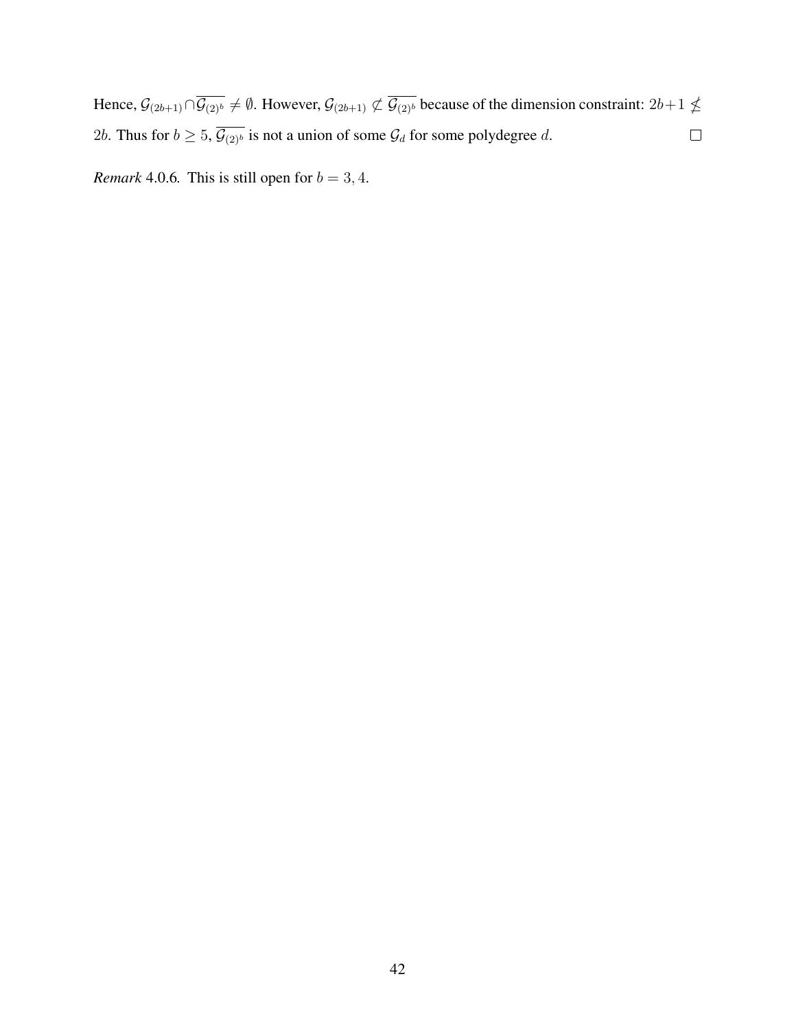Hence, $\mathcal{G}_{(2b+1)} \cap \overline{\mathcal{G}_{(2)^b}} \neq \emptyset$. However, $\mathcal{G}_{(2b+1)} \not\subset \overline{\mathcal{G}_{(2)^b}}$ because of the dimension constraint: $2b+1 \not\leq 2b$. Thus for $b \geq 5$, $\overline{\mathcal{G}_{(2)^b}}$ is not a union of some $\mathcal{G}_d$ for some polydegree $d$. $\square$

*Remark* 4.0.6. This is still open for $b = 3, 4$.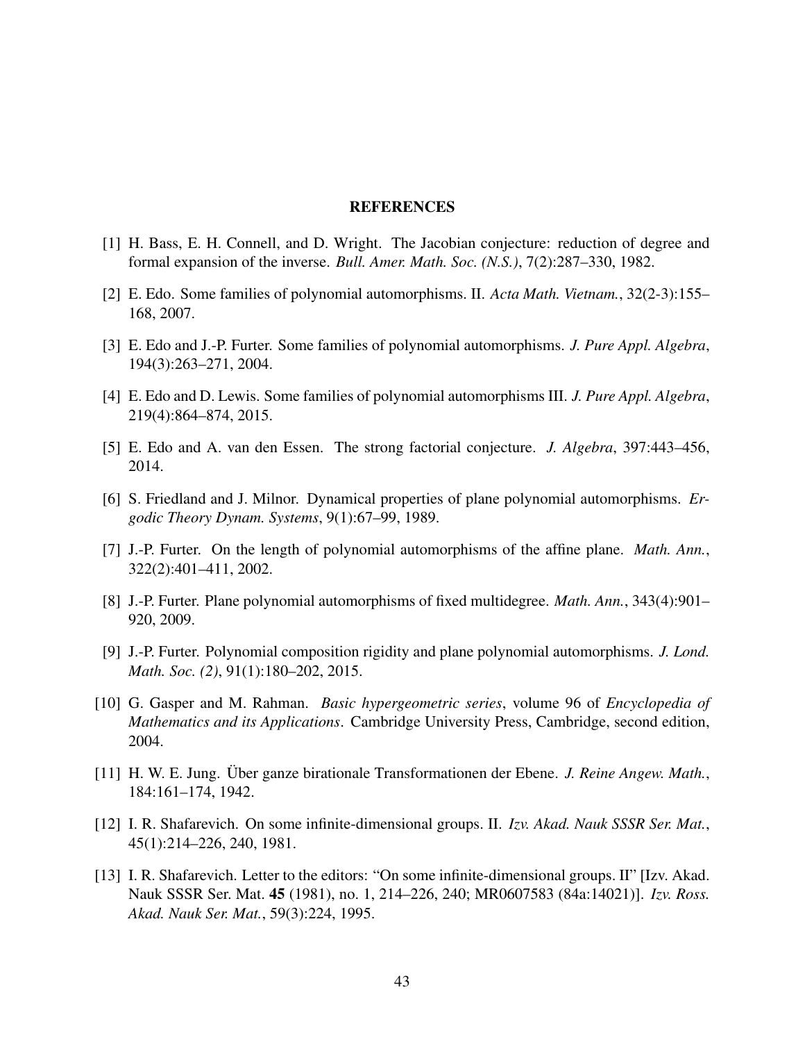## REFERENCES

[1] H. Bass, E. H. Connell, and D. Wright. The Jacobian conjecture: reduction of degree and formal expansion of the inverse. *Bull. Amer. Math. Soc. (N.S.)*, 7(2):287–330, 1982.

[2] E. Edo. Some families of polynomial automorphisms. II. *Acta Math. Vietnam.*, 32(2-3):155–168, 2007.

[3] E. Edo and J.-P. Furter. Some families of polynomial automorphisms. *J. Pure Appl. Algebra*, 194(3):263–271, 2004.

[4] E. Edo and D. Lewis. Some families of polynomial automorphisms III. *J. Pure Appl. Algebra*, 219(4):864–874, 2015.

[5] E. Edo and A. van den Essen. The strong factorial conjecture. *J. Algebra*, 397:443–456, 2014.

[6] S. Friedland and J. Milnor. Dynamical properties of plane polynomial automorphisms. *Ergodic Theory Dynam. Systems*, 9(1):67–99, 1989.

[7] J.-P. Furter. On the length of polynomial automorphisms of the affine plane. *Math. Ann.*, 322(2):401–411, 2002.

[8] J.-P. Furter. Plane polynomial automorphisms of fixed multidegree. *Math. Ann.*, 343(4):901–920, 2009.

[9] J.-P. Furter. Polynomial composition rigidity and plane polynomial automorphisms. *J. Lond. Math. Soc. (2)*, 91(1):180–202, 2015.

[10] G. Gasper and M. Rahman. *Basic hypergeometric series*, volume 96 of *Encyclopedia of Mathematics and its Applications*. Cambridge University Press, Cambridge, second edition, 2004.

[11] H. W. E. Jung. Über ganze birationale Transformationen der Ebene. *J. Reine Angew. Math.*, 184:161–174, 1942.

[12] I. R. Shafarevich. On some infinite-dimensional groups. II. *Izv. Akad. Nauk SSSR Ser. Mat.*, 45(1):214–226, 240, 1981.

[13] I. R. Shafarevich. Letter to the editors: "On some infinite-dimensional groups. II" [Izv. Akad. Nauk SSSR Ser. Mat. **45** (1981), no. 1, 214–226, 240; MR0607583 (84a:14021)]. *Izv. Ross. Akad. Nauk Ser. Mat.*, 59(3):224, 1995.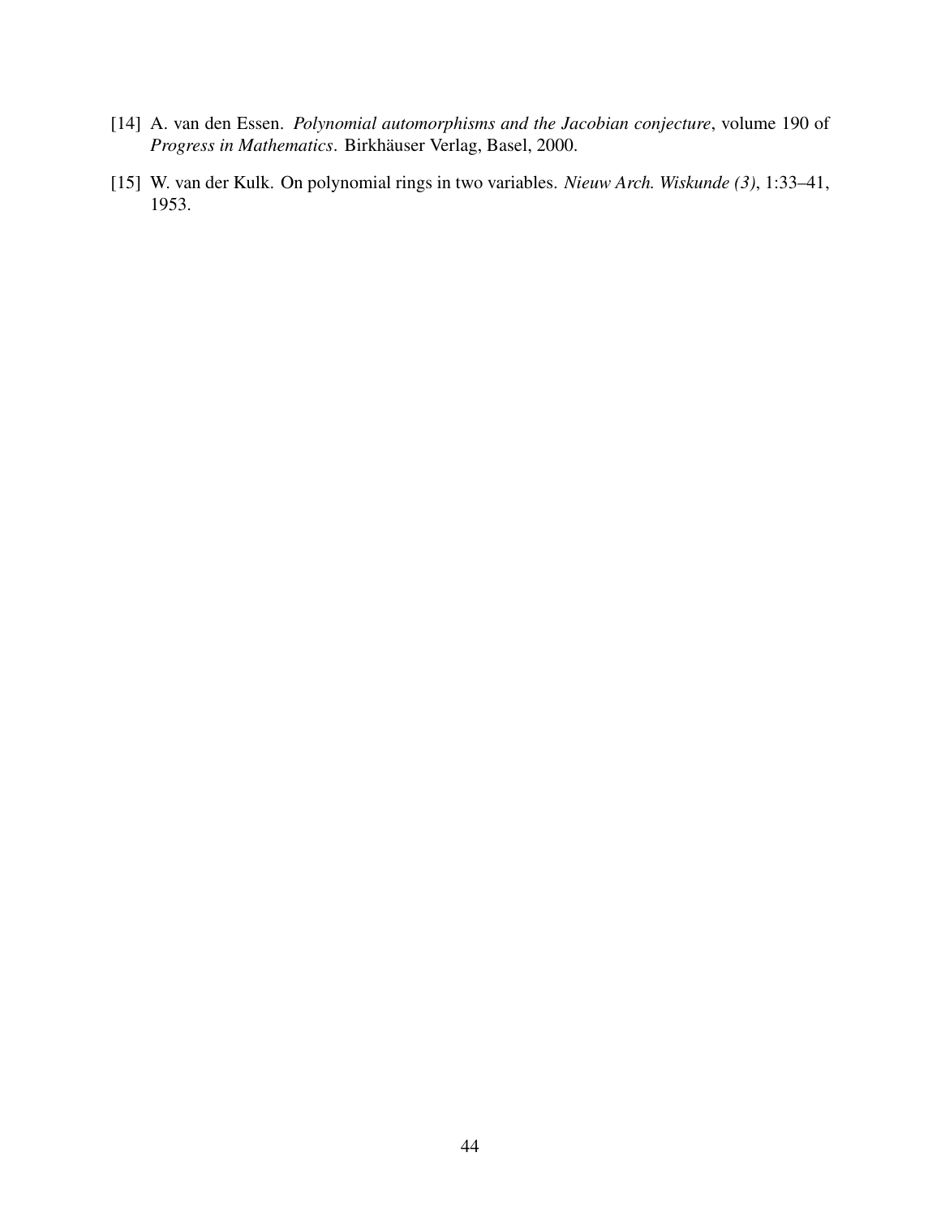[14] A. van den Essen. *Polynomial automorphisms and the Jacobian conjecture*, volume 190 of *Progress in Mathematics*. Birkhäuser Verlag, Basel, 2000.

[15] W. van der Kulk. On polynomial rings in two variables. *Nieuw Arch. Wiskunde (3)*, 1:33–41, 1953.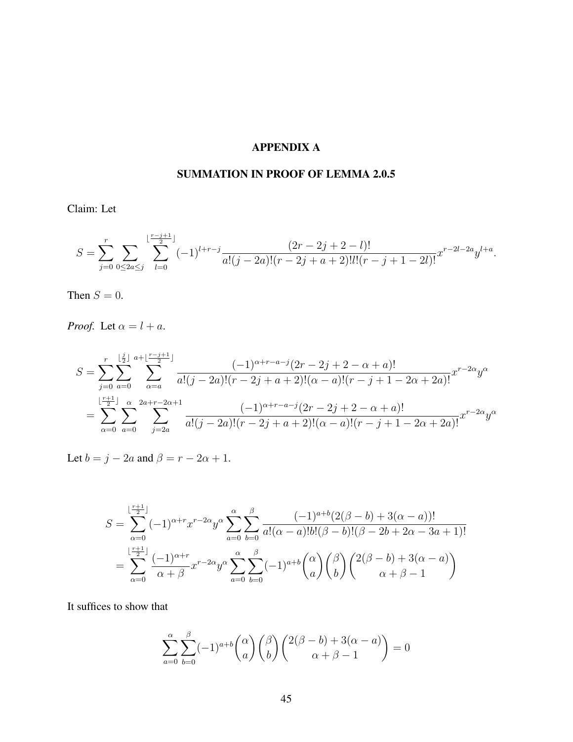# APPENDIX A

## SUMMATION IN PROOF OF LEMMA 2.0.5

Claim: Let

$$S = \sum_{j=0}^{r} \sum_{0 \le 2a \le j} \sum_{l=0}^{\lfloor \frac{r-j+1}{2} \rfloor} (-1)^{l+r-j} \frac{(2r-2j+2-l)!}{a!(j-2a)!(r-2j+a+2)!l!(r-j+1-2l)!} x^{r-2l-2a} y^{l+a}.$$

Then $S = 0$.

*Proof.* Let $\alpha = l + a$.

$$\begin{aligned}
S &= \sum_{j=0}^{r} \sum_{a=0}^{\lfloor \frac{j}{2} \rfloor} \sum_{\alpha=a}^{a+\lfloor \frac{r-j+1}{2} \rfloor} \frac{(-1)^{\alpha+r-a-j}(2r-2j+2-\alpha+a)!}{a!(j-2a)!(r-2j+a+2)!(\alpha-a)!(r-j+1-2\alpha+2a)!} x^{r-2\alpha} y^{\alpha} \\
&= \sum_{\alpha=0}^{\lfloor \frac{r+1}{2} \rfloor} \sum_{a=0}^{\alpha} \sum_{j=2a}^{2a+r-2\alpha+1} \frac{(-1)^{\alpha+r-a-j}(2r-2j+2-\alpha+a)!}{a!(j-2a)!(r-2j+a+2)!(\alpha-a)!(r-j+1-2\alpha+2a)!} x^{r-2\alpha} y^{\alpha}
\end{aligned}$$

Let $b = j - 2a$ and $\beta = r - 2\alpha + 1$.

$$\begin{aligned}
S &= \sum_{\alpha=0}^{\lfloor \frac{r+1}{2} \rfloor} (-1)^{\alpha+r} x^{r-2\alpha} y^{\alpha} \sum_{a=0}^{\alpha} \sum_{b=0}^{\beta} \frac{(-1)^{a+b}(2(\beta-b)+3(\alpha-a))!}{a!(\alpha-a)!b!(\beta-b)!(\beta-2b+2\alpha-3a+1)!} \\
&= \sum_{\alpha=0}^{\lfloor \frac{r+1}{2} \rfloor} \frac{(-1)^{\alpha+r}}{\alpha+\beta} x^{r-2\alpha} y^{\alpha} \sum_{a=0}^{\alpha} \sum_{b=0}^{\beta} (-1)^{a+b} \binom{\alpha}{a} \binom{\beta}{b} \binom{2(\beta-b)+3(\alpha-a)}{\alpha+\beta-1}
\end{aligned}$$

It suffices to show that

$$\sum_{a=0}^{\alpha} \sum_{b=0}^{\beta} (-1)^{a+b} \binom{\alpha}{a} \binom{\beta}{b} \binom{2(\beta-b)+3(\alpha-a)}{\alpha+\beta-1} = 0$$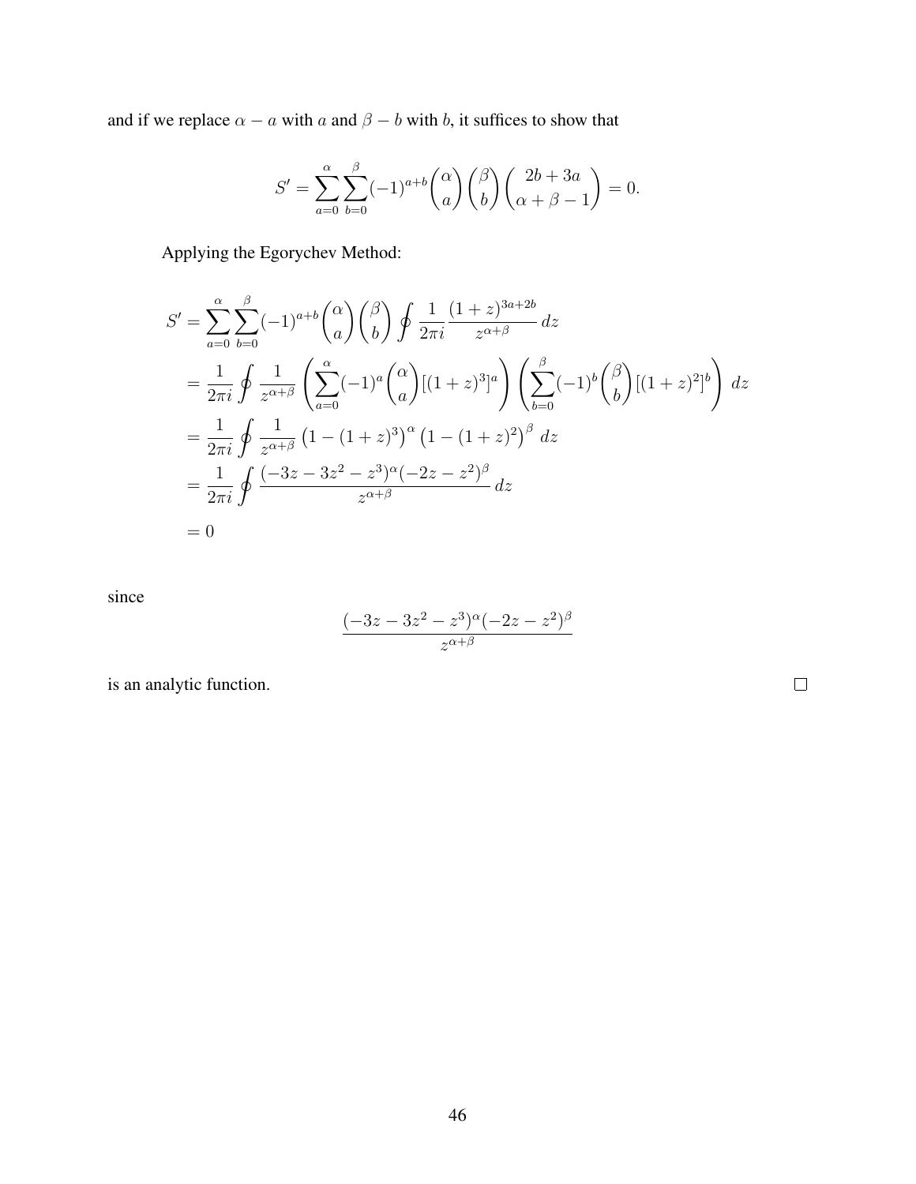and if we replace $\alpha - a$ with $a$ and $\beta - b$ with $b$, it suffices to show that

$$S' = \sum_{a=0}^{\alpha} \sum_{b=0}^{\beta} (-1)^{a+b} \binom{\alpha}{a} \binom{\beta}{b} \binom{2b+3a}{\alpha+\beta-1} = 0.$$

Applying the Egorychev Method:

$$\begin{aligned}
S' &= \sum_{a=0}^{\alpha} \sum_{b=0}^{\beta} (-1)^{a+b} \binom{\alpha}{a} \binom{\beta}{b} \oint \frac{1}{2\pi i} \frac{(1+z)^{3a+2b}}{z^{\alpha+\beta}} \, dz \\
&= \frac{1}{2\pi i} \oint \frac{1}{z^{\alpha+\beta}} \left( \sum_{a=0}^{\alpha} (-1)^a \binom{\alpha}{a} [(1+z)^3]^a \right) \left( \sum_{b=0}^{\beta} (-1)^b \binom{\beta}{b} [(1+z)^2]^b \right) \, dz \\
&= \frac{1}{2\pi i} \oint \frac{1}{z^{\alpha+\beta}} \left(1 - (1+z)^3\right)^{\alpha} \left(1 - (1+z)^2\right)^{\beta} \, dz \\
&= \frac{1}{2\pi i} \oint \frac{(-3z - 3z^2 - z^3)^{\alpha} (-2z - z^2)^{\beta}}{z^{\alpha+\beta}} \, dz \\
&= 0
\end{aligned}$$

since

$$\frac{(-3z - 3z^2 - z^3)^{\alpha} (-2z - z^2)^{\beta}}{z^{\alpha+\beta}}$$

is an analytic function. □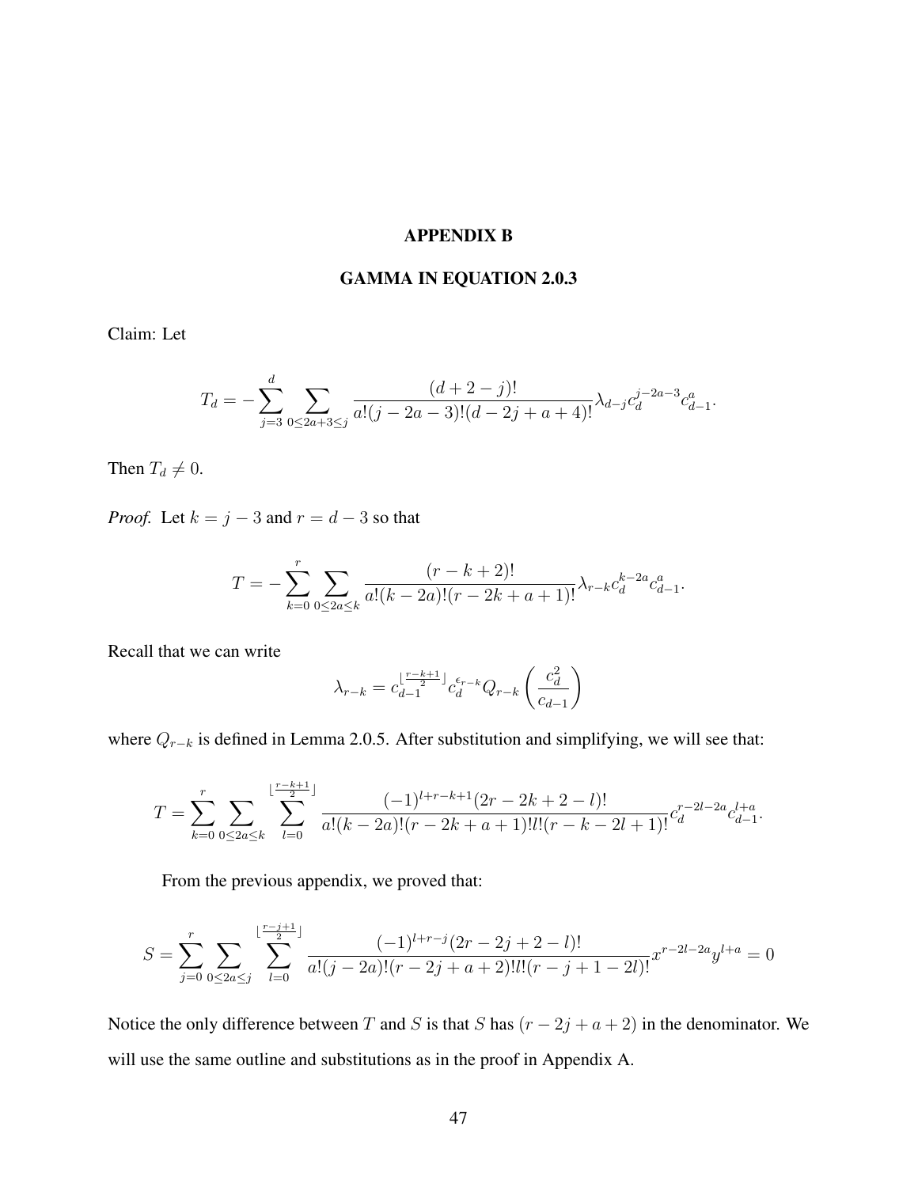# APPENDIX B

## GAMMA IN EQUATION 2.0.3

Claim: Let

$$T_d = -\sum_{j=3}^{d} \sum_{0 \leq 2a+3 \leq j} \frac{(d+2-j)!}{a!(j-2a-3)!(d-2j+a+4)!} \lambda_{d-j} c_d^{j-2a-3} c_{d-1}^{a}.$$

Then $T_d \neq 0$.

*Proof.* Let $k = j-3$ and $r = d-3$ so that

$$T = -\sum_{k=0}^{r} \sum_{0 \leq 2a \leq k} \frac{(r-k+2)!}{a!(k-2a)!(r-2k+a+1)!} \lambda_{r-k} c_d^{k-2a} c_{d-1}^{a}.$$

Recall that we can write

$$\lambda_{r-k} = c_{d-1}^{\lfloor \frac{r-k+1}{2} \rfloor} c_d^{\epsilon_{r-k}} Q_{r-k}\left(\frac{c_d^2}{c_{d-1}}\right)$$

where $Q_{r-k}$ is defined in Lemma 2.0.5. After substitution and simplifying, we will see that:

$$T = \sum_{k=0}^{r} \sum_{0 \leq 2a \leq k} \sum_{l=0}^{\lfloor \frac{r-k+1}{2} \rfloor} \frac{(-1)^{l+r-k+1}(2r-2k+2-l)!}{a!(k-2a)!(r-2k+a+1)!l!(r-k-2l+1)!} c_d^{r-2l-2a} c_{d-1}^{l+a}.$$

From the previous appendix, we proved that:

$$S = \sum_{j=0}^{r} \sum_{0 \leq 2a \leq j} \sum_{l=0}^{\lfloor \frac{r-j+1}{2} \rfloor} \frac{(-1)^{l+r-j}(2r-2j+2-l)!}{a!(j-2a)!(r-2j+a+2)!l!(r-j+1-2l)!} x^{r-2l-2a} y^{l+a} = 0$$

Notice the only difference between $T$ and $S$ is that $S$ has $(r-2j+a+2)$ in the denominator. We will use the same outline and substitutions as in the proof in Appendix A.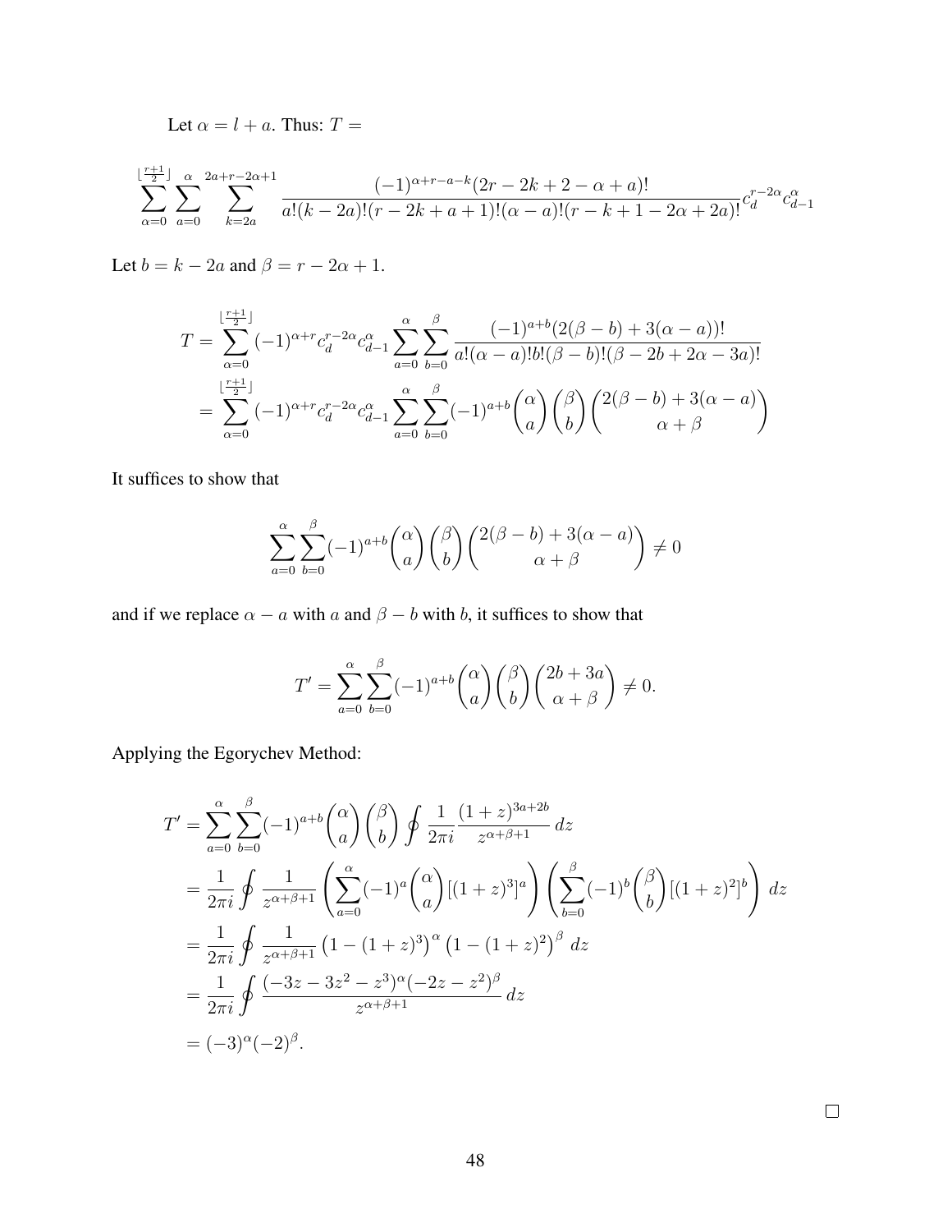Let $\alpha = l + a$. Thus: $T =$

$$\sum_{\alpha=0}^{\lfloor \frac{r+1}{2} \rfloor} \sum_{a=0}^{\alpha} \sum_{k=2a}^{2a+r-2\alpha+1} \frac{(-1)^{\alpha+r-a-k}(2r-2k+2-\alpha+a)!}{a!(k-2a)!(r-2k+a+1)!(\alpha-a)!(r-k+1-2\alpha+2a)!} c_d^{r-2\alpha} c_{d-1}^{\alpha}$$

Let $b = k - 2a$ and $\beta = r - 2\alpha + 1$.

$$\begin{aligned}
T &= \sum_{\alpha=0}^{\lfloor \frac{r+1}{2} \rfloor} (-1)^{\alpha+r} c_d^{r-2\alpha} c_{d-1}^{\alpha} \sum_{a=0}^{\alpha} \sum_{b=0}^{\beta} \frac{(-1)^{a+b}(2(\beta-b)+3(\alpha-a))!}{a!(\alpha-a)!b!(\beta-b)!(\beta-2b+2\alpha-3a)!} \\
&= \sum_{\alpha=0}^{\lfloor \frac{r+1}{2} \rfloor} (-1)^{\alpha+r} c_d^{r-2\alpha} c_{d-1}^{\alpha} \sum_{a=0}^{\alpha} \sum_{b=0}^{\beta} (-1)^{a+b} \binom{\alpha}{a} \binom{\beta}{b} \binom{2(\beta-b)+3(\alpha-a)}{\alpha+\beta}
\end{aligned}$$

It suffices to show that

$$\sum_{a=0}^{\alpha} \sum_{b=0}^{\beta} (-1)^{a+b} \binom{\alpha}{a} \binom{\beta}{b} \binom{2(\beta-b)+3(\alpha-a)}{\alpha+\beta} \neq 0$$

and if we replace $\alpha - a$ with $a$ and $\beta - b$ with $b$, it suffices to show that

$$T' = \sum_{a=0}^{\alpha} \sum_{b=0}^{\beta} (-1)^{a+b} \binom{\alpha}{a} \binom{\beta}{b} \binom{2b+3a}{\alpha+\beta} \neq 0.$$

Applying the Egorychev Method:

$$\begin{aligned}
T' &= \sum_{a=0}^{\alpha} \sum_{b=0}^{\beta} (-1)^{a+b} \binom{\alpha}{a} \binom{\beta}{b} \oint \frac{1}{2\pi i} \frac{(1+z)^{3a+2b}}{z^{\alpha+\beta+1}} \, dz \\
&= \frac{1}{2\pi i} \oint \frac{1}{z^{\alpha+\beta+1}} \left( \sum_{a=0}^{\alpha} (-1)^a \binom{\alpha}{a} [(1+z)^3]^a \right) \left( \sum_{b=0}^{\beta} (-1)^b \binom{\beta}{b} [(1+z)^2]^b \right) \, dz \\
&= \frac{1}{2\pi i} \oint \frac{1}{z^{\alpha+\beta+1}} \left(1-(1+z)^3\right)^{\alpha} \left(1-(1+z)^2\right)^{\beta} \, dz \\
&= \frac{1}{2\pi i} \oint \frac{(-3z-3z^2-z^3)^{\alpha}(-2z-z^2)^{\beta}}{z^{\alpha+\beta+1}} \, dz \\
&= (-3)^{\alpha}(-2)^{\beta}.
\end{aligned}$$

□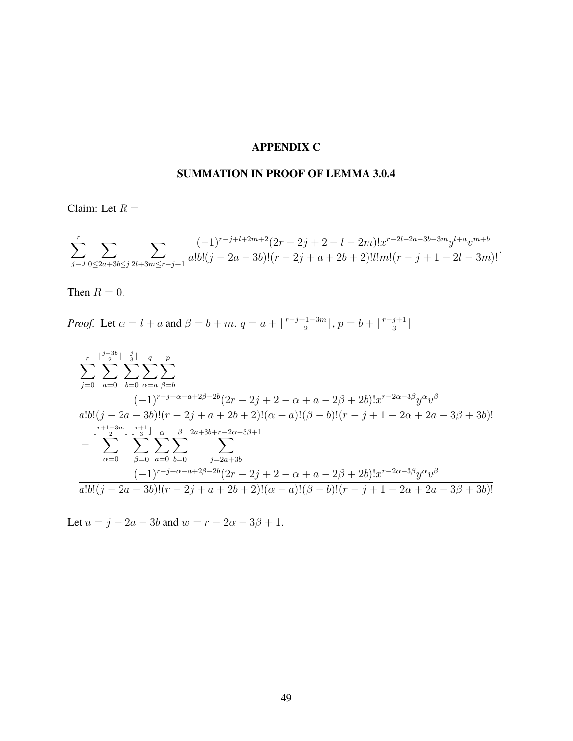# APPENDIX C

## SUMMATION IN PROOF OF LEMMA 3.0.4

Claim: Let $R =$

$$\sum_{j=0}^{r} \sum_{0\leq 2a+3b\leq j} \sum_{2l+3m\leq r-j+1} \frac{(-1)^{r-j+l+2m+2}(2r-2j+2-l-2m)!x^{r-2l-2a-3b-3m}y^{l+a}v^{m+b}}{a!b!(j-2a-3b)!(r-2j+a+2b+2)!l!m!(r-j+1-2l-3m)!}.$$

Then $R = 0$.

*Proof.* Let $\alpha = l + a$ and $\beta = b + m$. $q = a + \lfloor \frac{r-j+1-3m}{2} \rfloor$, $p = b + \lfloor \frac{r-j+1}{3} \rfloor$

$$\sum_{j=0}^{r} \sum_{a=0}^{\lfloor \frac{j-3b}{2} \rfloor} \sum_{b=0}^{\lfloor \frac{j}{3} \rfloor} \sum_{\alpha=a}^{q} \sum_{\beta=b}^{p}$$
$$\frac{(-1)^{r-j+\alpha-a+2\beta-2b}(2r-2j+2-\alpha+a-2\beta+2b)!x^{r-2\alpha-3\beta}y^{\alpha}v^{\beta}}{a!b!(j-2a-3b)!(r-2j+a+2b+2)!(\alpha-a)!(\beta-b)!(r-j+1-2\alpha+2a-3\beta+3b)!}$$
$$= \sum_{\alpha=0}^{\lfloor \frac{r+1-3m}{2} \rfloor} \sum_{\beta=0}^{\lfloor \frac{r+1}{3} \rfloor} \sum_{a=0}^{\alpha} \sum_{b=0}^{\beta} \sum_{j=2a+3b}^{2a+3b+r-2\alpha-3\beta+1}$$
$$\frac{(-1)^{r-j+\alpha-a+2\beta-2b}(2r-2j+2-\alpha+a-2\beta+2b)!x^{r-2\alpha-3\beta}y^{\alpha}v^{\beta}}{a!b!(j-2a-3b)!(r-2j+a+2b+2)!(\alpha-a)!(\beta-b)!(r-j+1-2\alpha+2a-3\beta+3b)!}$$

Let $u = j - 2a - 3b$ and $w = r - 2\alpha - 3\beta + 1$.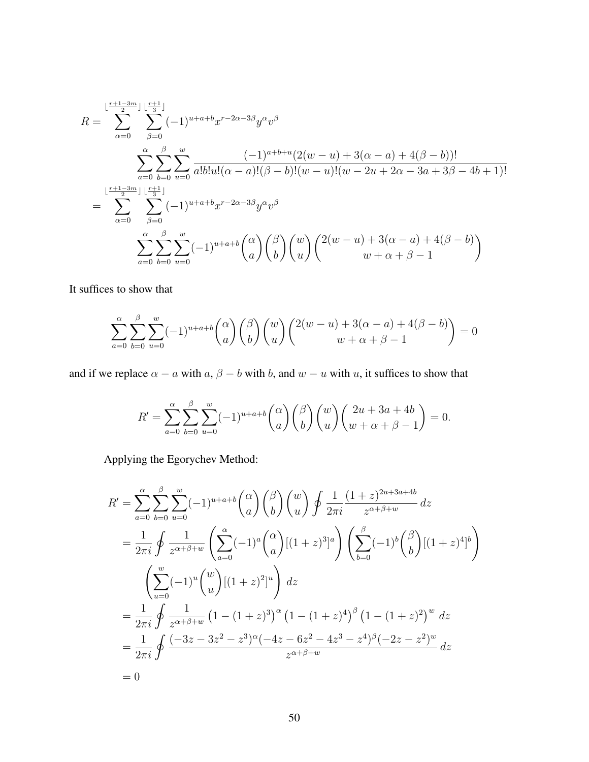$$
\begin{aligned}
R &= \sum_{\alpha=0}^{\lfloor \frac{r+1-3m}{2} \rfloor} \sum_{\beta=0}^{\lfloor \frac{r+1}{3} \rfloor} (-1)^{u+a+b} x^{r-2\alpha-3\beta} y^{\alpha} v^{\beta} \\
&\qquad \sum_{a=0}^{\alpha} \sum_{b=0}^{\beta} \sum_{u=0}^{w} \frac{(-1)^{a+b+u}(2(w-u)+3(\alpha-a)+4(\beta-b))!}{a!b!u!(\alpha-a)!(\beta-b)!(w-u)!(w-2u+2\alpha-3a+3\beta-4b+1)!} \\
&= \sum_{\alpha=0}^{\lfloor \frac{r+1-3m}{2} \rfloor} \sum_{\beta=0}^{\lfloor \frac{r+1}{3} \rfloor} (-1)^{u+a+b} x^{r-2\alpha-3\beta} y^{\alpha} v^{\beta} \\
&\qquad \sum_{a=0}^{\alpha} \sum_{b=0}^{\beta} \sum_{u=0}^{w} (-1)^{u+a+b} \binom{\alpha}{a} \binom{\beta}{b} \binom{w}{u} \binom{2(w-u)+3(\alpha-a)+4(\beta-b)}{w+\alpha+\beta-1}
\end{aligned}
$$

It suffices to show that

$$
\sum_{a=0}^{\alpha} \sum_{b=0}^{\beta} \sum_{u=0}^{w} (-1)^{u+a+b} \binom{\alpha}{a} \binom{\beta}{b} \binom{w}{u} \binom{2(w-u)+3(\alpha-a)+4(\beta-b)}{w+\alpha+\beta-1} = 0
$$

and if we replace $\alpha - a$ with $a$, $\beta - b$ with $b$, and $w - u$ with $u$, it suffices to show that

$$
R' = \sum_{a=0}^{\alpha} \sum_{b=0}^{\beta} \sum_{u=0}^{w} (-1)^{u+a+b} \binom{\alpha}{a} \binom{\beta}{b} \binom{w}{u} \binom{2u+3a+4b}{w+\alpha+\beta-1} = 0.
$$

Applying the Egorychev Method:

$$
\begin{aligned}
R' &= \sum_{a=0}^{\alpha} \sum_{b=0}^{\beta} \sum_{u=0}^{w} (-1)^{u+a+b} \binom{\alpha}{a} \binom{\beta}{b} \binom{w}{u} \oint \frac{1}{2\pi i} \frac{(1+z)^{2u+3a+4b}}{z^{\alpha+\beta+w}} \, dz \\
&= \frac{1}{2\pi i} \oint \frac{1}{z^{\alpha+\beta+w}} \left( \sum_{a=0}^{\alpha} (-1)^a \binom{\alpha}{a} [(1+z)^3]^a \right) \left( \sum_{b=0}^{\beta} (-1)^b \binom{\beta}{b} [(1+z)^4]^b \right) \\
&\qquad \left( \sum_{u=0}^{w} (-1)^u \binom{w}{u} [(1+z)^2]^u \right) \, dz \\
&= \frac{1}{2\pi i} \oint \frac{1}{z^{\alpha+\beta+w}} \left(1-(1+z)^3\right)^{\alpha} \left(1-(1+z)^4\right)^{\beta} \left(1-(1+z)^2\right)^{w} \, dz \\
&= \frac{1}{2\pi i} \oint \frac{(-3z-3z^2-z^3)^{\alpha}(-4z-6z^2-4z^3-z^4)^{\beta}(-2z-z^2)^{w}}{z^{\alpha+\beta+w}} \, dz \\
&= 0
\end{aligned}
$$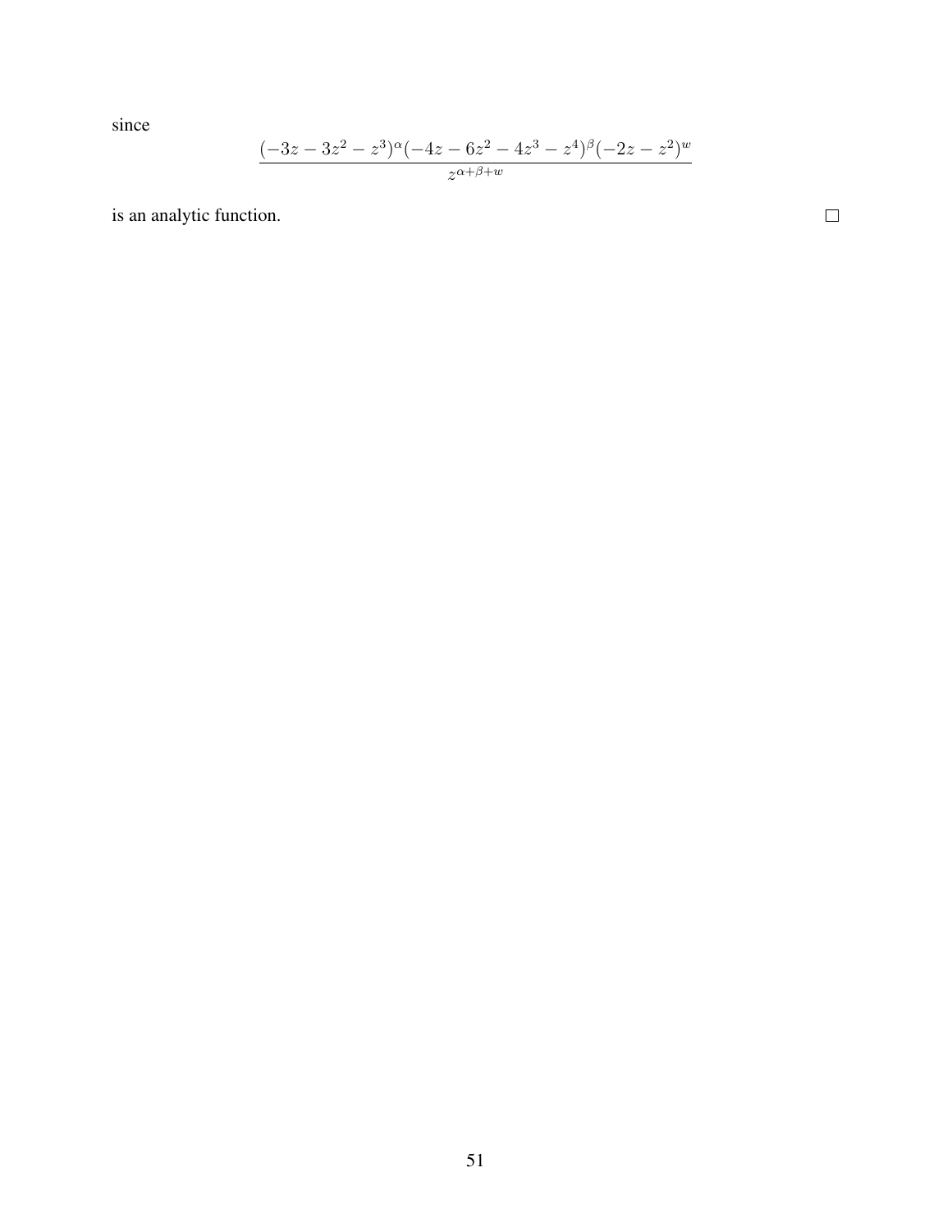since

$$\frac{(-3z-3z^2-z^3)^\alpha(-4z-6z^2-4z^3-z^4)^\beta(-2z-z^2)^w}{z^{\alpha+\beta+w}}$$

is an analytic function. □